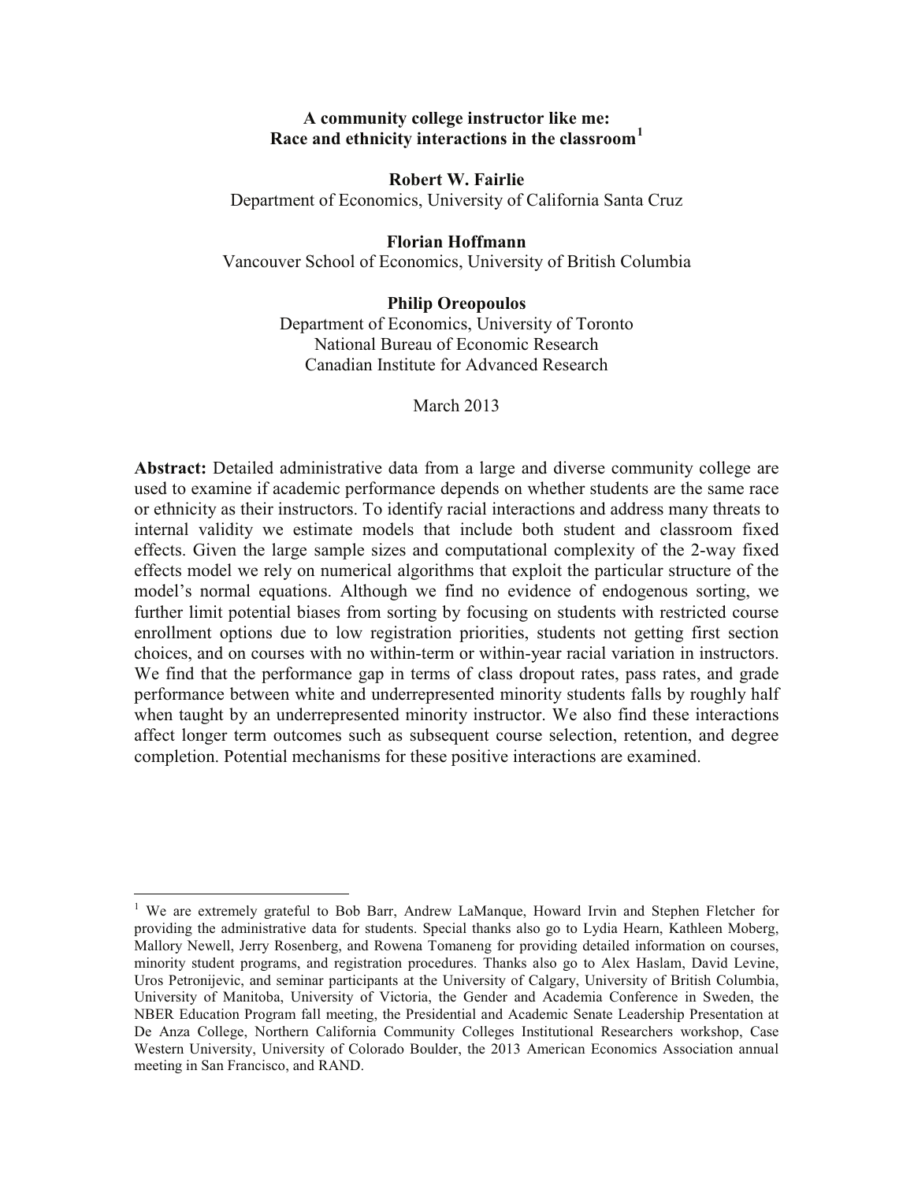# A community college instructor like me: Race and ethnicity interactions in the classroom[1]

**Robert W. Fairlie**
Department of Economics, University of California Santa Cruz

**Florian Hoffmann**
Vancouver School of Economics, University of British Columbia

**Philip Oreopoulos**
Department of Economics, University of Toronto
National Bureau of Economic Research
Canadian Institute for Advanced Research

March 2013

**Abstract:** Detailed administrative data from a large and diverse community college are used to examine if academic performance depends on whether students are the same race or ethnicity as their instructors. To identify racial interactions and address many threats to internal validity we estimate models that include both student and classroom fixed effects. Given the large sample sizes and computational complexity of the 2-way fixed effects model we rely on numerical algorithms that exploit the particular structure of the model's normal equations. Although we find no evidence of endogenous sorting, we further limit potential biases from sorting by focusing on students with restricted course enrollment options due to low registration priorities, students not getting first section choices, and on courses with no within-term or within-year racial variation in instructors. We find that the performance gap in terms of class dropout rates, pass rates, and grade performance between white and underrepresented minority students falls by roughly half when taught by an underrepresented minority instructor. We also find these interactions affect longer term outcomes such as subsequent course selection, retention, and degree completion. Potential mechanisms for these positive interactions are examined.

[1] We are extremely grateful to Bob Barr, Andrew LaManque, Howard Irvin and Stephen Fletcher for providing the administrative data for students. Special thanks also go to Lydia Hearn, Kathleen Moberg, Mallory Newell, Jerry Rosenberg, and Rowena Tomaneng for providing detailed information on courses, minority student programs, and registration procedures. Thanks also go to Alex Haslam, David Levine, Uros Petronijevic, and seminar participants at the University of Calgary, University of British Columbia, University of Manitoba, University of Victoria, the Gender and Academia Conference in Sweden, the NBER Education Program fall meeting, the Presidential and Academic Senate Leadership Presentation at De Anza College, Northern California Community Colleges Institutional Researchers workshop, Case Western University, University of Colorado Boulder, the 2013 American Economics Association annual meeting in San Francisco, and RAND.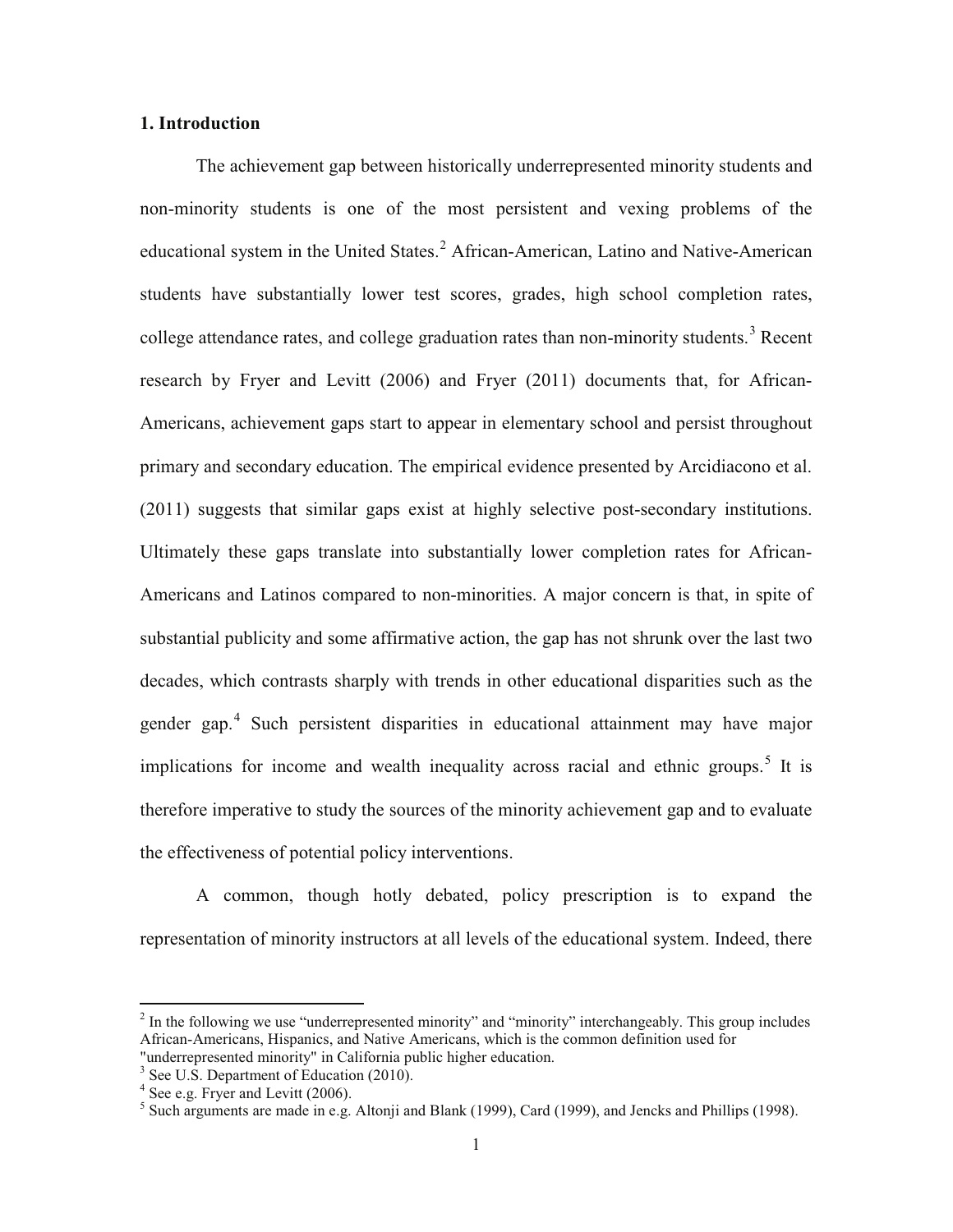## 1. Introduction

The achievement gap between historically underrepresented minority students and non-minority students is one of the most persistent and vexing problems of the educational system in the United States.[2] African-American, Latino and Native-American students have substantially lower test scores, grades, high school completion rates, college attendance rates, and college graduation rates than non-minority students.[3] Recent research by Fryer and Levitt (2006) and Fryer (2011) documents that, for African-Americans, achievement gaps start to appear in elementary school and persist throughout primary and secondary education. The empirical evidence presented by Arcidiacono et al. (2011) suggests that similar gaps exist at highly selective post-secondary institutions. Ultimately these gaps translate into substantially lower completion rates for African-Americans and Latinos compared to non-minorities. A major concern is that, in spite of substantial publicity and some affirmative action, the gap has not shrunk over the last two decades, which contrasts sharply with trends in other educational disparities such as the gender gap.[4] Such persistent disparities in educational attainment may have major implications for income and wealth inequality across racial and ethnic groups.[5] It is therefore imperative to study the sources of the minority achievement gap and to evaluate the effectiveness of potential policy interventions.

A common, though hotly debated, policy prescription is to expand the representation of minority instructors at all levels of the educational system. Indeed, there

---

[2] In the following we use "underrepresented minority" and "minority" interchangeably. This group includes African-Americans, Hispanics, and Native Americans, which is the common definition used for "underrepresented minority" in California public higher education.

[3] See U.S. Department of Education (2010).

[4] See e.g. Fryer and Levitt (2006).

[5] Such arguments are made in e.g. Altonji and Blank (1999), Card (1999), and Jencks and Phillips (1998).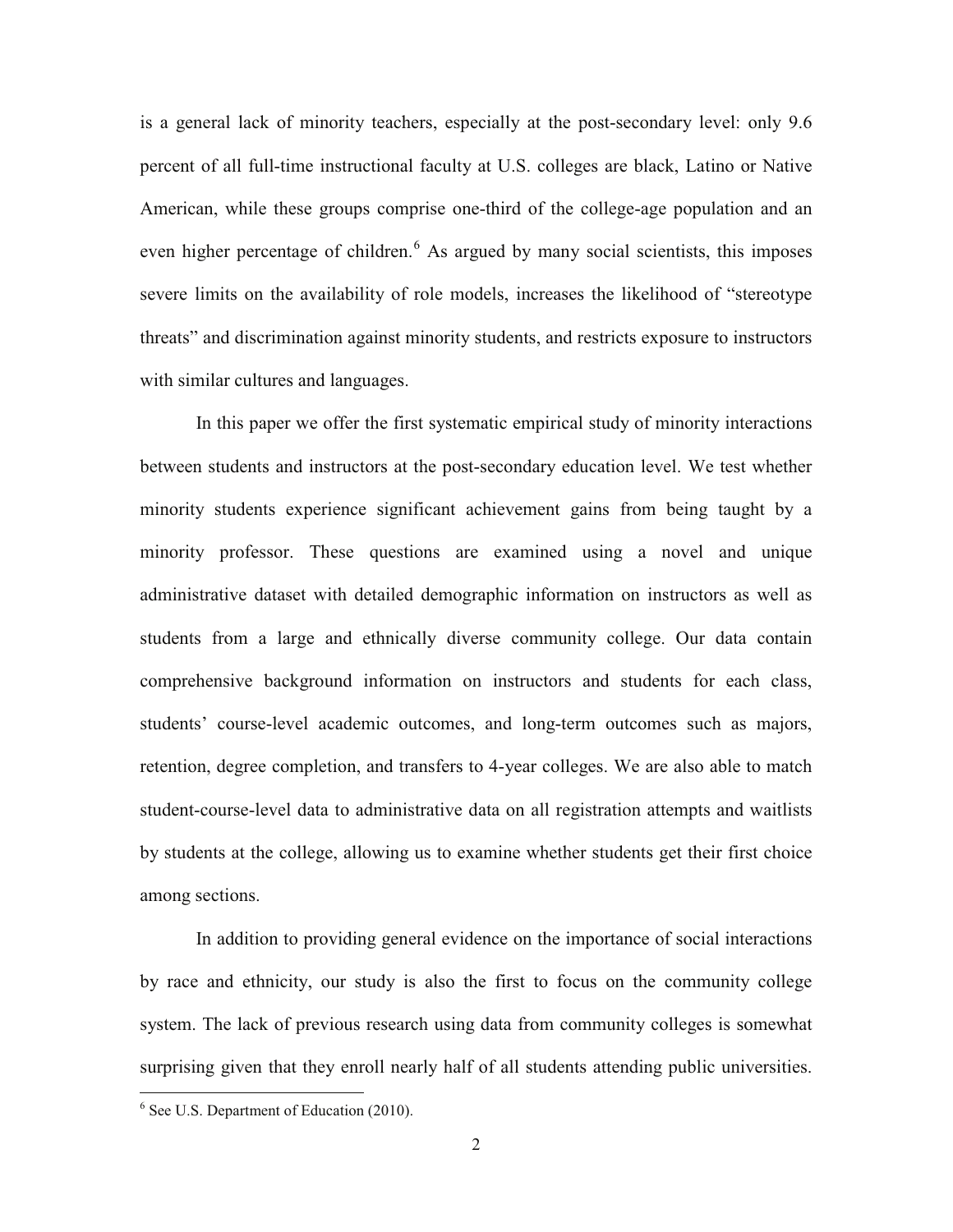is a general lack of minority teachers, especially at the post-secondary level: only 9.6 percent of all full-time instructional faculty at U.S. colleges are black, Latino or Native American, while these groups comprise one-third of the college-age population and an even higher percentage of children.[6] As argued by many social scientists, this imposes severe limits on the availability of role models, increases the likelihood of "stereotype threats" and discrimination against minority students, and restricts exposure to instructors with similar cultures and languages.

In this paper we offer the first systematic empirical study of minority interactions between students and instructors at the post-secondary education level. We test whether minority students experience significant achievement gains from being taught by a minority professor. These questions are examined using a novel and unique administrative dataset with detailed demographic information on instructors as well as students from a large and ethnically diverse community college. Our data contain comprehensive background information on instructors and students for each class, students' course-level academic outcomes, and long-term outcomes such as majors, retention, degree completion, and transfers to 4-year colleges. We are also able to match student-course-level data to administrative data on all registration attempts and waitlists by students at the college, allowing us to examine whether students get their first choice among sections.

In addition to providing general evidence on the importance of social interactions by race and ethnicity, our study is also the first to focus on the community college system. The lack of previous research using data from community colleges is somewhat surprising given that they enroll nearly half of all students attending public universities.

[6] See U.S. Department of Education (2010).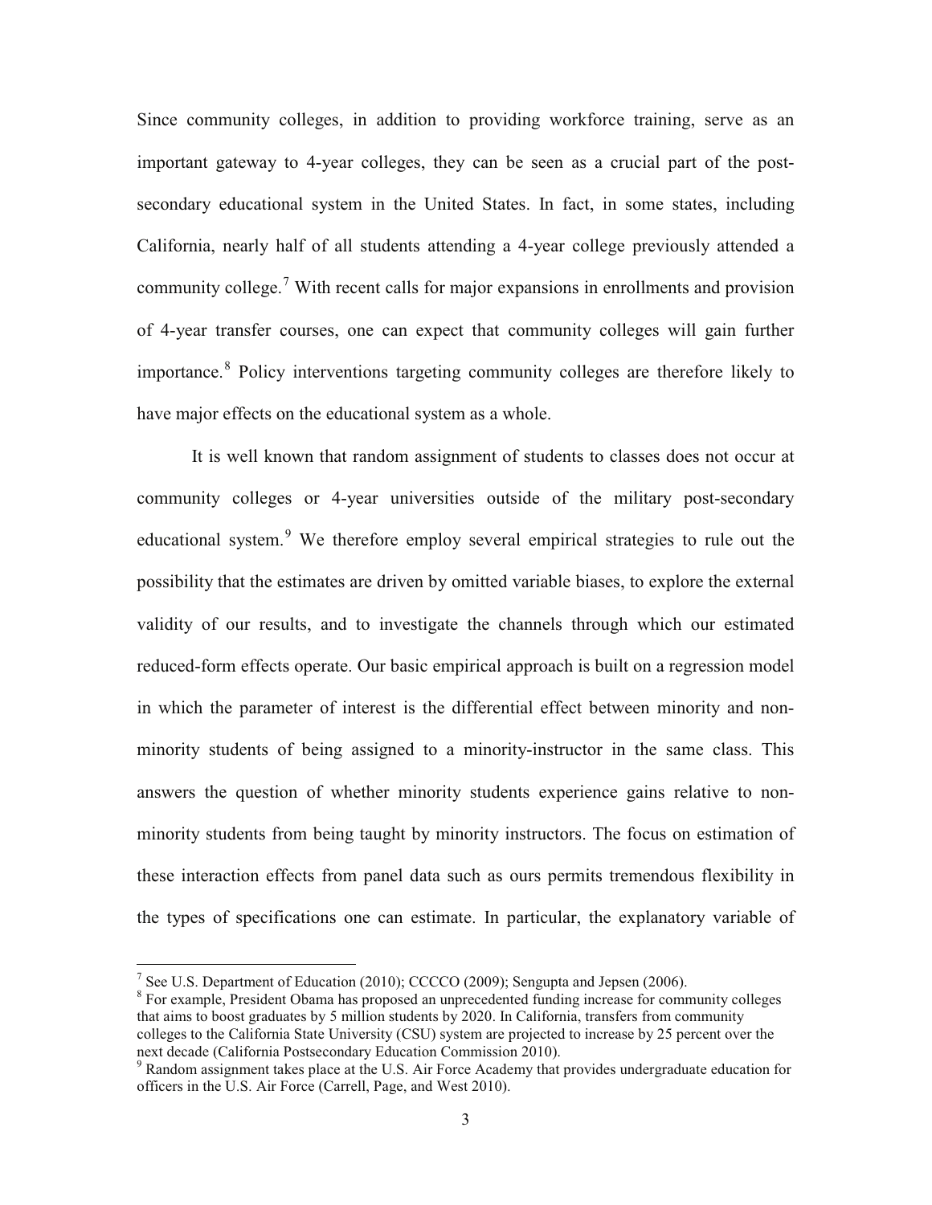Since community colleges, in addition to providing workforce training, serve as an important gateway to 4-year colleges, they can be seen as a crucial part of the post-secondary educational system in the United States. In fact, in some states, including California, nearly half of all students attending a 4-year college previously attended a community college.[7] With recent calls for major expansions in enrollments and provision of 4-year transfer courses, one can expect that community colleges will gain further importance.[8] Policy interventions targeting community colleges are therefore likely to have major effects on the educational system as a whole.

It is well known that random assignment of students to classes does not occur at community colleges or 4-year universities outside of the military post-secondary educational system.[9] We therefore employ several empirical strategies to rule out the possibility that the estimates are driven by omitted variable biases, to explore the external validity of our results, and to investigate the channels through which our estimated reduced-form effects operate. Our basic empirical approach is built on a regression model in which the parameter of interest is the differential effect between minority and non-minority students of being assigned to a minority-instructor in the same class. This answers the question of whether minority students experience gains relative to non-minority students from being taught by minority instructors. The focus on estimation of these interaction effects from panel data such as ours permits tremendous flexibility in the types of specifications one can estimate. In particular, the explanatory variable of

---

[7] See U.S. Department of Education (2010); CCCCO (2009); Sengupta and Jepsen (2006).

[8] For example, President Obama has proposed an unprecedented funding increase for community colleges that aims to boost graduates by 5 million students by 2020. In California, transfers from community colleges to the California State University (CSU) system are projected to increase by 25 percent over the next decade (California Postsecondary Education Commission 2010).

[9] Random assignment takes place at the U.S. Air Force Academy that provides undergraduate education for officers in the U.S. Air Force (Carrell, Page, and West 2010).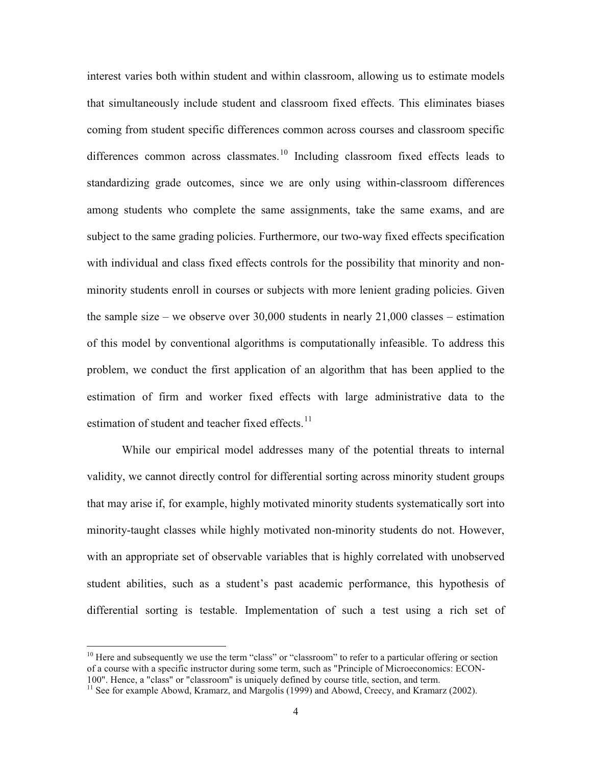interest varies both within student and within classroom, allowing us to estimate models that simultaneously include student and classroom fixed effects. This eliminates biases coming from student specific differences common across courses and classroom specific differences common across classmates.[10] Including classroom fixed effects leads to standardizing grade outcomes, since we are only using within-classroom differences among students who complete the same assignments, take the same exams, and are subject to the same grading policies. Furthermore, our two-way fixed effects specification with individual and class fixed effects controls for the possibility that minority and non-minority students enroll in courses or subjects with more lenient grading policies. Given the sample size – we observe over 30,000 students in nearly 21,000 classes – estimation of this model by conventional algorithms is computationally infeasible. To address this problem, we conduct the first application of an algorithm that has been applied to the estimation of firm and worker fixed effects with large administrative data to the estimation of student and teacher fixed effects.[11]

While our empirical model addresses many of the potential threats to internal validity, we cannot directly control for differential sorting across minority student groups that may arise if, for example, highly motivated minority students systematically sort into minority-taught classes while highly motivated non-minority students do not. However, with an appropriate set of observable variables that is highly correlated with unobserved student abilities, such as a student's past academic performance, this hypothesis of differential sorting is testable. Implementation of such a test using a rich set of

---

[10] Here and subsequently we use the term "class" or "classroom" to refer to a particular offering or section of a course with a specific instructor during some term, such as "Principle of Microeconomics: ECON-100". Hence, a "class" or "classroom" is uniquely defined by course title, section, and term.

[11] See for example Abowd, Kramarz, and Margolis (1999) and Abowd, Creecy, and Kramarz (2002).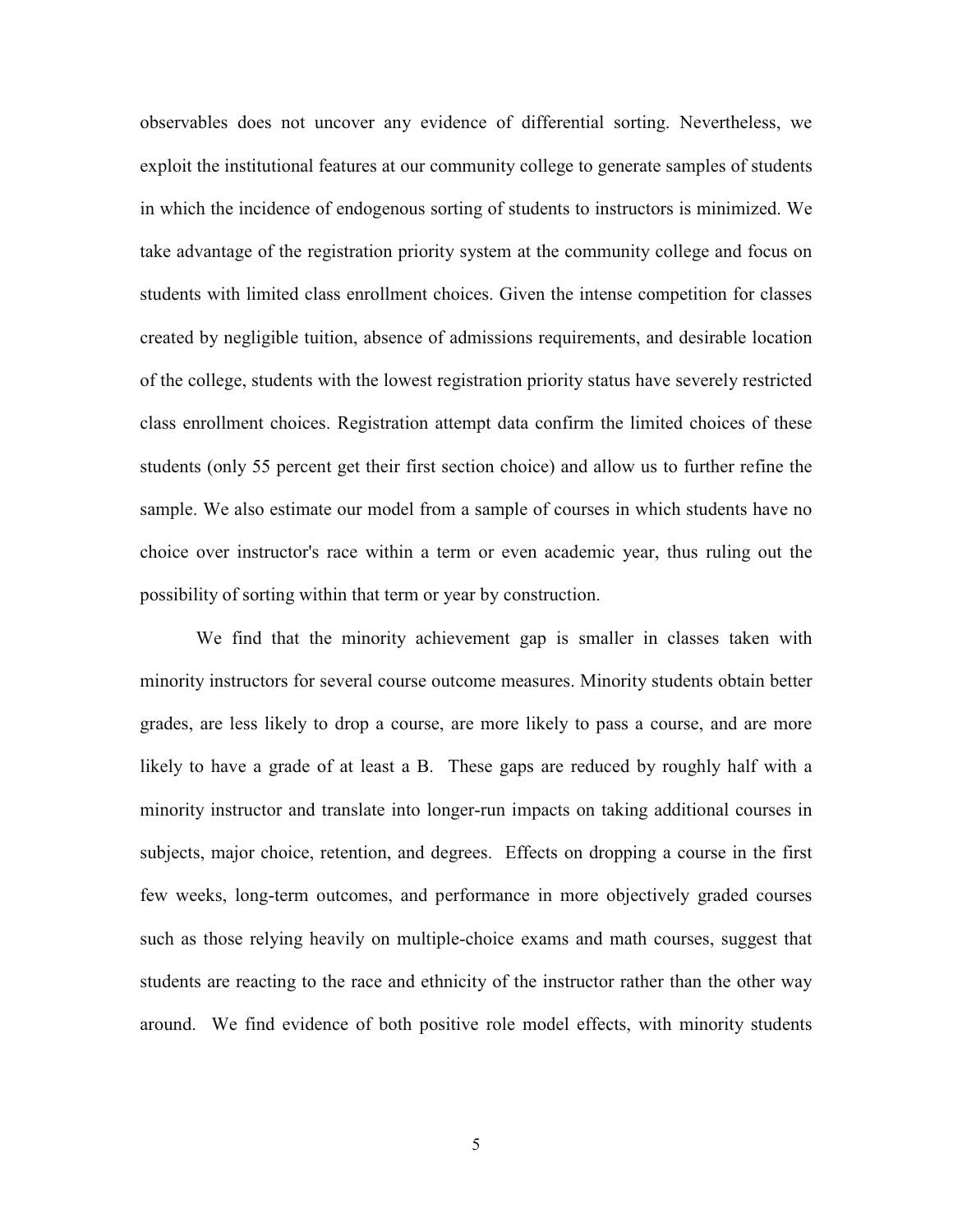observables does not uncover any evidence of differential sorting. Nevertheless, we exploit the institutional features at our community college to generate samples of students in which the incidence of endogenous sorting of students to instructors is minimized. We take advantage of the registration priority system at the community college and focus on students with limited class enrollment choices. Given the intense competition for classes created by negligible tuition, absence of admissions requirements, and desirable location of the college, students with the lowest registration priority status have severely restricted class enrollment choices. Registration attempt data confirm the limited choices of these students (only 55 percent get their first section choice) and allow us to further refine the sample. We also estimate our model from a sample of courses in which students have no choice over instructor's race within a term or even academic year, thus ruling out the possibility of sorting within that term or year by construction.

We find that the minority achievement gap is smaller in classes taken with minority instructors for several course outcome measures. Minority students obtain better grades, are less likely to drop a course, are more likely to pass a course, and are more likely to have a grade of at least a B. These gaps are reduced by roughly half with a minority instructor and translate into longer-run impacts on taking additional courses in subjects, major choice, retention, and degrees. Effects on dropping a course in the first few weeks, long-term outcomes, and performance in more objectively graded courses such as those relying heavily on multiple-choice exams and math courses, suggest that students are reacting to the race and ethnicity of the instructor rather than the other way around. We find evidence of both positive role model effects, with minority students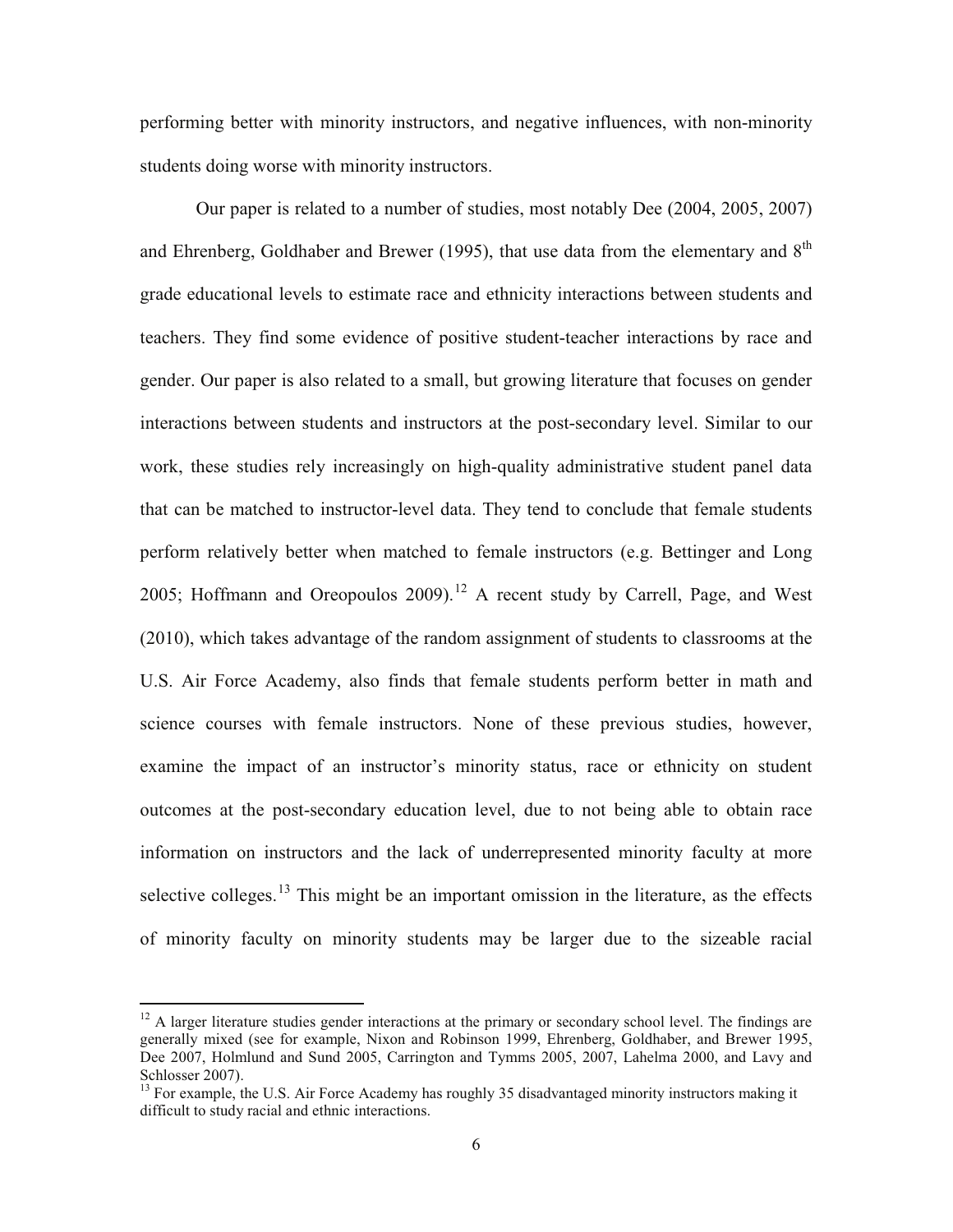performing better with minority instructors, and negative influences, with non-minority students doing worse with minority instructors.

Our paper is related to a number of studies, most notably Dee (2004, 2005, 2007) and Ehrenberg, Goldhaber and Brewer (1995), that use data from the elementary and 8th grade educational levels to estimate race and ethnicity interactions between students and teachers. They find some evidence of positive student-teacher interactions by race and gender. Our paper is also related to a small, but growing literature that focuses on gender interactions between students and instructors at the post-secondary level. Similar to our work, these studies rely increasingly on high-quality administrative student panel data that can be matched to instructor-level data. They tend to conclude that female students perform relatively better when matched to female instructors (e.g. Bettinger and Long 2005; Hoffmann and Oreopoulos 2009).[12] A recent study by Carrell, Page, and West (2010), which takes advantage of the random assignment of students to classrooms at the U.S. Air Force Academy, also finds that female students perform better in math and science courses with female instructors. None of these previous studies, however, examine the impact of an instructor's minority status, race or ethnicity on student outcomes at the post-secondary education level, due to not being able to obtain race information on instructors and the lack of underrepresented minority faculty at more selective colleges.[13] This might be an important omission in the literature, as the effects of minority faculty on minority students may be larger due to the sizeable racial

---

[12] A larger literature studies gender interactions at the primary or secondary school level. The findings are generally mixed (see for example, Nixon and Robinson 1999, Ehrenberg, Goldhaber, and Brewer 1995, Dee 2007, Holmlund and Sund 2005, Carrington and Tymms 2005, 2007, Lahelma 2000, and Lavy and Schlosser 2007).

[13] For example, the U.S. Air Force Academy has roughly 35 disadvantaged minority instructors making it difficult to study racial and ethnic interactions.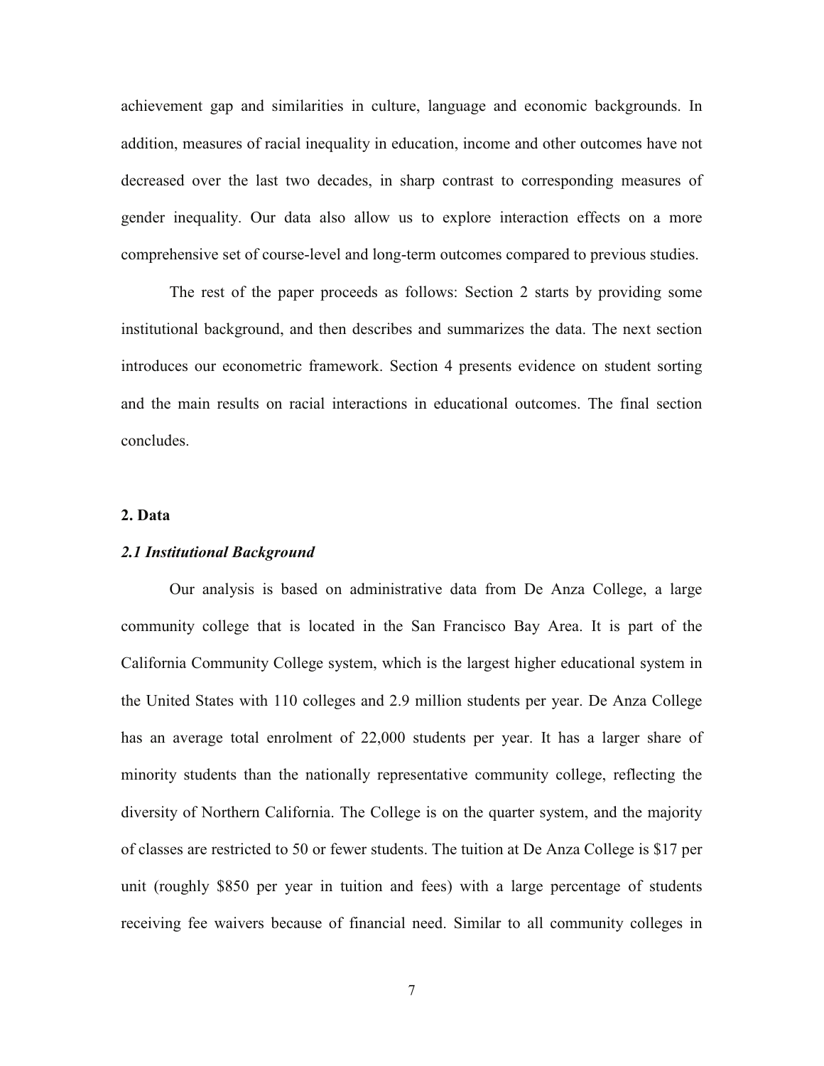achievement gap and similarities in culture, language and economic backgrounds. In addition, measures of racial inequality in education, income and other outcomes have not decreased over the last two decades, in sharp contrast to corresponding measures of gender inequality. Our data also allow us to explore interaction effects on a more comprehensive set of course-level and long-term outcomes compared to previous studies.

The rest of the paper proceeds as follows: Section 2 starts by providing some institutional background, and then describes and summarizes the data. The next section introduces our econometric framework. Section 4 presents evidence on student sorting and the main results on racial interactions in educational outcomes. The final section concludes.

## 2. Data

### *2.1 Institutional Background*

Our analysis is based on administrative data from De Anza College, a large community college that is located in the San Francisco Bay Area. It is part of the California Community College system, which is the largest higher educational system in the United States with 110 colleges and 2.9 million students per year. De Anza College has an average total enrolment of 22,000 students per year. It has a larger share of minority students than the nationally representative community college, reflecting the diversity of Northern California. The College is on the quarter system, and the majority of classes are restricted to 50 or fewer students. The tuition at De Anza College is $17 per unit (roughly $850 per year in tuition and fees) with a large percentage of students receiving fee waivers because of financial need. Similar to all community colleges in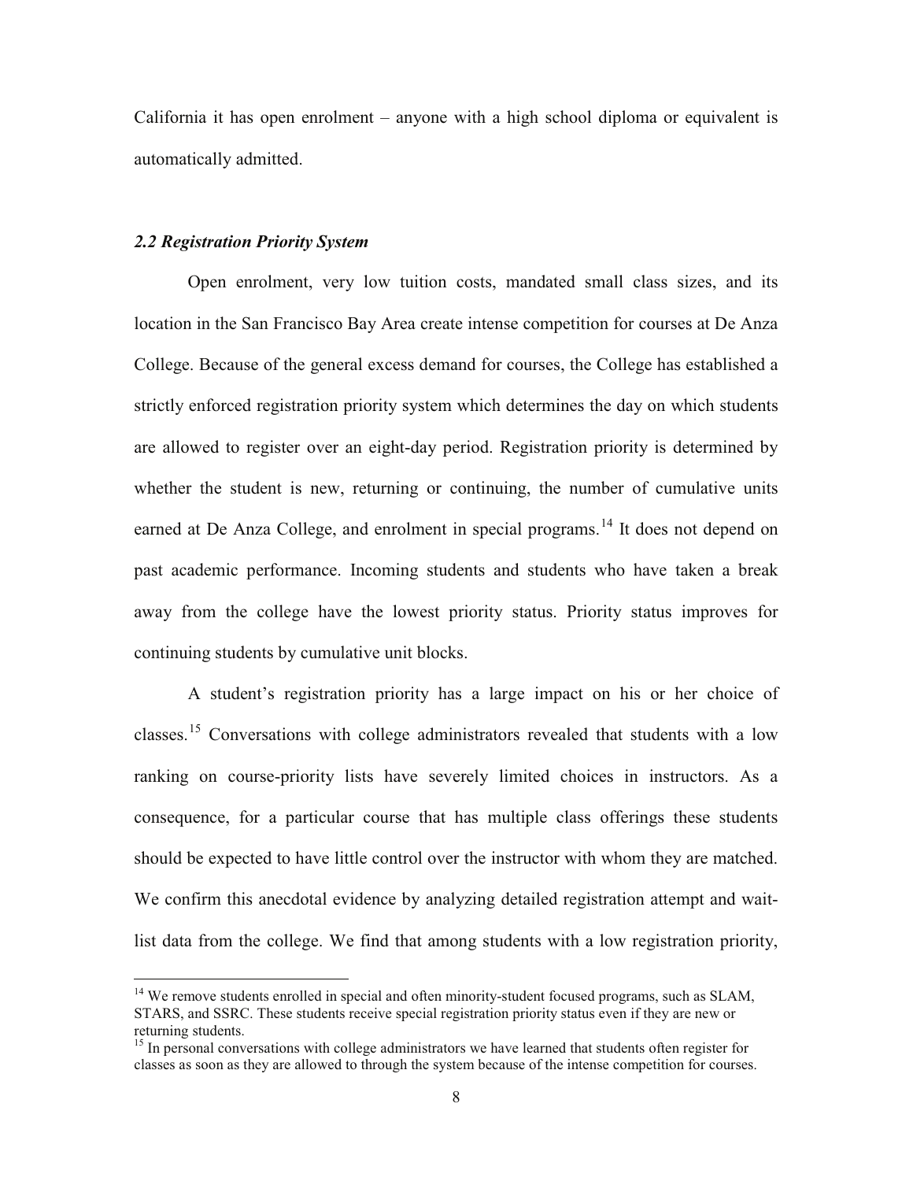California it has open enrolment – anyone with a high school diploma or equivalent is automatically admitted.

### *2.2 Registration Priority System*

Open enrolment, very low tuition costs, mandated small class sizes, and its location in the San Francisco Bay Area create intense competition for courses at De Anza College. Because of the general excess demand for courses, the College has established a strictly enforced registration priority system which determines the day on which students are allowed to register over an eight-day period. Registration priority is determined by whether the student is new, returning or continuing, the number of cumulative units earned at De Anza College, and enrolment in special programs.[14] It does not depend on past academic performance. Incoming students and students who have taken a break away from the college have the lowest priority status. Priority status improves for continuing students by cumulative unit blocks.

A student's registration priority has a large impact on his or her choice of classes.[15] Conversations with college administrators revealed that students with a low ranking on course-priority lists have severely limited choices in instructors. As a consequence, for a particular course that has multiple class offerings these students should be expected to have little control over the instructor with whom they are matched. We confirm this anecdotal evidence by analyzing detailed registration attempt and wait-list data from the college. We find that among students with a low registration priority,

[14] We remove students enrolled in special and often minority-student focused programs, such as SLAM, STARS, and SSRC. These students receive special registration priority status even if they are new or returning students.

[15] In personal conversations with college administrators we have learned that students often register for classes as soon as they are allowed to through the system because of the intense competition for courses.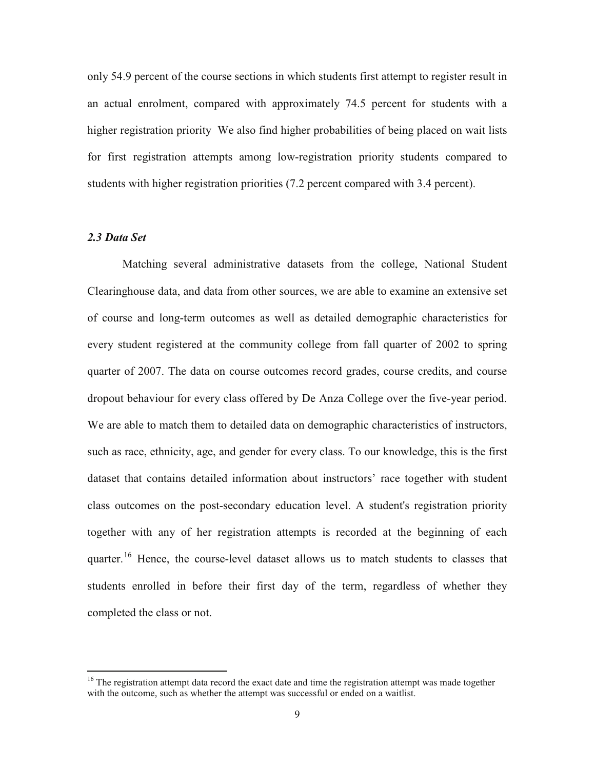only 54.9 percent of the course sections in which students first attempt to register result in an actual enrolment, compared with approximately 74.5 percent for students with a higher registration priority  We also find higher probabilities of being placed on wait lists for first registration attempts among low-registration priority students compared to students with higher registration priorities (7.2 percent compared with 3.4 percent).

### *2.3 Data Set*

Matching several administrative datasets from the college, National Student Clearinghouse data, and data from other sources, we are able to examine an extensive set of course and long-term outcomes as well as detailed demographic characteristics for every student registered at the community college from fall quarter of 2002 to spring quarter of 2007. The data on course outcomes record grades, course credits, and course dropout behaviour for every class offered by De Anza College over the five-year period. We are able to match them to detailed data on demographic characteristics of instructors, such as race, ethnicity, age, and gender for every class. To our knowledge, this is the first dataset that contains detailed information about instructors' race together with student class outcomes on the post-secondary education level. A student's registration priority together with any of her registration attempts is recorded at the beginning of each quarter.[16] Hence, the course-level dataset allows us to match students to classes that students enrolled in before their first day of the term, regardless of whether they completed the class or not.

---

[16] The registration attempt data record the exact date and time the registration attempt was made together with the outcome, such as whether the attempt was successful or ended on a waitlist.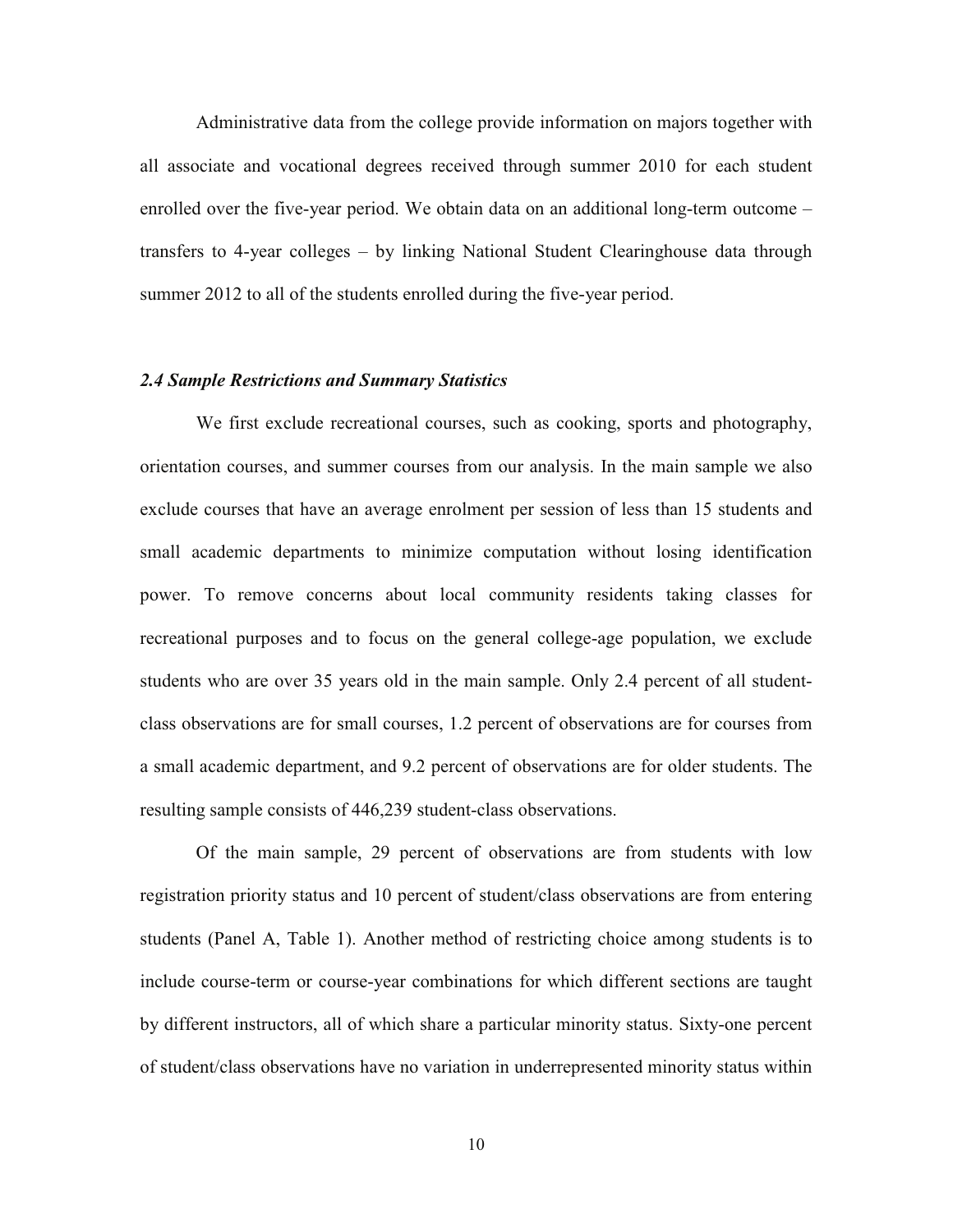Administrative data from the college provide information on majors together with all associate and vocational degrees received through summer 2010 for each student enrolled over the five-year period. We obtain data on an additional long-term outcome – transfers to 4-year colleges – by linking National Student Clearinghouse data through summer 2012 to all of the students enrolled during the five-year period.

### *2.4 Sample Restrictions and Summary Statistics*

We first exclude recreational courses, such as cooking, sports and photography, orientation courses, and summer courses from our analysis. In the main sample we also exclude courses that have an average enrolment per session of less than 15 students and small academic departments to minimize computation without losing identification power. To remove concerns about local community residents taking classes for recreational purposes and to focus on the general college-age population, we exclude students who are over 35 years old in the main sample. Only 2.4 percent of all student-class observations are for small courses, 1.2 percent of observations are for courses from a small academic department, and 9.2 percent of observations are for older students. The resulting sample consists of 446,239 student-class observations.

Of the main sample, 29 percent of observations are from students with low registration priority status and 10 percent of student/class observations are from entering students (Panel A, Table 1). Another method of restricting choice among students is to include course-term or course-year combinations for which different sections are taught by different instructors, all of which share a particular minority status. Sixty-one percent of student/class observations have no variation in underrepresented minority status within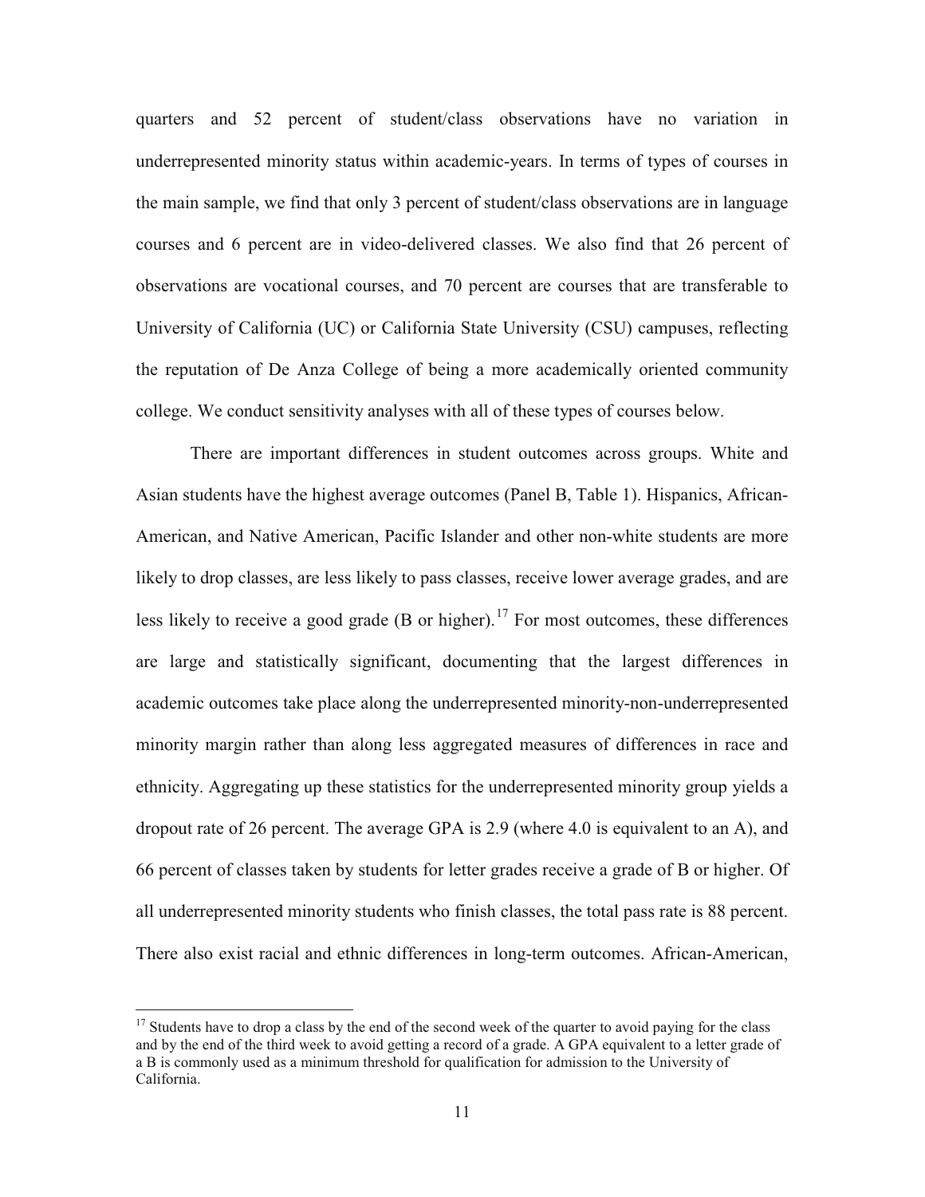quarters and 52 percent of student/class observations have no variation in underrepresented minority status within academic-years. In terms of types of courses in the main sample, we find that only 3 percent of student/class observations are in language courses and 6 percent are in video-delivered classes. We also find that 26 percent of observations are vocational courses, and 70 percent are courses that are transferable to University of California (UC) or California State University (CSU) campuses, reflecting the reputation of De Anza College of being a more academically oriented community college. We conduct sensitivity analyses with all of these types of courses below.

There are important differences in student outcomes across groups. White and Asian students have the highest average outcomes (Panel B, Table 1). Hispanics, African-American, and Native American, Pacific Islander and other non-white students are more likely to drop classes, are less likely to pass classes, receive lower average grades, and are less likely to receive a good grade (B or higher).[17] For most outcomes, these differences are large and statistically significant, documenting that the largest differences in academic outcomes take place along the underrepresented minority-non-underrepresented minority margin rather than along less aggregated measures of differences in race and ethnicity. Aggregating up these statistics for the underrepresented minority group yields a dropout rate of 26 percent. The average GPA is 2.9 (where 4.0 is equivalent to an A), and 66 percent of classes taken by students for letter grades receive a grade of B or higher. Of all underrepresented minority students who finish classes, the total pass rate is 88 percent. There also exist racial and ethnic differences in long-term outcomes. African-American,

[17] Students have to drop a class by the end of the second week of the quarter to avoid paying for the class and by the end of the third week to avoid getting a record of a grade. A GPA equivalent to a letter grade of a B is commonly used as a minimum threshold for qualification for admission to the University of California.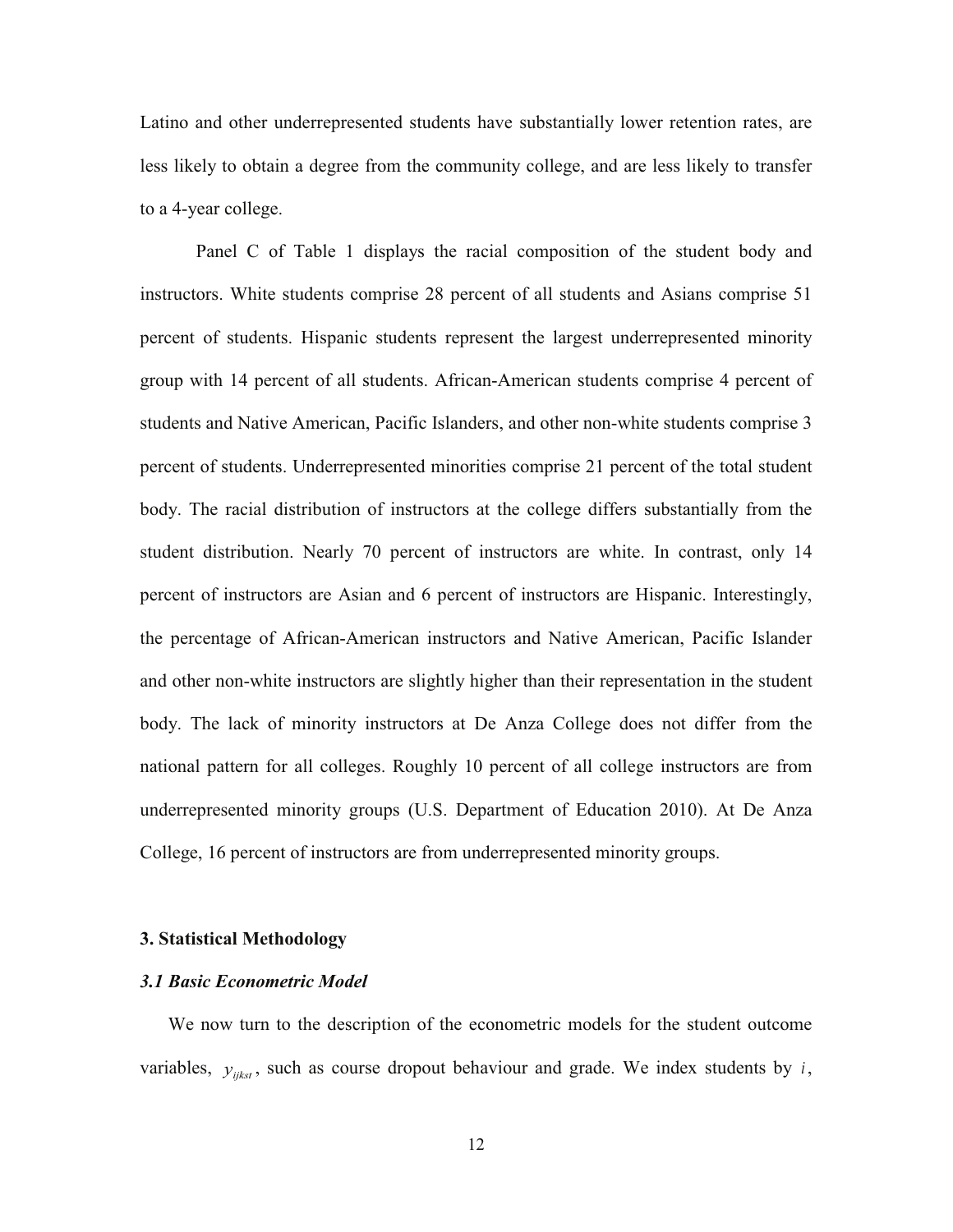Latino and other underrepresented students have substantially lower retention rates, are less likely to obtain a degree from the community college, and are less likely to transfer to a 4-year college.

Panel C of Table 1 displays the racial composition of the student body and instructors. White students comprise 28 percent of all students and Asians comprise 51 percent of students. Hispanic students represent the largest underrepresented minority group with 14 percent of all students. African-American students comprise 4 percent of students and Native American, Pacific Islanders, and other non-white students comprise 3 percent of students. Underrepresented minorities comprise 21 percent of the total student body. The racial distribution of instructors at the college differs substantially from the student distribution. Nearly 70 percent of instructors are white. In contrast, only 14 percent of instructors are Asian and 6 percent of instructors are Hispanic. Interestingly, the percentage of African-American instructors and Native American, Pacific Islander and other non-white instructors are slightly higher than their representation in the student body. The lack of minority instructors at De Anza College does not differ from the national pattern for all colleges. Roughly 10 percent of all college instructors are from underrepresented minority groups (U.S. Department of Education 2010). At De Anza College, 16 percent of instructors are from underrepresented minority groups.

## 3. Statistical Methodology

### *3.1 Basic Econometric Model*

We now turn to the description of the econometric models for the student outcome variables, $y_{ijkst}$, such as course dropout behaviour and grade. We index students by $i$,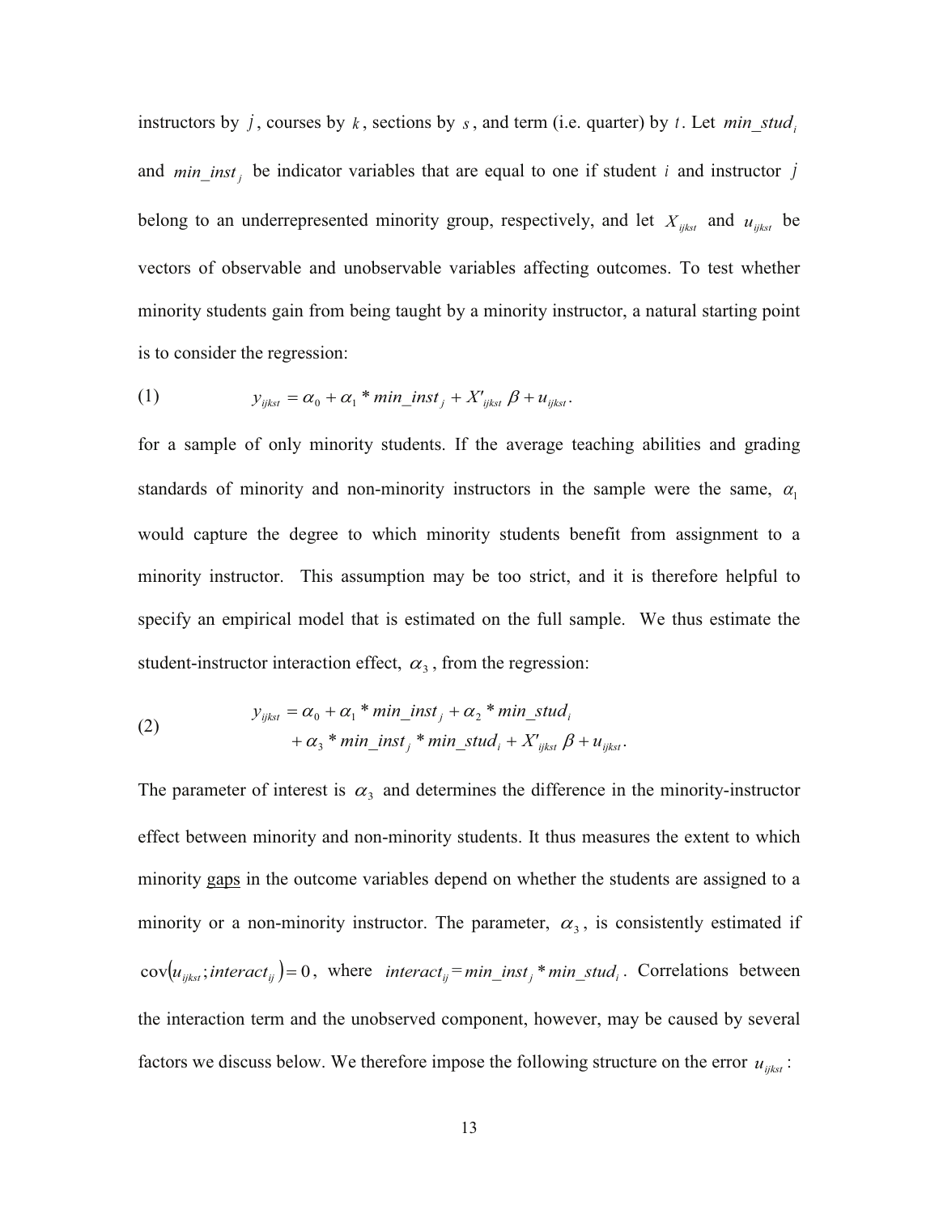instructors by $j$, courses by $k$, sections by $s$, and term (i.e. quarter) by $t$. Let $min\_stud_i$ and $min\_inst_j$ be indicator variables that are equal to one if student $i$ and instructor $j$ belong to an underrepresented minority group, respectively, and let $X_{ijkst}$ and $u_{ijkst}$ be vectors of observable and unobservable variables affecting outcomes. To test whether minority students gain from being taught by a minority instructor, a natural starting point is to consider the regression:

$$y_{ijkst} = \alpha_0 + \alpha_1 * min\_inst_j + X'_{ijkst}\,\beta + u_{ijkst}. \quad (1)$$

for a sample of only minority students. If the average teaching abilities and grading standards of minority and non-minority instructors in the sample were the same, $\alpha_1$ would capture the degree to which minority students benefit from assignment to a minority instructor. This assumption may be too strict, and it is therefore helpful to specify an empirical model that is estimated on the full sample. We thus estimate the student-instructor interaction effect, $\alpha_3$, from the regression:

$$\begin{aligned} y_{ijkst} &= \alpha_0 + \alpha_1 * min\_inst_j + \alpha_2 * min\_stud_i \\ &\quad + \alpha_3 * min\_inst_j * min\_stud_i + X'_{ijkst}\,\beta + u_{ijkst}. \end{aligned} \quad (2)$$

The parameter of interest is $\alpha_3$ and determines the difference in the minority-instructor effect between minority and non-minority students. It thus measures the extent to which minority gaps in the outcome variables depend on whether the students are assigned to a minority or a non-minority instructor. The parameter, $\alpha_3$, is consistently estimated if $\mathrm{cov}(u_{ijkst}; interact_{ij}) = 0$, where $interact_{ij} = min\_inst_j * min\_stud_i$. Correlations between the interaction term and the unobserved component, however, may be caused by several factors we discuss below. We therefore impose the following structure on the error $u_{ijkst}$: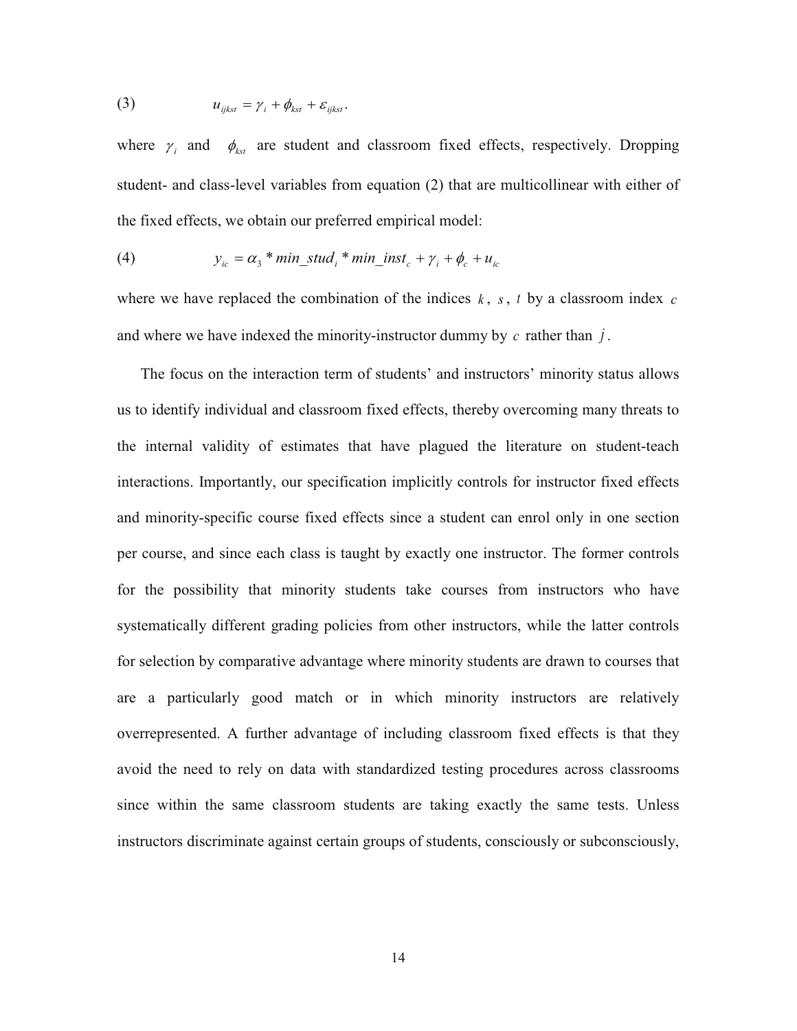$$(3) \qquad u_{ijkst} = \gamma_i + \phi_{kst} + \varepsilon_{ijkst}.$$

where $\gamma_i$ and $\phi_{kst}$ are student and classroom fixed effects, respectively. Dropping student- and class-level variables from equation (2) that are multicollinear with either of the fixed effects, we obtain our preferred empirical model:

$$(4) \qquad y_{ic} = \alpha_3 * min\_stud_i * min\_inst_c + \gamma_i + \phi_c + u_{ic}$$

where we have replaced the combination of the indices $k$, $s$, $t$ by a classroom index $c$ and where we have indexed the minority-instructor dummy by $c$ rather than $j$.

The focus on the interaction term of students' and instructors' minority status allows us to identify individual and classroom fixed effects, thereby overcoming many threats to the internal validity of estimates that have plagued the literature on student-teach interactions. Importantly, our specification implicitly controls for instructor fixed effects and minority-specific course fixed effects since a student can enrol only in one section per course, and since each class is taught by exactly one instructor. The former controls for the possibility that minority students take courses from instructors who have systematically different grading policies from other instructors, while the latter controls for selection by comparative advantage where minority students are drawn to courses that are a particularly good match or in which minority instructors are relatively overrepresented. A further advantage of including classroom fixed effects is that they avoid the need to rely on data with standardized testing procedures across classrooms since within the same classroom students are taking exactly the same tests. Unless instructors discriminate against certain groups of students, consciously or subconsciously,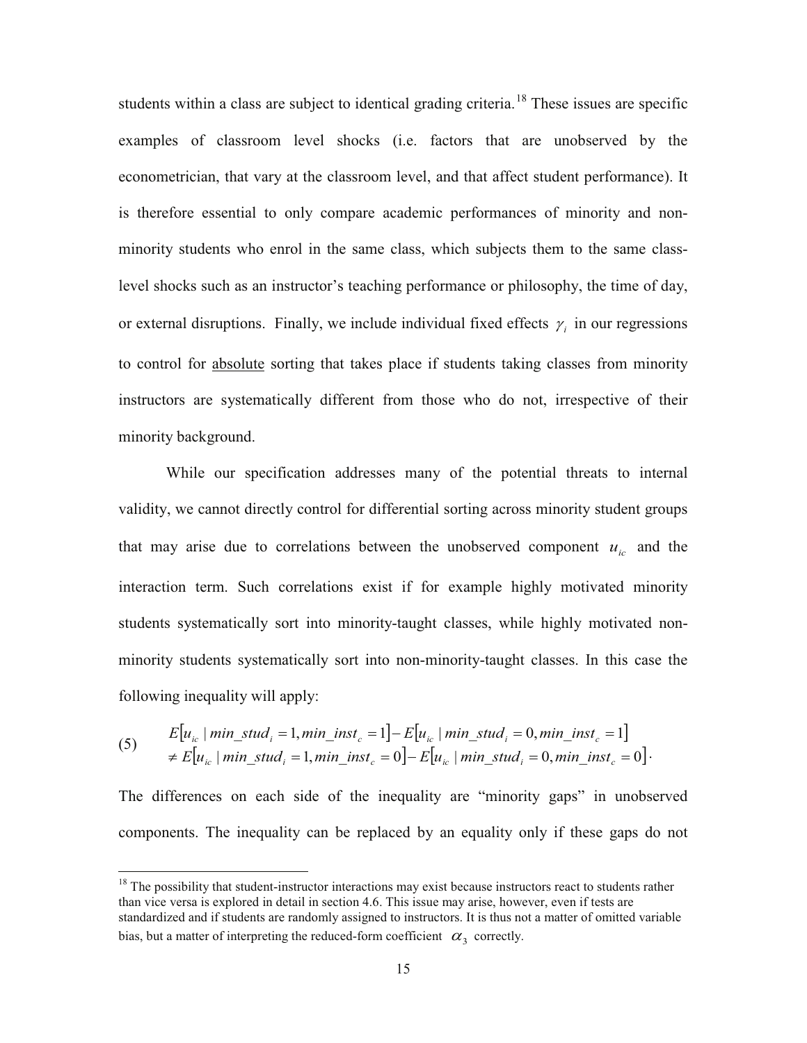students within a class are subject to identical grading criteria.[18] These issues are specific examples of classroom level shocks (i.e. factors that are unobserved by the econometrician, that vary at the classroom level, and that affect student performance). It is therefore essential to only compare academic performances of minority and non-minority students who enrol in the same class, which subjects them to the same class-level shocks such as an instructor's teaching performance or philosophy, the time of day, or external disruptions. Finally, we include individual fixed effects $\gamma_i$ in our regressions to control for <u>absolute</u> sorting that takes place if students taking classes from minority instructors are systematically different from those who do not, irrespective of their minority background.

While our specification addresses many of the potential threats to internal validity, we cannot directly control for differential sorting across minority student groups that may arise due to correlations between the unobserved component $u_{ic}$ and the interaction term. Such correlations exist if for example highly motivated minority students systematically sort into minority-taught classes, while highly motivated non-minority students systematically sort into non-minority-taught classes. In this case the following inequality will apply:

$$
\begin{aligned}
(5) \qquad & E\left[u_{ic} \mid min\_stud_i = 1, min\_inst_c = 1\right] - E\left[u_{ic} \mid min\_stud_i = 0, min\_inst_c = 1\right] \\
& \neq E\left[u_{ic} \mid min\_stud_i = 1, min\_inst_c = 0\right] - E\left[u_{ic} \mid min\_stud_i = 0, min\_inst_c = 0\right].
\end{aligned}
$$

The differences on each side of the inequality are "minority gaps" in unobserved components. The inequality can be replaced by an equality only if these gaps do not

[18] The possibility that student-instructor interactions may exist because instructors react to students rather than vice versa is explored in detail in section 4.6. This issue may arise, however, even if tests are standardized and if students are randomly assigned to instructors. It is thus not a matter of omitted variable bias, but a matter of interpreting the reduced-form coefficient $\alpha_3$ correctly.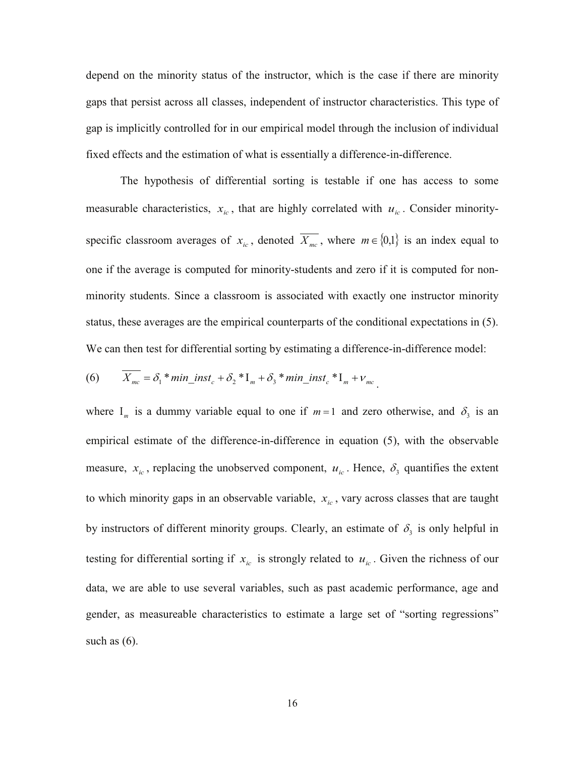depend on the minority status of the instructor, which is the case if there are minority gaps that persist across all classes, independent of instructor characteristics. This type of gap is implicitly controlled for in our empirical model through the inclusion of individual fixed effects and the estimation of what is essentially a difference-in-difference.

The hypothesis of differential sorting is testable if one has access to some measurable characteristics, $x_{ic}$, that are highly correlated with $u_{ic}$. Consider minority-specific classroom averages of $x_{ic}$, denoted $\overline{X_{mc}}$, where $m \in \{0,1\}$ is an index equal to one if the average is computed for minority-students and zero if it is computed for non-minority students. Since a classroom is associated with exactly one instructor minority status, these averages are the empirical counterparts of the conditional expectations in (5). We can then test for differential sorting by estimating a difference-in-difference model:

$$\text{(6)} \qquad \overline{X_{mc}} = \delta_1 * min\_inst_c + \delta_2 * \mathrm{I}_m + \delta_3 * min\_inst_c * \mathrm{I}_m + \nu_{mc}.$$

where $\mathrm{I}_m$ is a dummy variable equal to one if $m = 1$ and zero otherwise, and $\delta_3$ is an empirical estimate of the difference-in-difference in equation (5), with the observable measure, $x_{ic}$, replacing the unobserved component, $u_{ic}$. Hence, $\delta_3$ quantifies the extent to which minority gaps in an observable variable, $x_{ic}$, vary across classes that are taught by instructors of different minority groups. Clearly, an estimate of $\delta_3$ is only helpful in testing for differential sorting if $x_{ic}$ is strongly related to $u_{ic}$. Given the richness of our data, we are able to use several variables, such as past academic performance, age and gender, as measureable characteristics to estimate a large set of "sorting regressions" such as (6).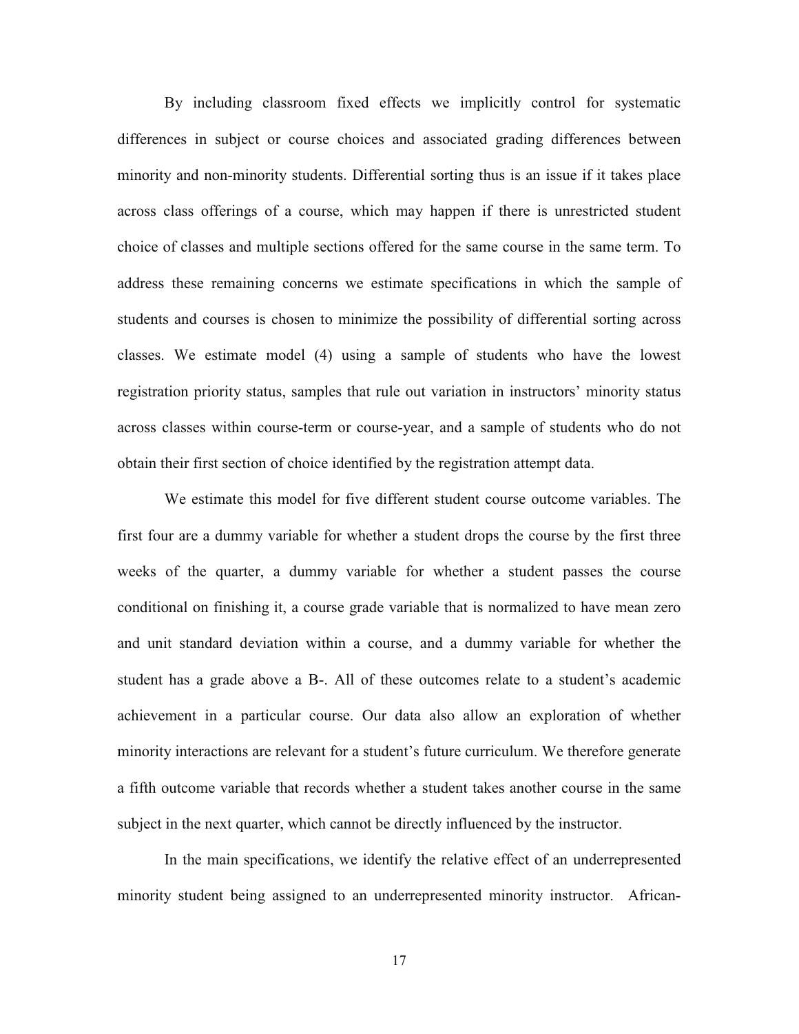By including classroom fixed effects we implicitly control for systematic differences in subject or course choices and associated grading differences between minority and non-minority students. Differential sorting thus is an issue if it takes place across class offerings of a course, which may happen if there is unrestricted student choice of classes and multiple sections offered for the same course in the same term. To address these remaining concerns we estimate specifications in which the sample of students and courses is chosen to minimize the possibility of differential sorting across classes. We estimate model (4) using a sample of students who have the lowest registration priority status, samples that rule out variation in instructors' minority status across classes within course-term or course-year, and a sample of students who do not obtain their first section of choice identified by the registration attempt data.

We estimate this model for five different student course outcome variables. The first four are a dummy variable for whether a student drops the course by the first three weeks of the quarter, a dummy variable for whether a student passes the course conditional on finishing it, a course grade variable that is normalized to have mean zero and unit standard deviation within a course, and a dummy variable for whether the student has a grade above a B-. All of these outcomes relate to a student's academic achievement in a particular course. Our data also allow an exploration of whether minority interactions are relevant for a student's future curriculum. We therefore generate a fifth outcome variable that records whether a student takes another course in the same subject in the next quarter, which cannot be directly influenced by the instructor.

In the main specifications, we identify the relative effect of an underrepresented minority student being assigned to an underrepresented minority instructor. African-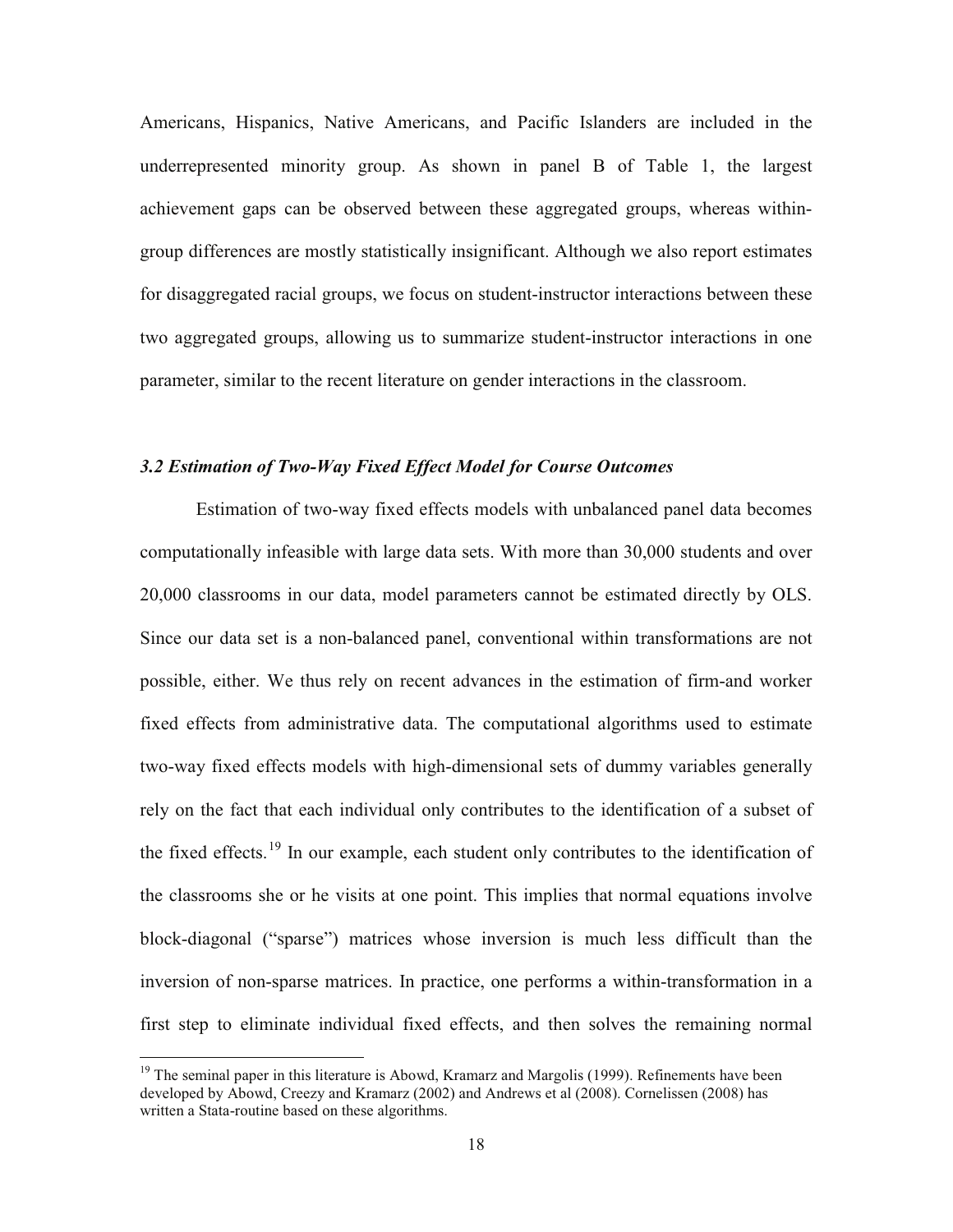Americans, Hispanics, Native Americans, and Pacific Islanders are included in the underrepresented minority group. As shown in panel B of Table 1, the largest achievement gaps can be observed between these aggregated groups, whereas within-group differences are mostly statistically insignificant. Although we also report estimates for disaggregated racial groups, we focus on student-instructor interactions between these two aggregated groups, allowing us to summarize student-instructor interactions in one parameter, similar to the recent literature on gender interactions in the classroom.

### *3.2 Estimation of Two-Way Fixed Effect Model for Course Outcomes*

Estimation of two-way fixed effects models with unbalanced panel data becomes computationally infeasible with large data sets. With more than 30,000 students and over 20,000 classrooms in our data, model parameters cannot be estimated directly by OLS. Since our data set is a non-balanced panel, conventional within transformations are not possible, either. We thus rely on recent advances in the estimation of firm-and worker fixed effects from administrative data. The computational algorithms used to estimate two-way fixed effects models with high-dimensional sets of dummy variables generally rely on the fact that each individual only contributes to the identification of a subset of the fixed effects.[19] In our example, each student only contributes to the identification of the classrooms she or he visits at one point. This implies that normal equations involve block-diagonal ("sparse") matrices whose inversion is much less difficult than the inversion of non-sparse matrices. In practice, one performs a within-transformation in a first step to eliminate individual fixed effects, and then solves the remaining normal

[19] The seminal paper in this literature is Abowd, Kramarz and Margolis (1999). Refinements have been developed by Abowd, Creezy and Kramarz (2002) and Andrews et al (2008). Cornelissen (2008) has written a Stata-routine based on these algorithms.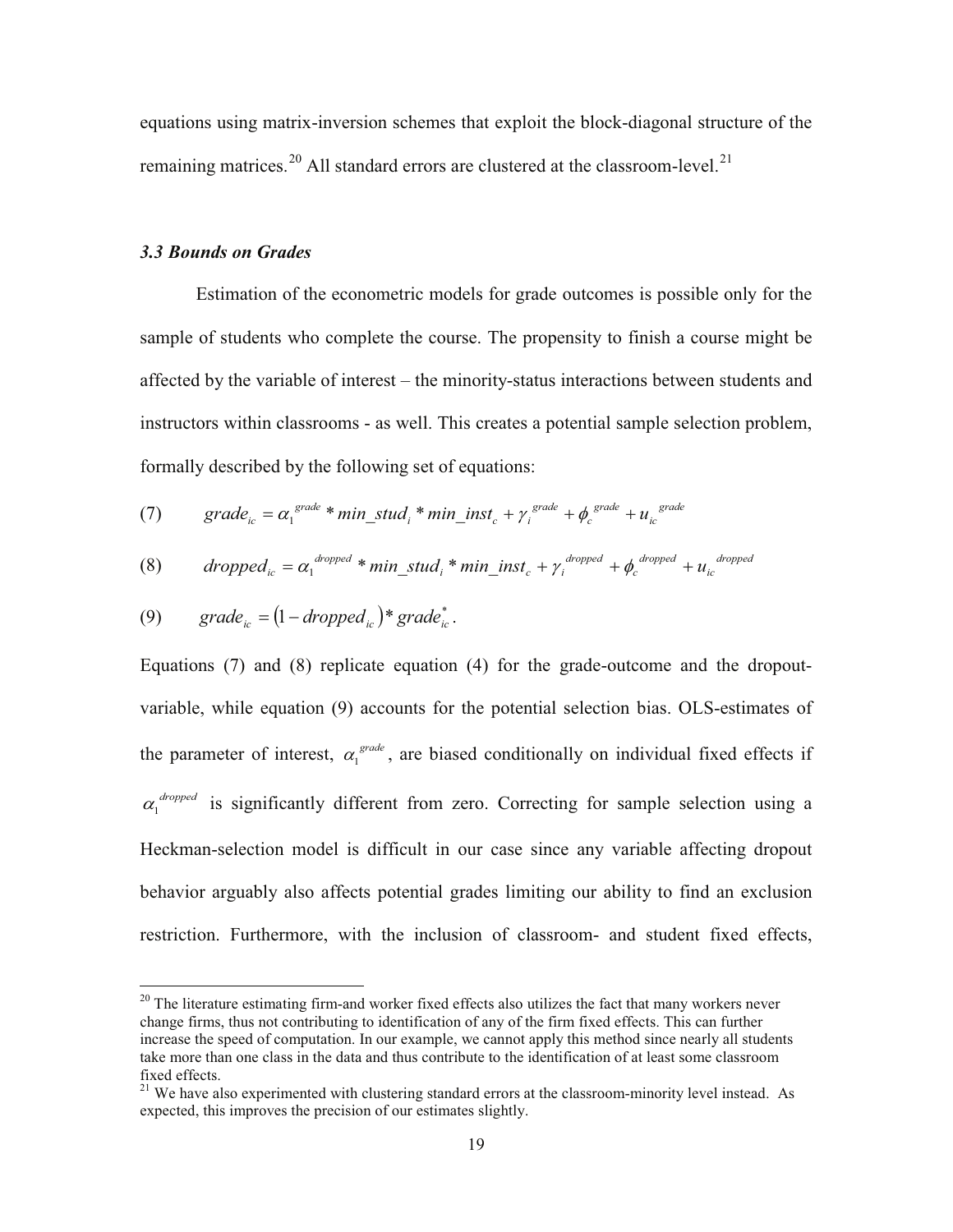equations using matrix-inversion schemes that exploit the block-diagonal structure of the remaining matrices.[20] All standard errors are clustered at the classroom-level.[21]

### *3.3 Bounds on Grades*

Estimation of the econometric models for grade outcomes is possible only for the sample of students who complete the course. The propensity to finish a course might be affected by the variable of interest – the minority-status interactions between students and instructors within classrooms - as well. This creates a potential sample selection problem, formally described by the following set of equations:

$$(7) \qquad grade_{ic} = \alpha_1^{grade} * min\_stud_i * min\_inst_c + \gamma_i^{grade} + \phi_c^{grade} + u_{ic}^{grade}$$

$$(8) \qquad dropped_{ic} = \alpha_1^{dropped} * min\_stud_i * min\_inst_c + \gamma_i^{dropped} + \phi_c^{dropped} + u_{ic}^{dropped}$$

$$(9) \qquad grade_{ic} = (1 - dropped_{ic}) * grade_{ic}^{*}.$$

Equations (7) and (8) replicate equation (4) for the grade-outcome and the dropout-variable, while equation (9) accounts for the potential selection bias. OLS-estimates of the parameter of interest, $\alpha_1^{grade}$, are biased conditionally on individual fixed effects if $\alpha_1^{dropped}$ is significantly different from zero. Correcting for sample selection using a Heckman-selection model is difficult in our case since any variable affecting dropout behavior arguably also affects potential grades limiting our ability to find an exclusion restriction. Furthermore, with the inclusion of classroom- and student fixed effects,

[20] The literature estimating firm-and worker fixed effects also utilizes the fact that many workers never change firms, thus not contributing to identification of any of the firm fixed effects. This can further increase the speed of computation. In our example, we cannot apply this method since nearly all students take more than one class in the data and thus contribute to the identification of at least some classroom fixed effects.

[21] We have also experimented with clustering standard errors at the classroom-minority level instead. As expected, this improves the precision of our estimates slightly.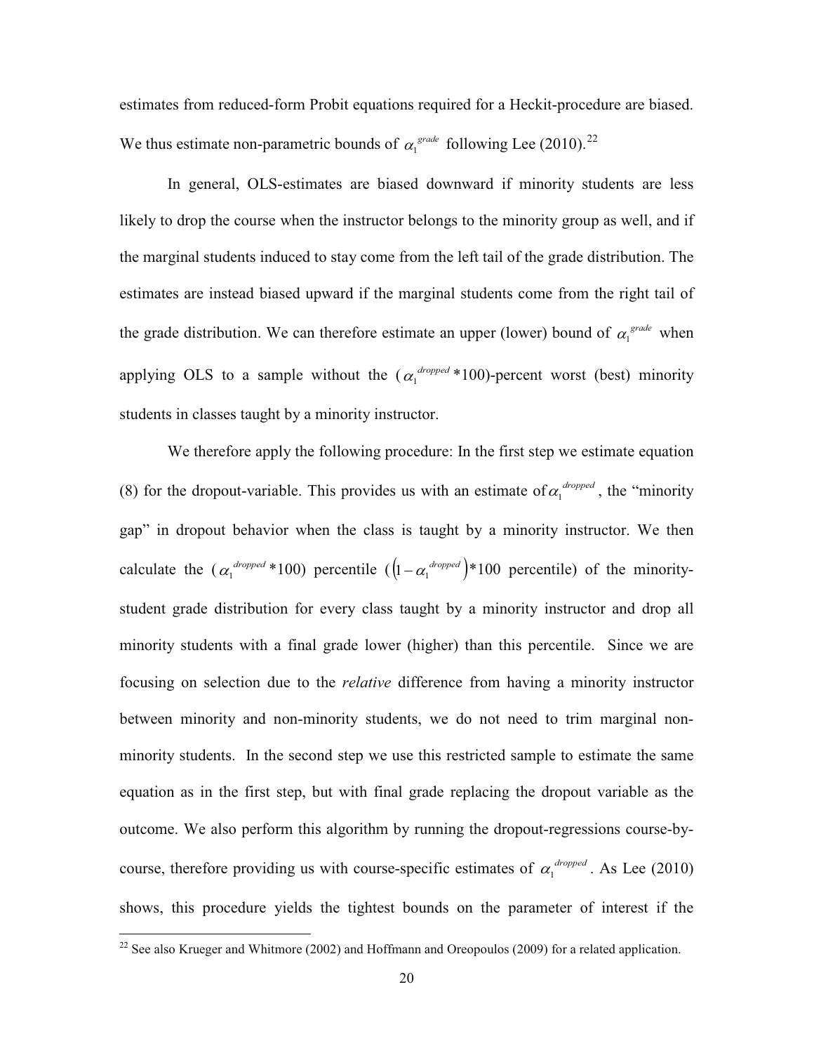estimates from reduced-form Probit equations required for a Heckit-procedure are biased. We thus estimate non-parametric bounds of $\alpha_1^{grade}$ following Lee (2010).[22]

In general, OLS-estimates are biased downward if minority students are less likely to drop the course when the instructor belongs to the minority group as well, and if the marginal students induced to stay come from the left tail of the grade distribution. The estimates are instead biased upward if the marginal students come from the right tail of the grade distribution. We can therefore estimate an upper (lower) bound of $\alpha_1^{grade}$ when applying OLS to a sample without the ($\alpha_1^{dropped}$*100)-percent worst (best) minority students in classes taught by a minority instructor.

We therefore apply the following procedure: In the first step we estimate equation (8) for the dropout-variable. This provides us with an estimate of $\alpha_1^{dropped}$, the "minority gap" in dropout behavior when the class is taught by a minority instructor. We then calculate the ($\alpha_1^{dropped}$*100) percentile ($\left(1-\alpha_1^{dropped}\right)$*100 percentile) of the minority-student grade distribution for every class taught by a minority instructor and drop all minority students with a final grade lower (higher) than this percentile. Since we are focusing on selection due to the *relative* difference from having a minority instructor between minority and non-minority students, we do not need to trim marginal non-minority students. In the second step we use this restricted sample to estimate the same equation as in the first step, but with final grade replacing the dropout variable as the outcome. We also perform this algorithm by running the dropout-regressions course-by-course, therefore providing us with course-specific estimates of $\alpha_1^{dropped}$. As Lee (2010) shows, this procedure yields the tightest bounds on the parameter of interest if the

[22] See also Krueger and Whitmore (2002) and Hoffmann and Oreopoulos (2009) for a related application.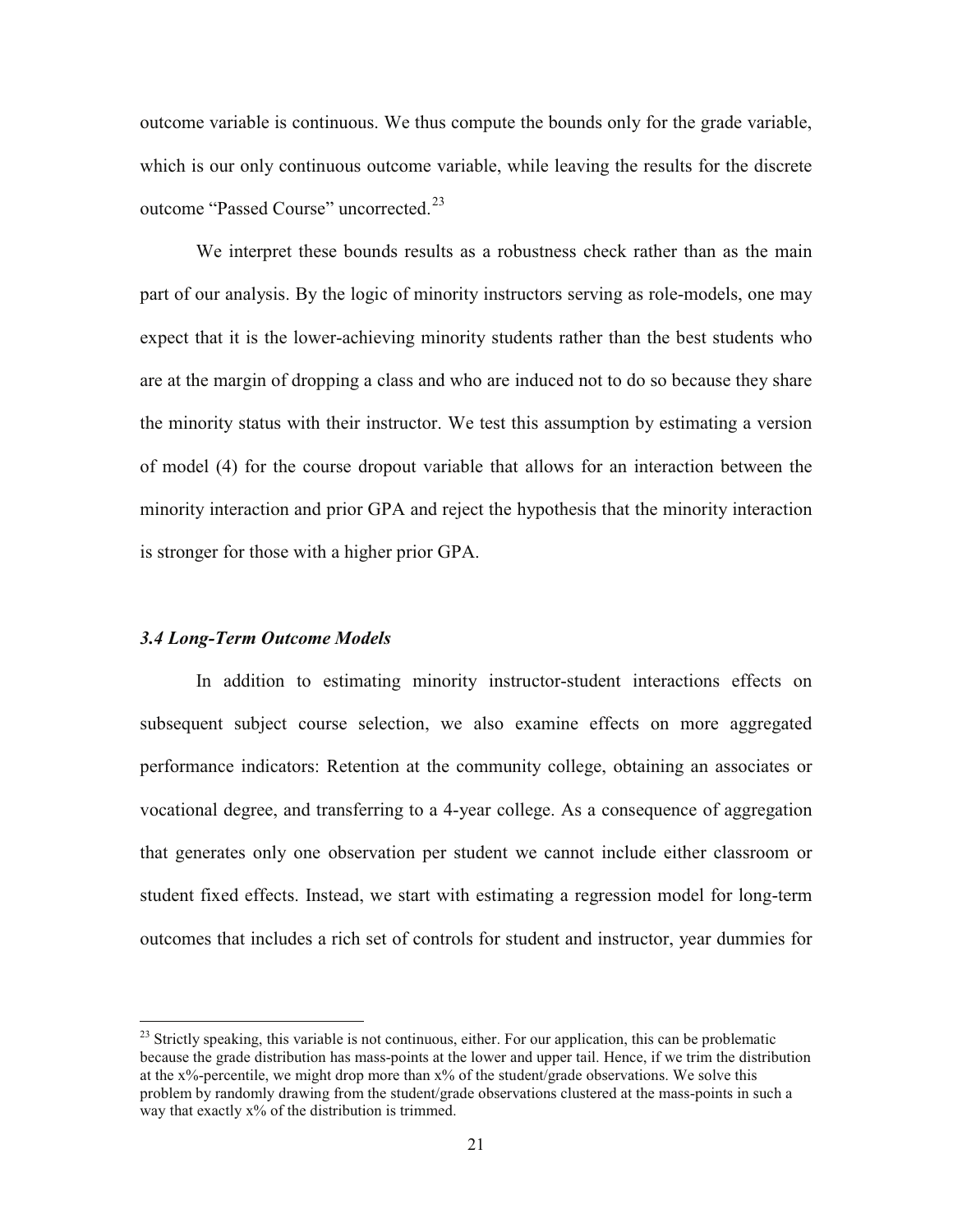outcome variable is continuous. We thus compute the bounds only for the grade variable, which is our only continuous outcome variable, while leaving the results for the discrete outcome "Passed Course" uncorrected.[23]

We interpret these bounds results as a robustness check rather than as the main part of our analysis. By the logic of minority instructors serving as role-models, one may expect that it is the lower-achieving minority students rather than the best students who are at the margin of dropping a class and who are induced not to do so because they share the minority status with their instructor. We test this assumption by estimating a version of model (4) for the course dropout variable that allows for an interaction between the minority interaction and prior GPA and reject the hypothesis that the minority interaction is stronger for those with a higher prior GPA.

### *3.4 Long-Term Outcome Models*

In addition to estimating minority instructor-student interactions effects on subsequent subject course selection, we also examine effects on more aggregated performance indicators: Retention at the community college, obtaining an associates or vocational degree, and transferring to a 4-year college. As a consequence of aggregation that generates only one observation per student we cannot include either classroom or student fixed effects. Instead, we start with estimating a regression model for long-term outcomes that includes a rich set of controls for student and instructor, year dummies for

---

[23] Strictly speaking, this variable is not continuous, either. For our application, this can be problematic because the grade distribution has mass-points at the lower and upper tail. Hence, if we trim the distribution at the x%-percentile, we might drop more than x% of the student/grade observations. We solve this problem by randomly drawing from the student/grade observations clustered at the mass-points in such a way that exactly x% of the distribution is trimmed.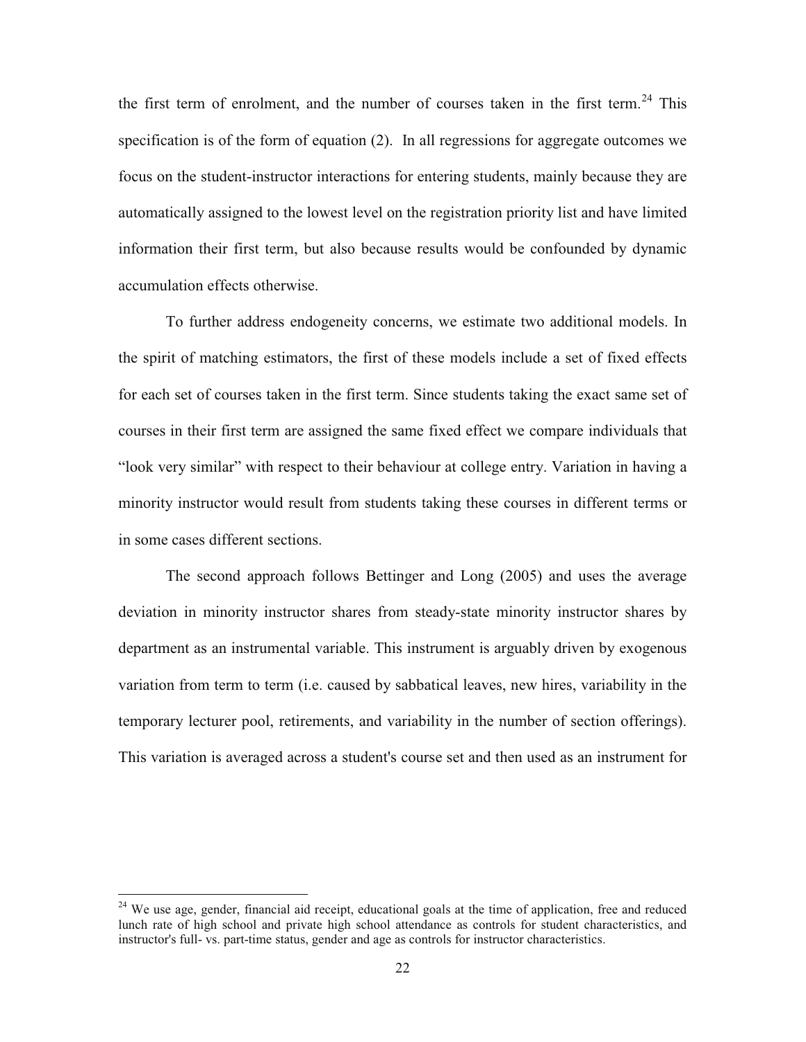the first term of enrolment, and the number of courses taken in the first term.[24] This specification is of the form of equation (2). In all regressions for aggregate outcomes we focus on the student-instructor interactions for entering students, mainly because they are automatically assigned to the lowest level on the registration priority list and have limited information their first term, but also because results would be confounded by dynamic accumulation effects otherwise.

To further address endogeneity concerns, we estimate two additional models. In the spirit of matching estimators, the first of these models include a set of fixed effects for each set of courses taken in the first term. Since students taking the exact same set of courses in their first term are assigned the same fixed effect we compare individuals that "look very similar" with respect to their behaviour at college entry. Variation in having a minority instructor would result from students taking these courses in different terms or in some cases different sections.

The second approach follows Bettinger and Long (2005) and uses the average deviation in minority instructor shares from steady-state minority instructor shares by department as an instrumental variable. This instrument is arguably driven by exogenous variation from term to term (i.e. caused by sabbatical leaves, new hires, variability in the temporary lecturer pool, retirements, and variability in the number of section offerings). This variation is averaged across a student's course set and then used as an instrument for

---

[24] We use age, gender, financial aid receipt, educational goals at the time of application, free and reduced lunch rate of high school and private high school attendance as controls for student characteristics, and instructor's full- vs. part-time status, gender and age as controls for instructor characteristics.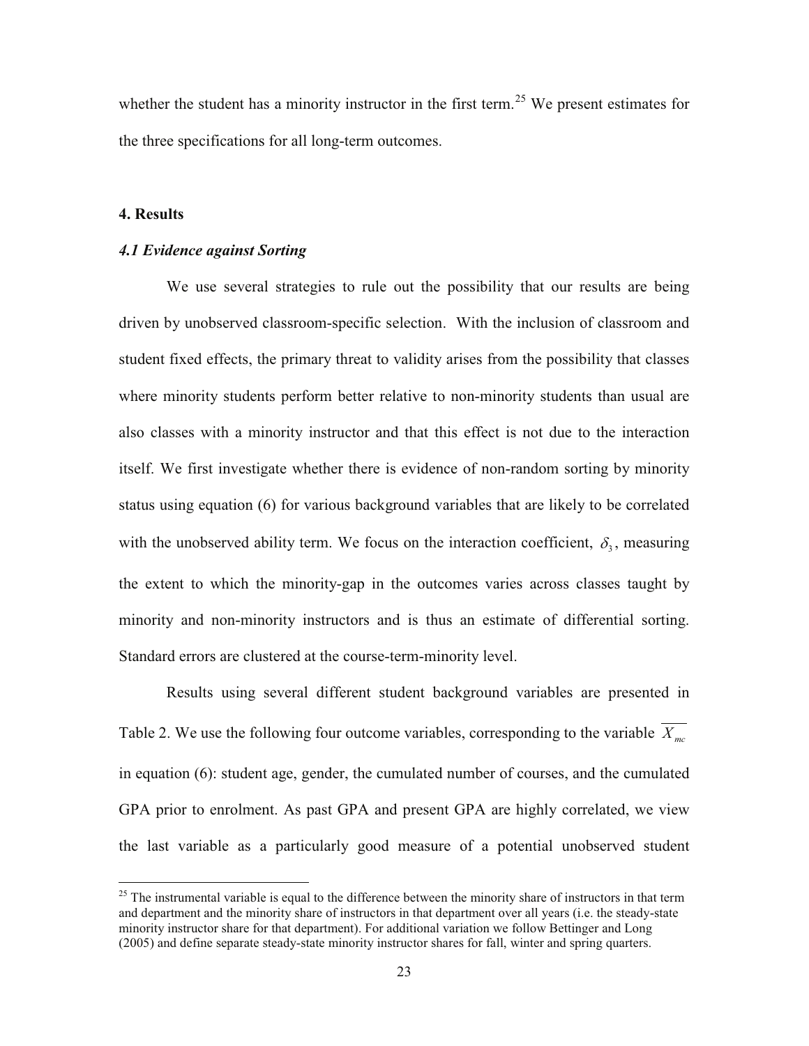whether the student has a minority instructor in the first term.[25] We present estimates for the three specifications for all long-term outcomes.

## 4. Results

### *4.1 Evidence against Sorting*

We use several strategies to rule out the possibility that our results are being driven by unobserved classroom-specific selection. With the inclusion of classroom and student fixed effects, the primary threat to validity arises from the possibility that classes where minority students perform better relative to non-minority students than usual are also classes with a minority instructor and that this effect is not due to the interaction itself. We first investigate whether there is evidence of non-random sorting by minority status using equation (6) for various background variables that are likely to be correlated with the unobserved ability term. We focus on the interaction coefficient, $\delta_3$, measuring the extent to which the minority-gap in the outcomes varies across classes taught by minority and non-minority instructors and is thus an estimate of differential sorting. Standard errors are clustered at the course-term-minority level.

Results using several different student background variables are presented in Table 2. We use the following four outcome variables, corresponding to the variable $\overline{X_{mc}}$ in equation (6): student age, gender, the cumulated number of courses, and the cumulated GPA prior to enrolment. As past GPA and present GPA are highly correlated, we view the last variable as a particularly good measure of a potential unobserved student

[25] The instrumental variable is equal to the difference between the minority share of instructors in that term and department and the minority share of instructors in that department over all years (i.e. the steady-state minority instructor share for that department). For additional variation we follow Bettinger and Long (2005) and define separate steady-state minority instructor shares for fall, winter and spring quarters.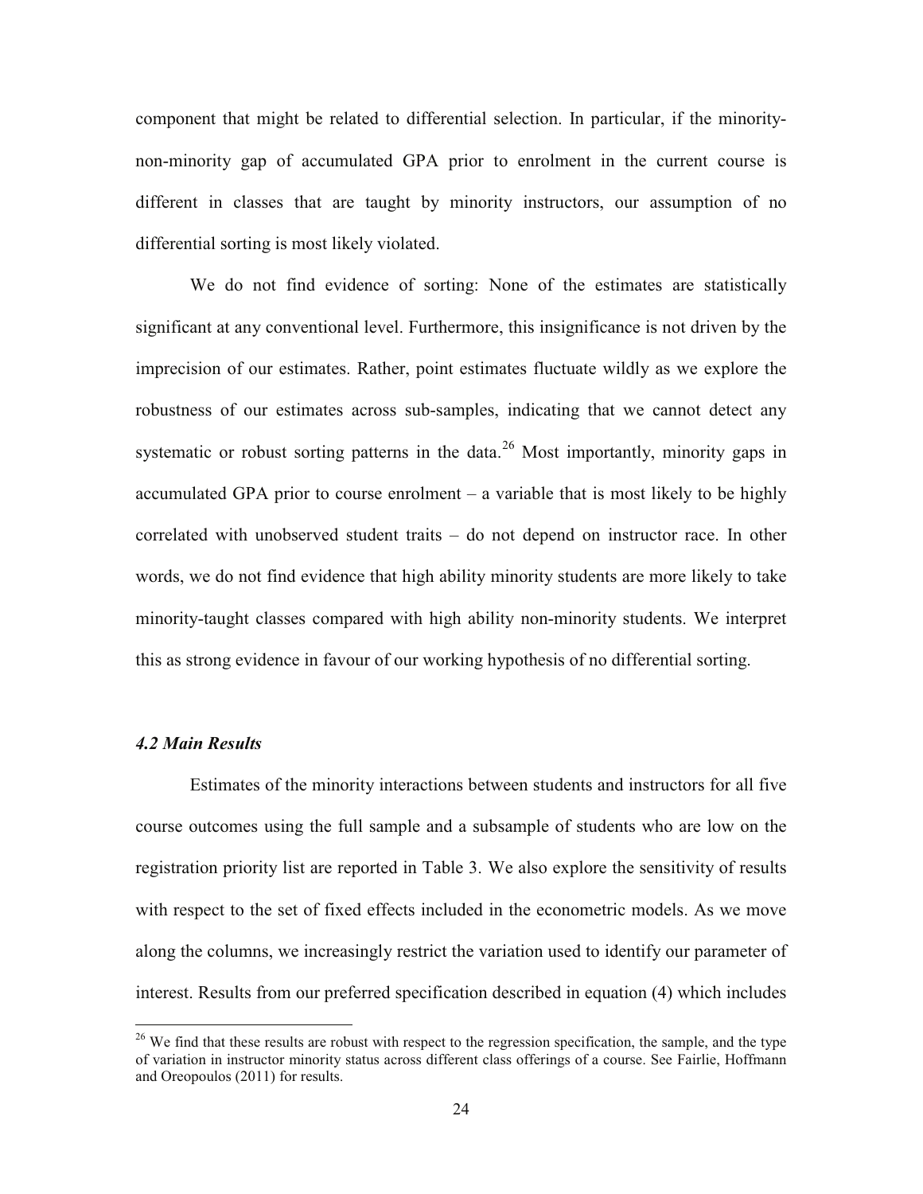component that might be related to differential selection. In particular, if the minority-non-minority gap of accumulated GPA prior to enrolment in the current course is different in classes that are taught by minority instructors, our assumption of no differential sorting is most likely violated.

We do not find evidence of sorting: None of the estimates are statistically significant at any conventional level. Furthermore, this insignificance is not driven by the imprecision of our estimates. Rather, point estimates fluctuate wildly as we explore the robustness of our estimates across sub-samples, indicating that we cannot detect any systematic or robust sorting patterns in the data.[26] Most importantly, minority gaps in accumulated GPA prior to course enrolment – a variable that is most likely to be highly correlated with unobserved student traits – do not depend on instructor race. In other words, we do not find evidence that high ability minority students are more likely to take minority-taught classes compared with high ability non-minority students. We interpret this as strong evidence in favour of our working hypothesis of no differential sorting.

### *4.2 Main Results*

Estimates of the minority interactions between students and instructors for all five course outcomes using the full sample and a subsample of students who are low on the registration priority list are reported in Table 3. We also explore the sensitivity of results with respect to the set of fixed effects included in the econometric models. As we move along the columns, we increasingly restrict the variation used to identify our parameter of interest. Results from our preferred specification described in equation (4) which includes

[26] We find that these results are robust with respect to the regression specification, the sample, and the type of variation in instructor minority status across different class offerings of a course. See Fairlie, Hoffmann and Oreopoulos (2011) for results.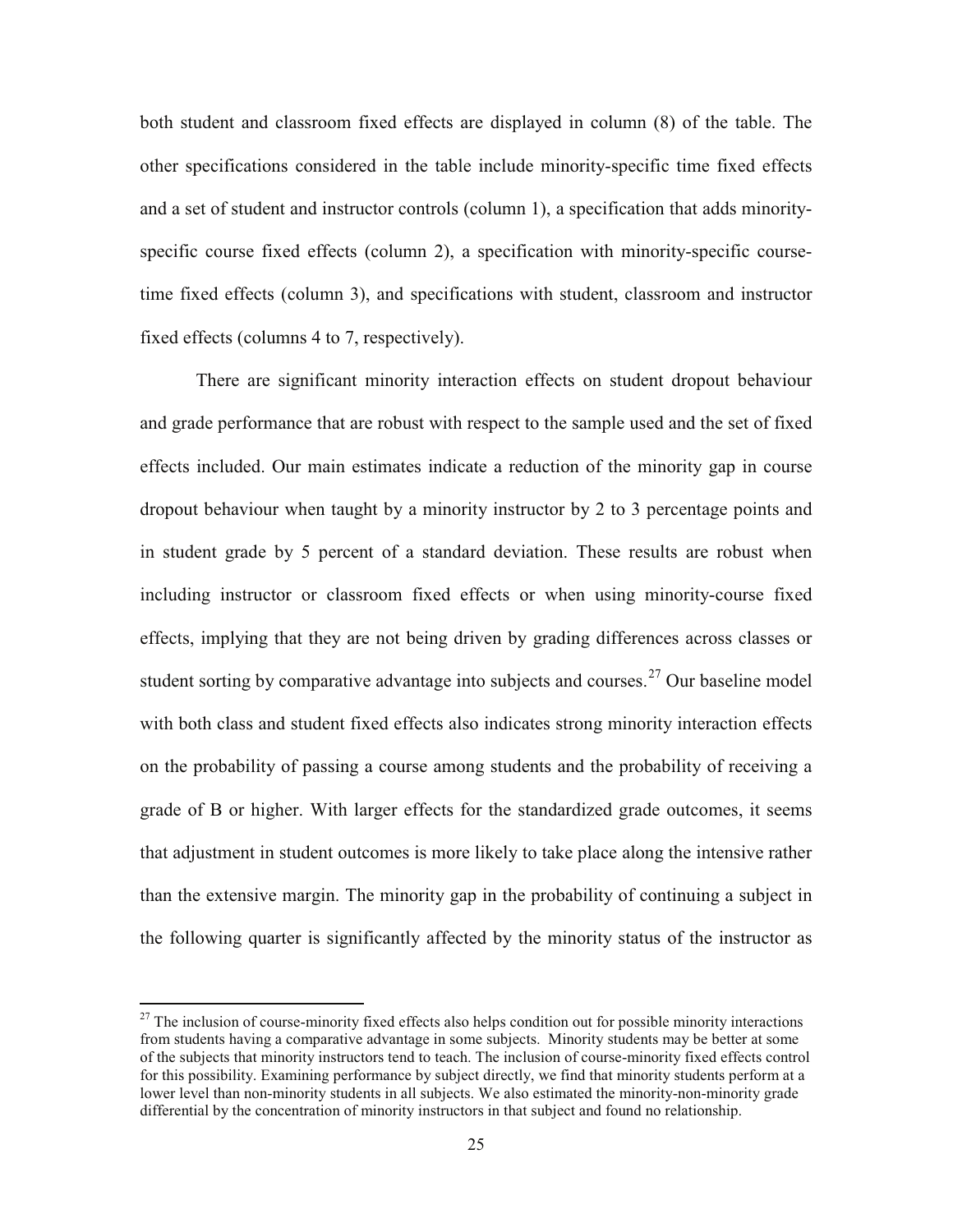both student and classroom fixed effects are displayed in column (8) of the table. The other specifications considered in the table include minority-specific time fixed effects and a set of student and instructor controls (column 1), a specification that adds minority-specific course fixed effects (column 2), a specification with minority-specific course-time fixed effects (column 3), and specifications with student, classroom and instructor fixed effects (columns 4 to 7, respectively).

There are significant minority interaction effects on student dropout behaviour and grade performance that are robust with respect to the sample used and the set of fixed effects included. Our main estimates indicate a reduction of the minority gap in course dropout behaviour when taught by a minority instructor by 2 to 3 percentage points and in student grade by 5 percent of a standard deviation. These results are robust when including instructor or classroom fixed effects or when using minority-course fixed effects, implying that they are not being driven by grading differences across classes or student sorting by comparative advantage into subjects and courses.[27] Our baseline model with both class and student fixed effects also indicates strong minority interaction effects on the probability of passing a course among students and the probability of receiving a grade of B or higher. With larger effects for the standardized grade outcomes, it seems that adjustment in student outcomes is more likely to take place along the intensive rather than the extensive margin. The minority gap in the probability of continuing a subject in the following quarter is significantly affected by the minority status of the instructor as

[27] The inclusion of course-minority fixed effects also helps condition out for possible minority interactions from students having a comparative advantage in some subjects. Minority students may be better at some of the subjects that minority instructors tend to teach. The inclusion of course-minority fixed effects control for this possibility. Examining performance by subject directly, we find that minority students perform at a lower level than non-minority students in all subjects. We also estimated the minority-non-minority grade differential by the concentration of minority instructors in that subject and found no relationship.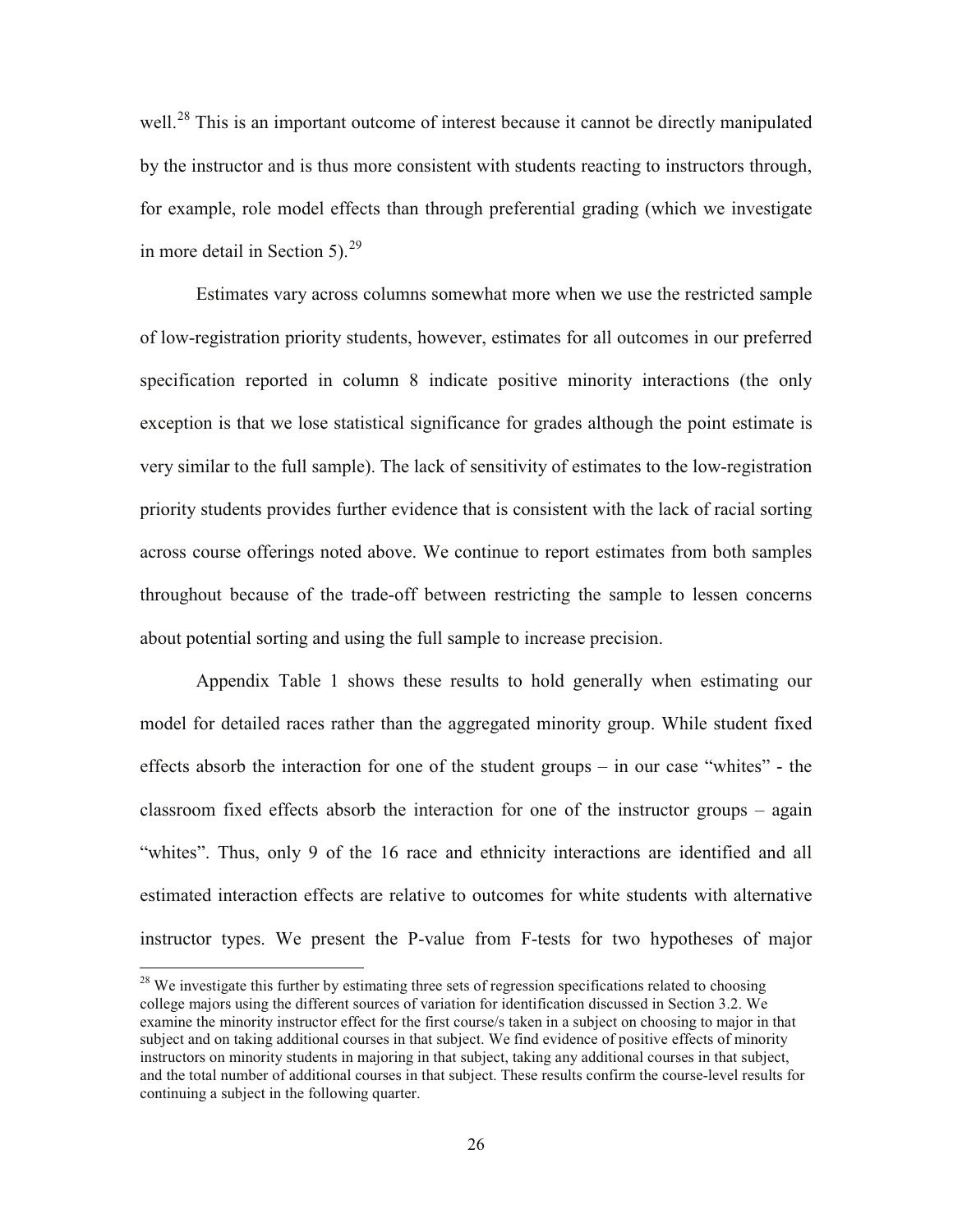well.[28] This is an important outcome of interest because it cannot be directly manipulated by the instructor and is thus more consistent with students reacting to instructors through, for example, role model effects than through preferential grading (which we investigate in more detail in Section 5).[29]

Estimates vary across columns somewhat more when we use the restricted sample of low-registration priority students, however, estimates for all outcomes in our preferred specification reported in column 8 indicate positive minority interactions (the only exception is that we lose statistical significance for grades although the point estimate is very similar to the full sample). The lack of sensitivity of estimates to the low-registration priority students provides further evidence that is consistent with the lack of racial sorting across course offerings noted above. We continue to report estimates from both samples throughout because of the trade-off between restricting the sample to lessen concerns about potential sorting and using the full sample to increase precision.

Appendix Table 1 shows these results to hold generally when estimating our model for detailed races rather than the aggregated minority group. While student fixed effects absorb the interaction for one of the student groups – in our case "whites" - the classroom fixed effects absorb the interaction for one of the instructor groups – again "whites". Thus, only 9 of the 16 race and ethnicity interactions are identified and all estimated interaction effects are relative to outcomes for white students with alternative instructor types. We present the P-value from F-tests for two hypotheses of major

[28] We investigate this further by estimating three sets of regression specifications related to choosing college majors using the different sources of variation for identification discussed in Section 3.2. We examine the minority instructor effect for the first course/s taken in a subject on choosing to major in that subject and on taking additional courses in that subject. We find evidence of positive effects of minority instructors on minority students in majoring in that subject, taking any additional courses in that subject, and the total number of additional courses in that subject. These results confirm the course-level results for continuing a subject in the following quarter.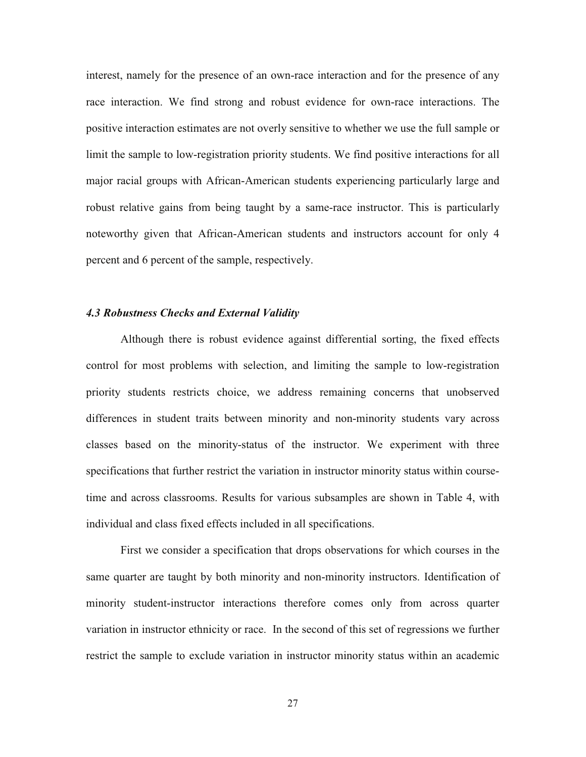interest, namely for the presence of an own-race interaction and for the presence of any race interaction. We find strong and robust evidence for own-race interactions. The positive interaction estimates are not overly sensitive to whether we use the full sample or limit the sample to low-registration priority students. We find positive interactions for all major racial groups with African-American students experiencing particularly large and robust relative gains from being taught by a same-race instructor. This is particularly noteworthy given that African-American students and instructors account for only 4 percent and 6 percent of the sample, respectively.

### *4.3 Robustness Checks and External Validity*

Although there is robust evidence against differential sorting, the fixed effects control for most problems with selection, and limiting the sample to low-registration priority students restricts choice, we address remaining concerns that unobserved differences in student traits between minority and non-minority students vary across classes based on the minority-status of the instructor. We experiment with three specifications that further restrict the variation in instructor minority status within course-time and across classrooms. Results for various subsamples are shown in Table 4, with individual and class fixed effects included in all specifications.

First we consider a specification that drops observations for which courses in the same quarter are taught by both minority and non-minority instructors. Identification of minority student-instructor interactions therefore comes only from across quarter variation in instructor ethnicity or race. In the second of this set of regressions we further restrict the sample to exclude variation in instructor minority status within an academic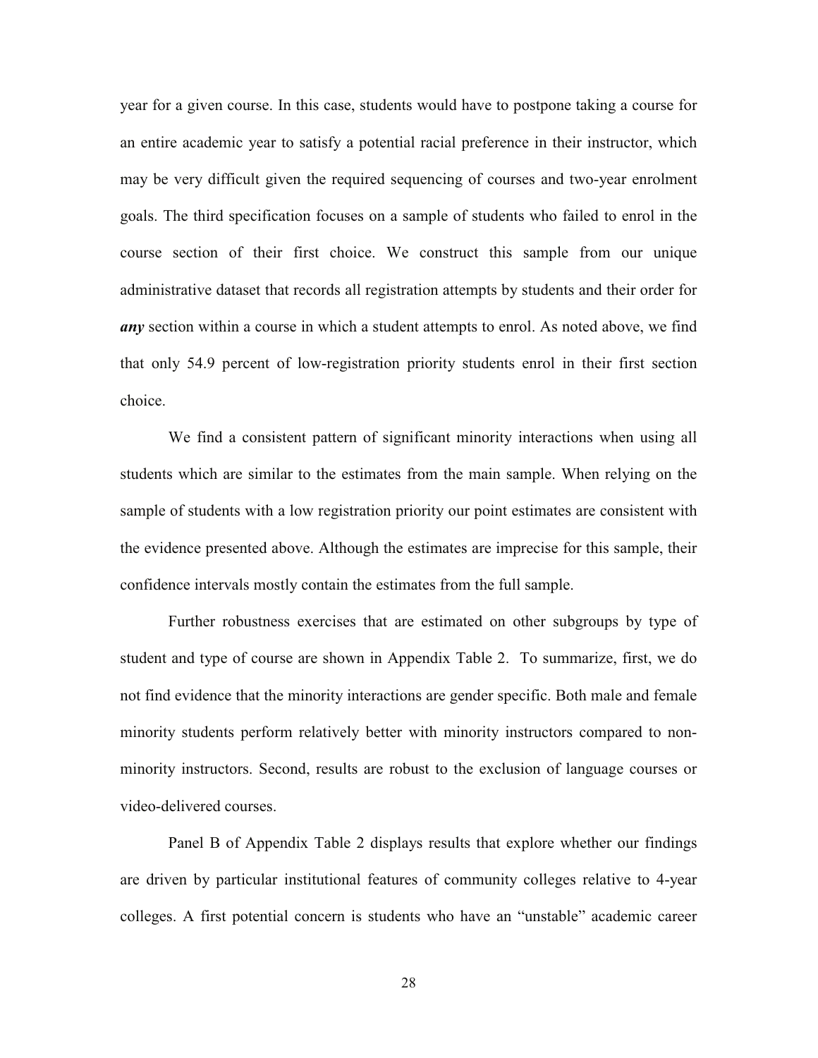year for a given course. In this case, students would have to postpone taking a course for an entire academic year to satisfy a potential racial preference in their instructor, which may be very difficult given the required sequencing of courses and two-year enrolment goals. The third specification focuses on a sample of students who failed to enrol in the course section of their first choice. We construct this sample from our unique administrative dataset that records all registration attempts by students and their order for ***any*** section within a course in which a student attempts to enrol. As noted above, we find that only 54.9 percent of low-registration priority students enrol in their first section choice.

We find a consistent pattern of significant minority interactions when using all students which are similar to the estimates from the main sample. When relying on the sample of students with a low registration priority our point estimates are consistent with the evidence presented above. Although the estimates are imprecise for this sample, their confidence intervals mostly contain the estimates from the full sample.

Further robustness exercises that are estimated on other subgroups by type of student and type of course are shown in Appendix Table 2. To summarize, first, we do not find evidence that the minority interactions are gender specific. Both male and female minority students perform relatively better with minority instructors compared to non-minority instructors. Second, results are robust to the exclusion of language courses or video-delivered courses.

Panel B of Appendix Table 2 displays results that explore whether our findings are driven by particular institutional features of community colleges relative to 4-year colleges. A first potential concern is students who have an "unstable" academic career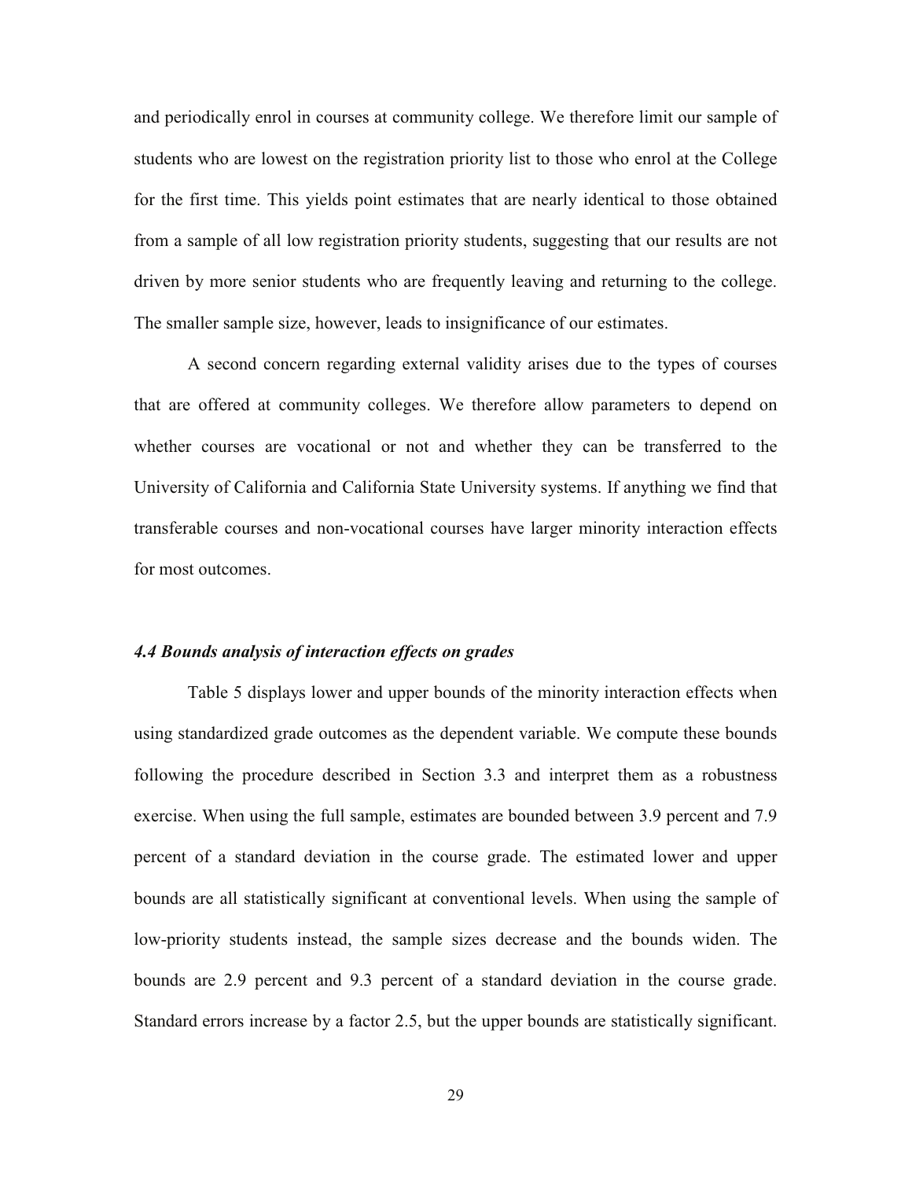and periodically enrol in courses at community college. We therefore limit our sample of students who are lowest on the registration priority list to those who enrol at the College for the first time. This yields point estimates that are nearly identical to those obtained from a sample of all low registration priority students, suggesting that our results are not driven by more senior students who are frequently leaving and returning to the college. The smaller sample size, however, leads to insignificance of our estimates.

A second concern regarding external validity arises due to the types of courses that are offered at community colleges. We therefore allow parameters to depend on whether courses are vocational or not and whether they can be transferred to the University of California and California State University systems. If anything we find that transferable courses and non-vocational courses have larger minority interaction effects for most outcomes.

### *4.4 Bounds analysis of interaction effects on grades*

Table 5 displays lower and upper bounds of the minority interaction effects when using standardized grade outcomes as the dependent variable. We compute these bounds following the procedure described in Section 3.3 and interpret them as a robustness exercise. When using the full sample, estimates are bounded between 3.9 percent and 7.9 percent of a standard deviation in the course grade. The estimated lower and upper bounds are all statistically significant at conventional levels. When using the sample of low-priority students instead, the sample sizes decrease and the bounds widen. The bounds are 2.9 percent and 9.3 percent of a standard deviation in the course grade. Standard errors increase by a factor 2.5, but the upper bounds are statistically significant.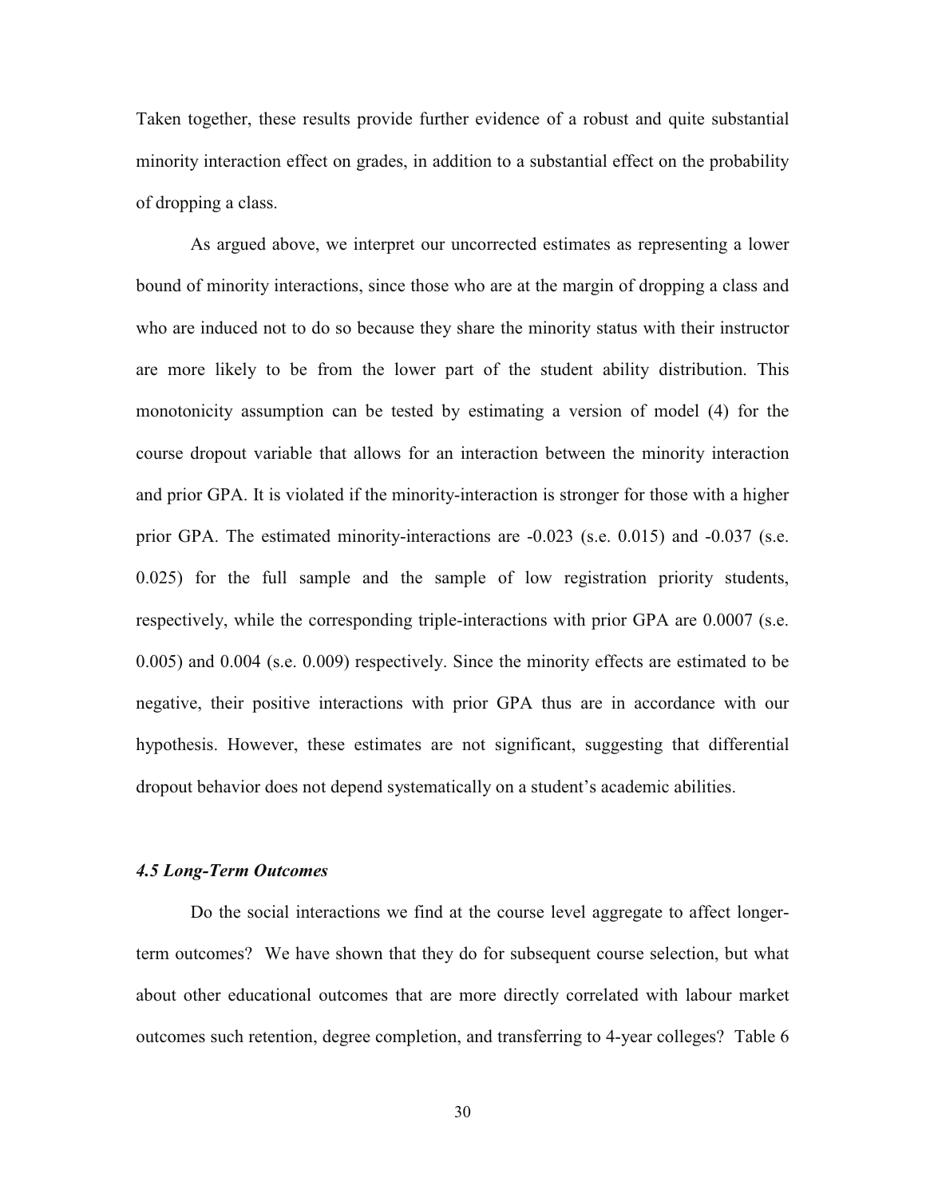Taken together, these results provide further evidence of a robust and quite substantial minority interaction effect on grades, in addition to a substantial effect on the probability of dropping a class.

As argued above, we interpret our uncorrected estimates as representing a lower bound of minority interactions, since those who are at the margin of dropping a class and who are induced not to do so because they share the minority status with their instructor are more likely to be from the lower part of the student ability distribution. This monotonicity assumption can be tested by estimating a version of model (4) for the course dropout variable that allows for an interaction between the minority interaction and prior GPA. It is violated if the minority-interaction is stronger for those with a higher prior GPA. The estimated minority-interactions are -0.023 (s.e. 0.015) and -0.037 (s.e. 0.025) for the full sample and the sample of low registration priority students, respectively, while the corresponding triple-interactions with prior GPA are 0.0007 (s.e. 0.005) and 0.004 (s.e. 0.009) respectively. Since the minority effects are estimated to be negative, their positive interactions with prior GPA thus are in accordance with our hypothesis. However, these estimates are not significant, suggesting that differential dropout behavior does not depend systematically on a student's academic abilities.

### *4.5 Long-Term Outcomes*

Do the social interactions we find at the course level aggregate to affect longer-term outcomes? We have shown that they do for subsequent course selection, but what about other educational outcomes that are more directly correlated with labour market outcomes such retention, degree completion, and transferring to 4-year colleges? Table 6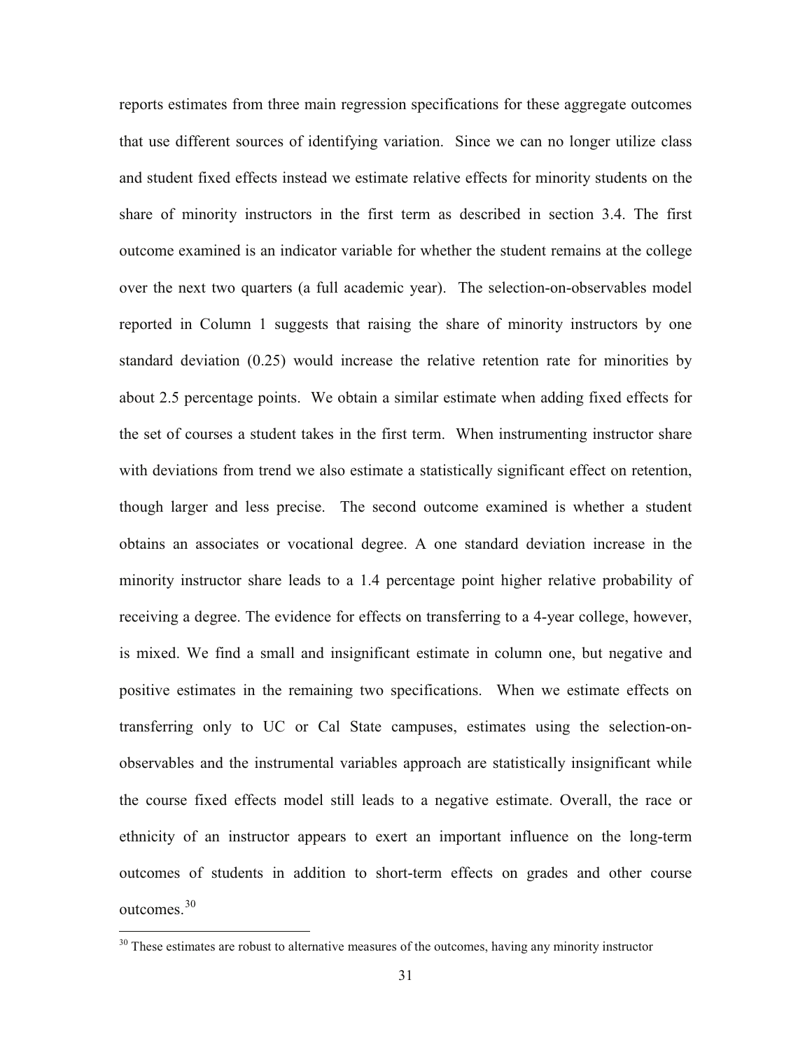reports estimates from three main regression specifications for these aggregate outcomes that use different sources of identifying variation. Since we can no longer utilize class and student fixed effects instead we estimate relative effects for minority students on the share of minority instructors in the first term as described in section 3.4. The first outcome examined is an indicator variable for whether the student remains at the college over the next two quarters (a full academic year). The selection-on-observables model reported in Column 1 suggests that raising the share of minority instructors by one standard deviation (0.25) would increase the relative retention rate for minorities by about 2.5 percentage points. We obtain a similar estimate when adding fixed effects for the set of courses a student takes in the first term. When instrumenting instructor share with deviations from trend we also estimate a statistically significant effect on retention, though larger and less precise. The second outcome examined is whether a student obtains an associates or vocational degree. A one standard deviation increase in the minority instructor share leads to a 1.4 percentage point higher relative probability of receiving a degree. The evidence for effects on transferring to a 4-year college, however, is mixed. We find a small and insignificant estimate in column one, but negative and positive estimates in the remaining two specifications. When we estimate effects on transferring only to UC or Cal State campuses, estimates using the selection-on-observables and the instrumental variables approach are statistically insignificant while the course fixed effects model still leads to a negative estimate. Overall, the race or ethnicity of an instructor appears to exert an important influence on the long-term outcomes of students in addition to short-term effects on grades and other course outcomes.[30]

[30] These estimates are robust to alternative measures of the outcomes, having any minority instructor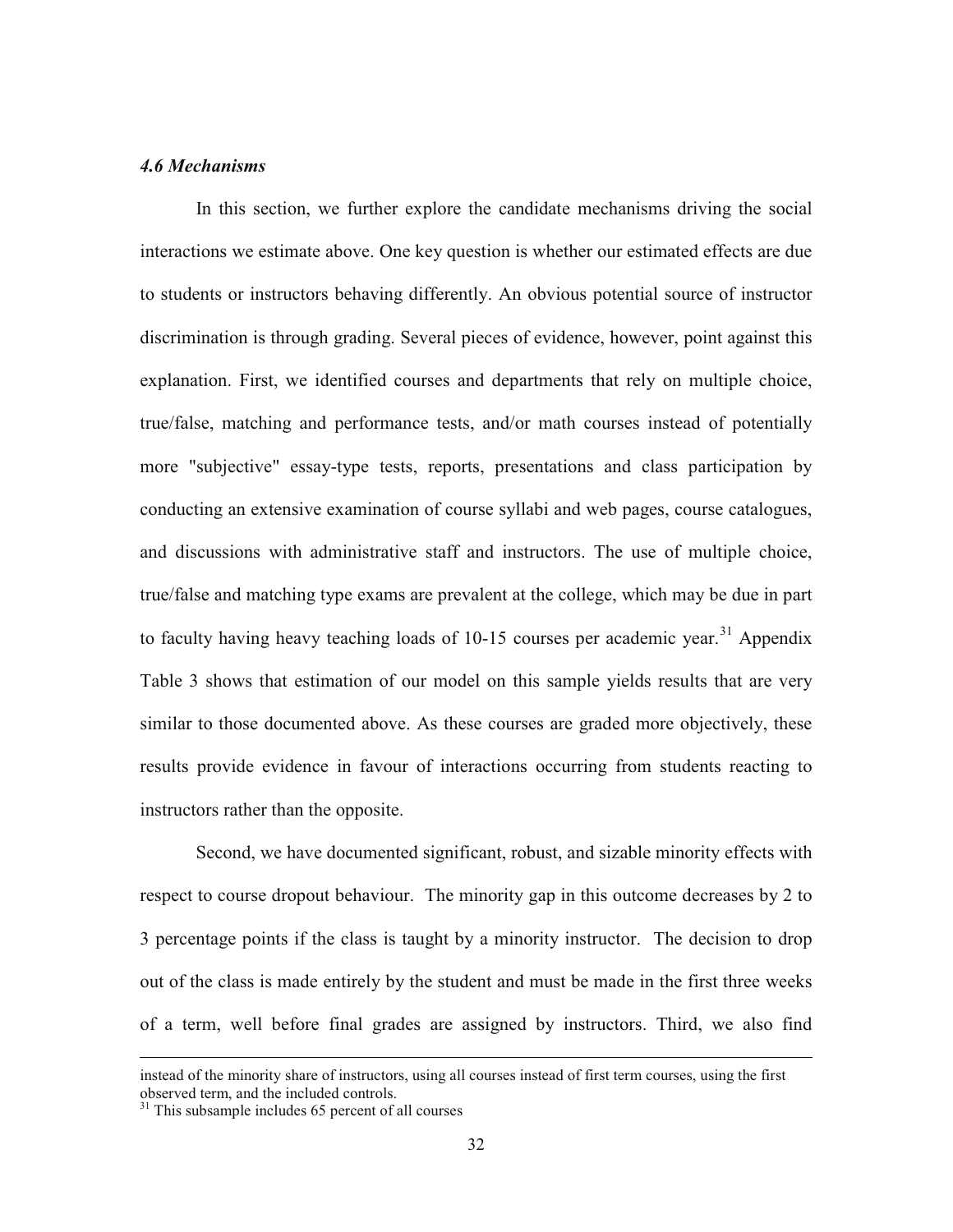### *4.6 Mechanisms*

In this section, we further explore the candidate mechanisms driving the social interactions we estimate above. One key question is whether our estimated effects are due to students or instructors behaving differently. An obvious potential source of instructor discrimination is through grading. Several pieces of evidence, however, point against this explanation. First, we identified courses and departments that rely on multiple choice, true/false, matching and performance tests, and/or math courses instead of potentially more "subjective" essay-type tests, reports, presentations and class participation by conducting an extensive examination of course syllabi and web pages, course catalogues, and discussions with administrative staff and instructors. The use of multiple choice, true/false and matching type exams are prevalent at the college, which may be due in part to faculty having heavy teaching loads of 10-15 courses per academic year.[31] Appendix Table 3 shows that estimation of our model on this sample yields results that are very similar to those documented above. As these courses are graded more objectively, these results provide evidence in favour of interactions occurring from students reacting to instructors rather than the opposite.

Second, we have documented significant, robust, and sizable minority effects with respect to course dropout behaviour. The minority gap in this outcome decreases by 2 to 3 percentage points if the class is taught by a minority instructor. The decision to drop out of the class is made entirely by the student and must be made in the first three weeks of a term, well before final grades are assigned by instructors. Third, we also find

---

instead of the minority share of instructors, using all courses instead of first term courses, using the first observed term, and the included controls.

[31] This subsample includes 65 percent of all courses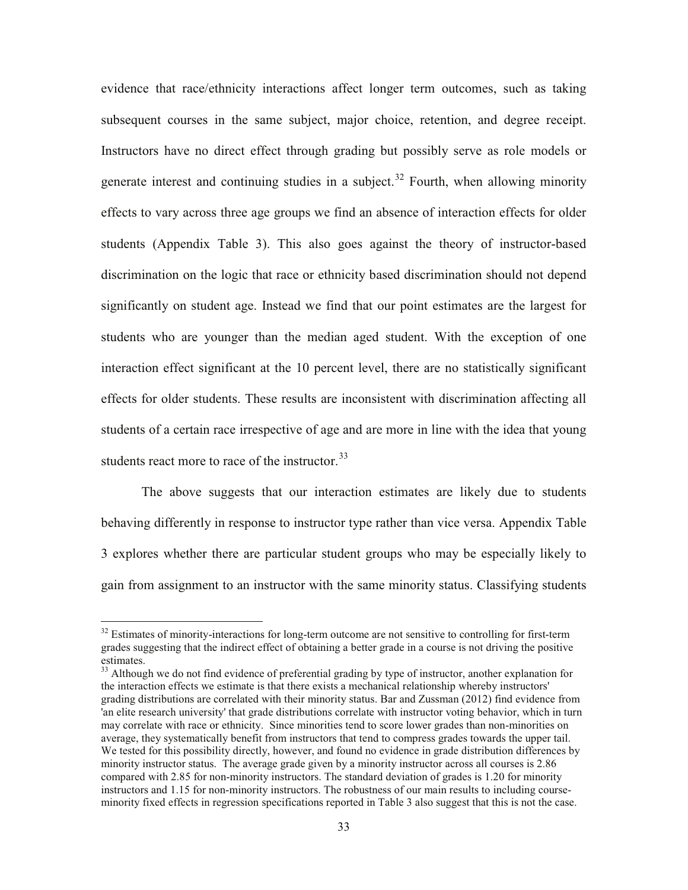evidence that race/ethnicity interactions affect longer term outcomes, such as taking subsequent courses in the same subject, major choice, retention, and degree receipt. Instructors have no direct effect through grading but possibly serve as role models or generate interest and continuing studies in a subject.[32] Fourth, when allowing minority effects to vary across three age groups we find an absence of interaction effects for older students (Appendix Table 3). This also goes against the theory of instructor-based discrimination on the logic that race or ethnicity based discrimination should not depend significantly on student age. Instead we find that our point estimates are the largest for students who are younger than the median aged student. With the exception of one interaction effect significant at the 10 percent level, there are no statistically significant effects for older students. These results are inconsistent with discrimination affecting all students of a certain race irrespective of age and are more in line with the idea that young students react more to race of the instructor.[33]

The above suggests that our interaction estimates are likely due to students behaving differently in response to instructor type rather than vice versa. Appendix Table 3 explores whether there are particular student groups who may be especially likely to gain from assignment to an instructor with the same minority status. Classifying students

---

[32] Estimates of minority-interactions for long-term outcome are not sensitive to controlling for first-term grades suggesting that the indirect effect of obtaining a better grade in a course is not driving the positive estimates.

[33] Although we do not find evidence of preferential grading by type of instructor, another explanation for the interaction effects we estimate is that there exists a mechanical relationship whereby instructors' grading distributions are correlated with their minority status. Bar and Zussman (2012) find evidence from 'an elite research university' that grade distributions correlate with instructor voting behavior, which in turn may correlate with race or ethnicity. Since minorities tend to score lower grades than non-minorities on average, they systematically benefit from instructors that tend to compress grades towards the upper tail. We tested for this possibility directly, however, and found no evidence in grade distribution differences by minority instructor status. The average grade given by a minority instructor across all courses is 2.86 compared with 2.85 for non-minority instructors. The standard deviation of grades is 1.20 for minority instructors and 1.15 for non-minority instructors. The robustness of our main results to including course-minority fixed effects in regression specifications reported in Table 3 also suggest that this is not the case.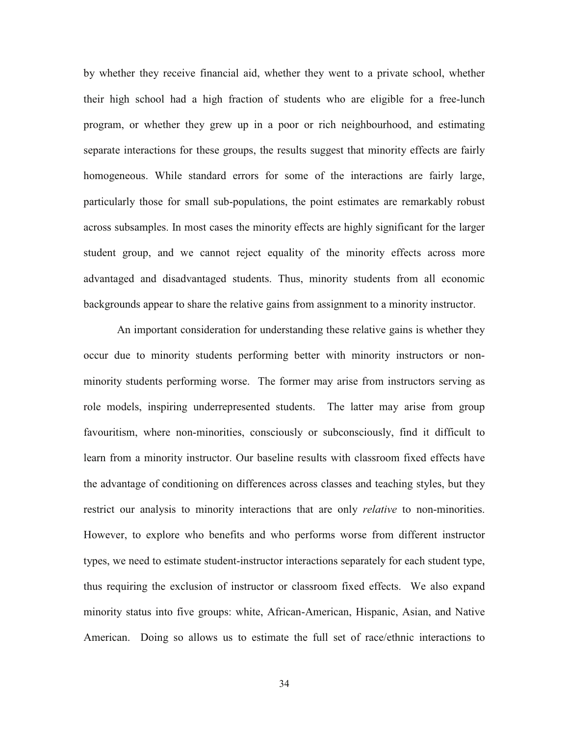by whether they receive financial aid, whether they went to a private school, whether their high school had a high fraction of students who are eligible for a free-lunch program, or whether they grew up in a poor or rich neighbourhood, and estimating separate interactions for these groups, the results suggest that minority effects are fairly homogeneous. While standard errors for some of the interactions are fairly large, particularly those for small sub-populations, the point estimates are remarkably robust across subsamples. In most cases the minority effects are highly significant for the larger student group, and we cannot reject equality of the minority effects across more advantaged and disadvantaged students. Thus, minority students from all economic backgrounds appear to share the relative gains from assignment to a minority instructor.

An important consideration for understanding these relative gains is whether they occur due to minority students performing better with minority instructors or non-minority students performing worse. The former may arise from instructors serving as role models, inspiring underrepresented students. The latter may arise from group favouritism, where non-minorities, consciously or subconsciously, find it difficult to learn from a minority instructor. Our baseline results with classroom fixed effects have the advantage of conditioning on differences across classes and teaching styles, but they restrict our analysis to minority interactions that are only *relative* to non-minorities. However, to explore who benefits and who performs worse from different instructor types, we need to estimate student-instructor interactions separately for each student type, thus requiring the exclusion of instructor or classroom fixed effects. We also expand minority status into five groups: white, African-American, Hispanic, Asian, and Native American. Doing so allows us to estimate the full set of race/ethnic interactions to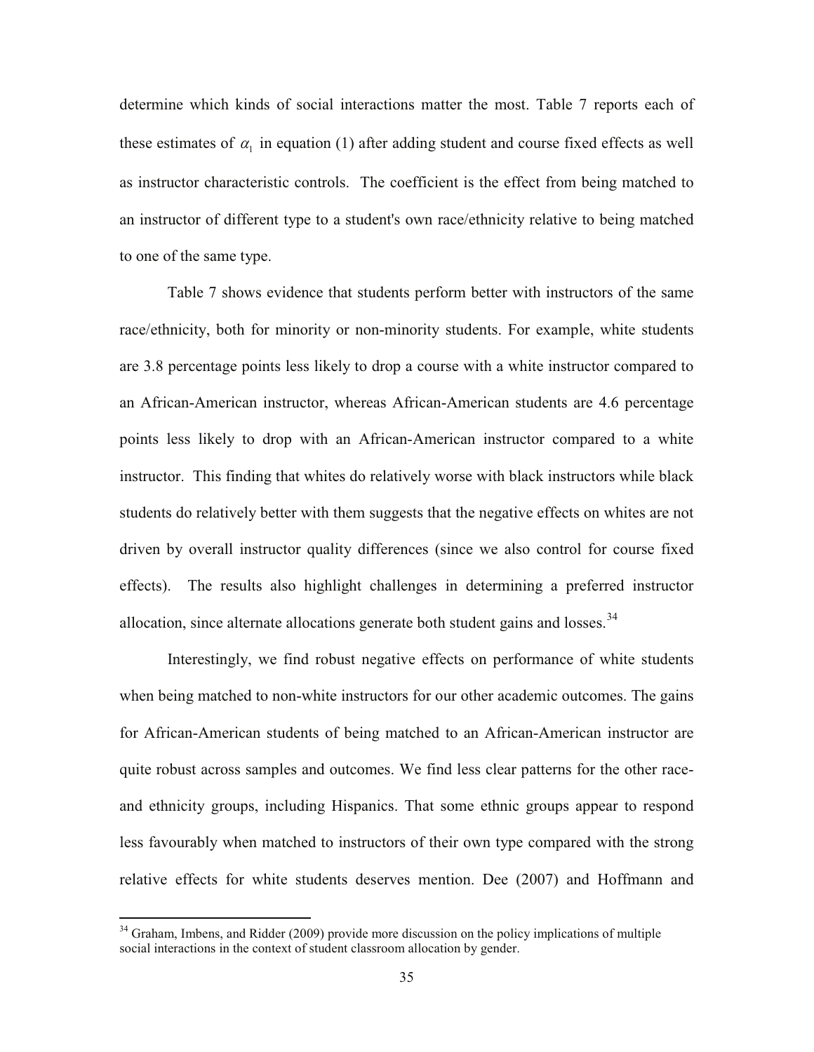determine which kinds of social interactions matter the most. Table 7 reports each of these estimates of $\alpha_1$ in equation (1) after adding student and course fixed effects as well as instructor characteristic controls. The coefficient is the effect from being matched to an instructor of different type to a student's own race/ethnicity relative to being matched to one of the same type.

Table 7 shows evidence that students perform better with instructors of the same race/ethnicity, both for minority or non-minority students. For example, white students are 3.8 percentage points less likely to drop a course with a white instructor compared to an African-American instructor, whereas African-American students are 4.6 percentage points less likely to drop with an African-American instructor compared to a white instructor. This finding that whites do relatively worse with black instructors while black students do relatively better with them suggests that the negative effects on whites are not driven by overall instructor quality differences (since we also control for course fixed effects). The results also highlight challenges in determining a preferred instructor allocation, since alternate allocations generate both student gains and losses.[34]

Interestingly, we find robust negative effects on performance of white students when being matched to non-white instructors for our other academic outcomes. The gains for African-American students of being matched to an African-American instructor are quite robust across samples and outcomes. We find less clear patterns for the other race- and ethnicity groups, including Hispanics. That some ethnic groups appear to respond less favourably when matched to instructors of their own type compared with the strong relative effects for white students deserves mention. Dee (2007) and Hoffmann and

[34] Graham, Imbens, and Ridder (2009) provide more discussion on the policy implications of multiple social interactions in the context of student classroom allocation by gender.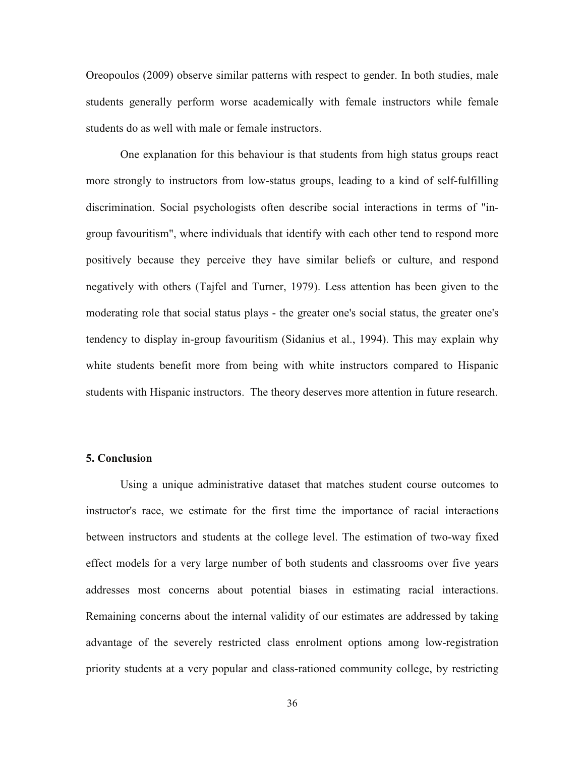Oreopoulos (2009) observe similar patterns with respect to gender. In both studies, male students generally perform worse academically with female instructors while female students do as well with male or female instructors.

One explanation for this behaviour is that students from high status groups react more strongly to instructors from low-status groups, leading to a kind of self-fulfilling discrimination. Social psychologists often describe social interactions in terms of "in-group favouritism", where individuals that identify with each other tend to respond more positively because they perceive they have similar beliefs or culture, and respond negatively with others (Tajfel and Turner, 1979). Less attention has been given to the moderating role that social status plays - the greater one's social status, the greater one's tendency to display in-group favouritism (Sidanius et al., 1994). This may explain why white students benefit more from being with white instructors compared to Hispanic students with Hispanic instructors. The theory deserves more attention in future research.

## 5. Conclusion

Using a unique administrative dataset that matches student course outcomes to instructor's race, we estimate for the first time the importance of racial interactions between instructors and students at the college level. The estimation of two-way fixed effect models for a very large number of both students and classrooms over five years addresses most concerns about potential biases in estimating racial interactions. Remaining concerns about the internal validity of our estimates are addressed by taking advantage of the severely restricted class enrolment options among low-registration priority students at a very popular and class-rationed community college, by restricting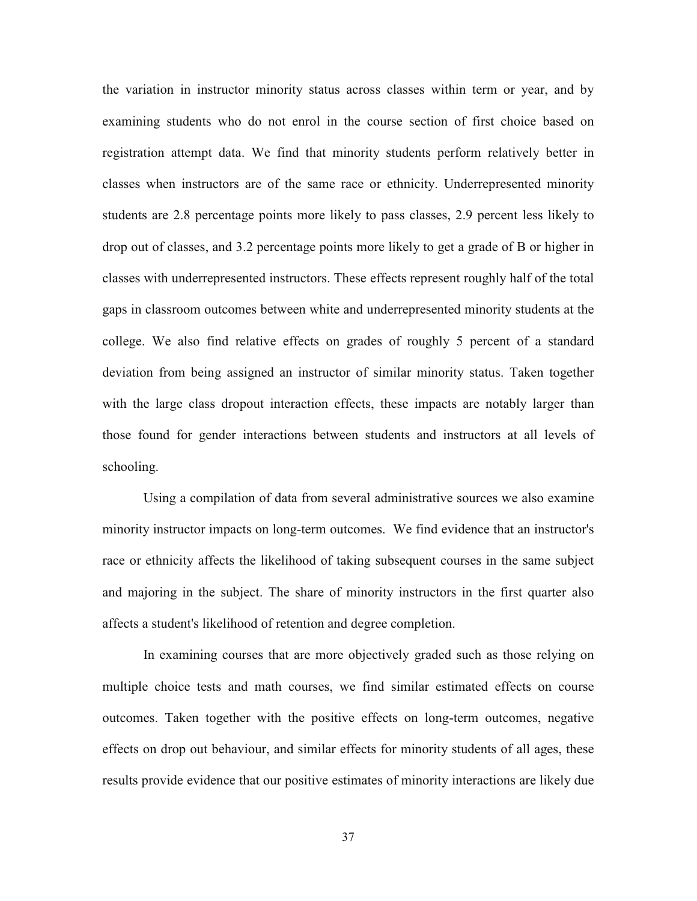the variation in instructor minority status across classes within term or year, and by examining students who do not enrol in the course section of first choice based on registration attempt data. We find that minority students perform relatively better in classes when instructors are of the same race or ethnicity. Underrepresented minority students are 2.8 percentage points more likely to pass classes, 2.9 percent less likely to drop out of classes, and 3.2 percentage points more likely to get a grade of B or higher in classes with underrepresented instructors. These effects represent roughly half of the total gaps in classroom outcomes between white and underrepresented minority students at the college. We also find relative effects on grades of roughly 5 percent of a standard deviation from being assigned an instructor of similar minority status. Taken together with the large class dropout interaction effects, these impacts are notably larger than those found for gender interactions between students and instructors at all levels of schooling.

Using a compilation of data from several administrative sources we also examine minority instructor impacts on long-term outcomes. We find evidence that an instructor's race or ethnicity affects the likelihood of taking subsequent courses in the same subject and majoring in the subject. The share of minority instructors in the first quarter also affects a student's likelihood of retention and degree completion.

In examining courses that are more objectively graded such as those relying on multiple choice tests and math courses, we find similar estimated effects on course outcomes. Taken together with the positive effects on long-term outcomes, negative effects on drop out behaviour, and similar effects for minority students of all ages, these results provide evidence that our positive estimates of minority interactions are likely due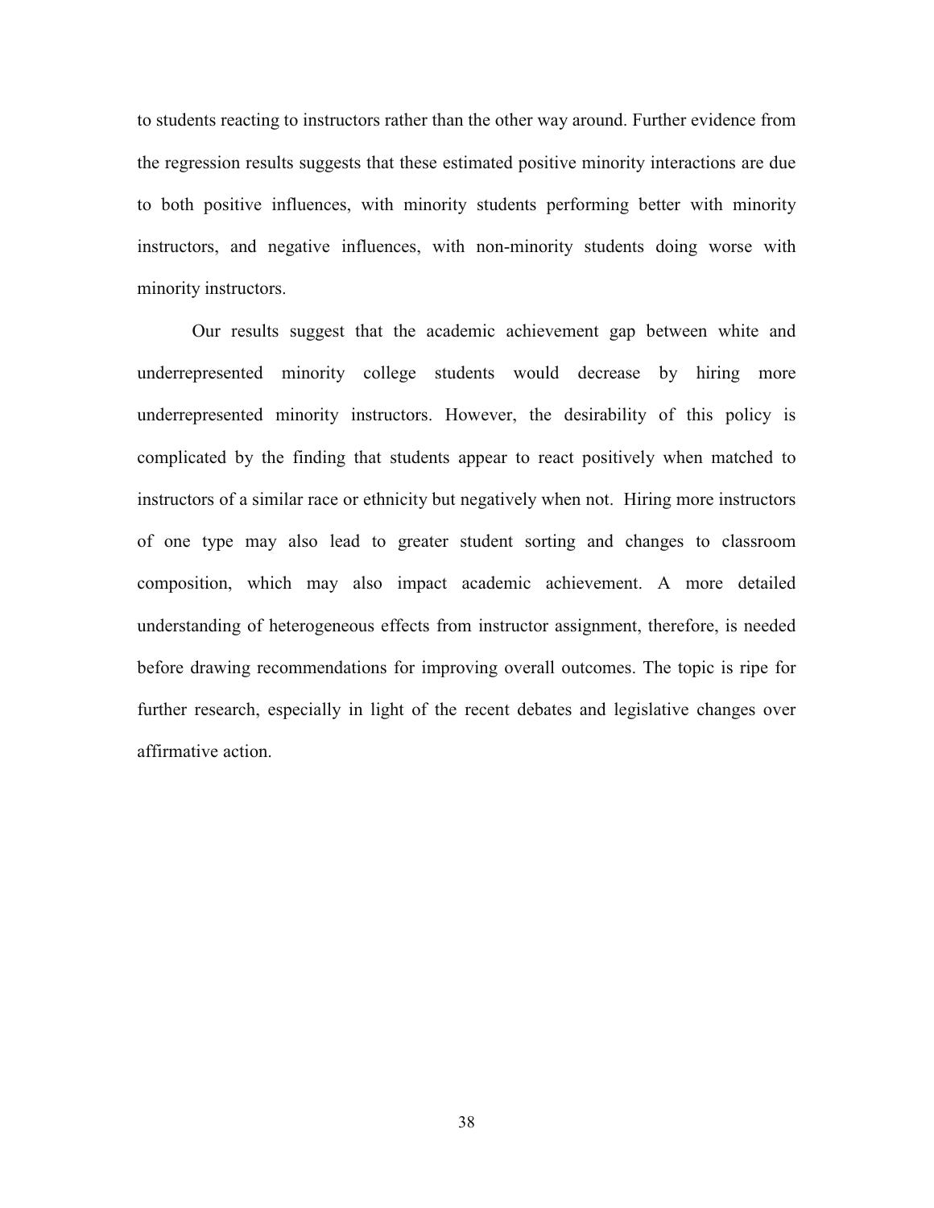to students reacting to instructors rather than the other way around. Further evidence from the regression results suggests that these estimated positive minority interactions are due to both positive influences, with minority students performing better with minority instructors, and negative influences, with non-minority students doing worse with minority instructors.

Our results suggest that the academic achievement gap between white and underrepresented minority college students would decrease by hiring more underrepresented minority instructors. However, the desirability of this policy is complicated by the finding that students appear to react positively when matched to instructors of a similar race or ethnicity but negatively when not. Hiring more instructors of one type may also lead to greater student sorting and changes to classroom composition, which may also impact academic achievement. A more detailed understanding of heterogeneous effects from instructor assignment, therefore, is needed before drawing recommendations for improving overall outcomes. The topic is ripe for further research, especially in light of the recent debates and legislative changes over affirmative action.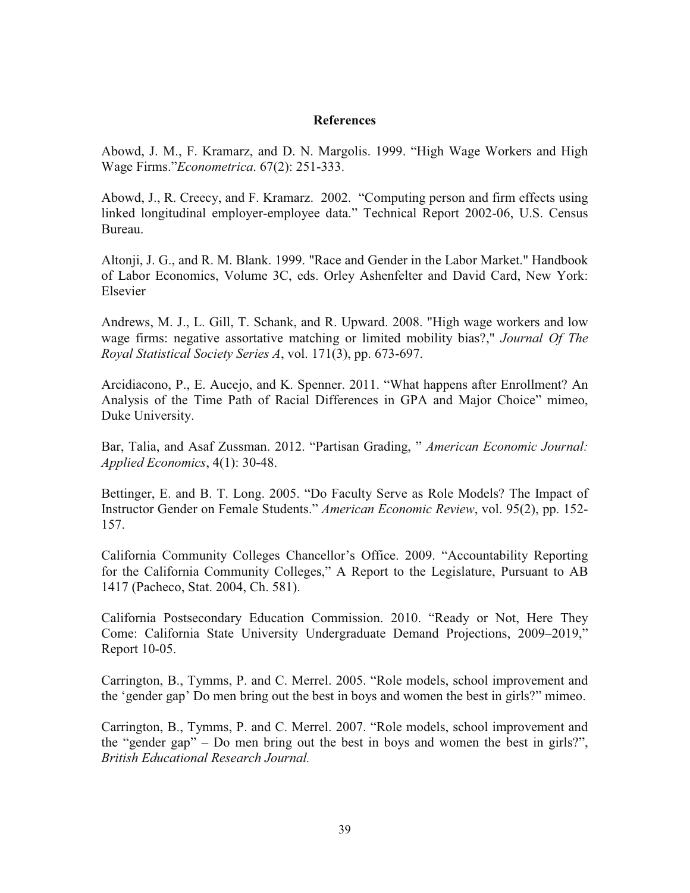## References

Abowd, J. M., F. Kramarz, and D. N. Margolis. 1999. "High Wage Workers and High Wage Firms."*Econometrica*. 67(2): 251-333.

Abowd, J., R. Creecy, and F. Kramarz. 2002. "Computing person and firm effects using linked longitudinal employer-employee data." Technical Report 2002-06, U.S. Census Bureau.

Altonji, J. G., and R. M. Blank. 1999. "Race and Gender in the Labor Market." Handbook of Labor Economics, Volume 3C, eds. Orley Ashenfelter and David Card, New York: Elsevier

Andrews, M. J., L. Gill, T. Schank, and R. Upward. 2008. "High wage workers and low wage firms: negative assortative matching or limited mobility bias?," *Journal Of The Royal Statistical Society Series A*, vol. 171(3), pp. 673-697.

Arcidiacono, P., E. Aucejo, and K. Spenner. 2011. "What happens after Enrollment? An Analysis of the Time Path of Racial Differences in GPA and Major Choice" mimeo, Duke University.

Bar, Talia, and Asaf Zussman. 2012. "Partisan Grading, " *American Economic Journal: Applied Economics*, 4(1): 30-48.

Bettinger, E. and B. T. Long. 2005. "Do Faculty Serve as Role Models? The Impact of Instructor Gender on Female Students." *American Economic Review*, vol. 95(2), pp. 152-157.

California Community Colleges Chancellor's Office. 2009. "Accountability Reporting for the California Community Colleges," A Report to the Legislature, Pursuant to AB 1417 (Pacheco, Stat. 2004, Ch. 581).

California Postsecondary Education Commission. 2010. "Ready or Not, Here They Come: California State University Undergraduate Demand Projections, 2009–2019," Report 10-05.

Carrington, B., Tymms, P. and C. Merrel. 2005. "Role models, school improvement and the 'gender gap' Do men bring out the best in boys and women the best in girls?" mimeo.

Carrington, B., Tymms, P. and C. Merrel. 2007. "Role models, school improvement and the "gender gap" – Do men bring out the best in boys and women the best in girls?", *British Educational Research Journal.*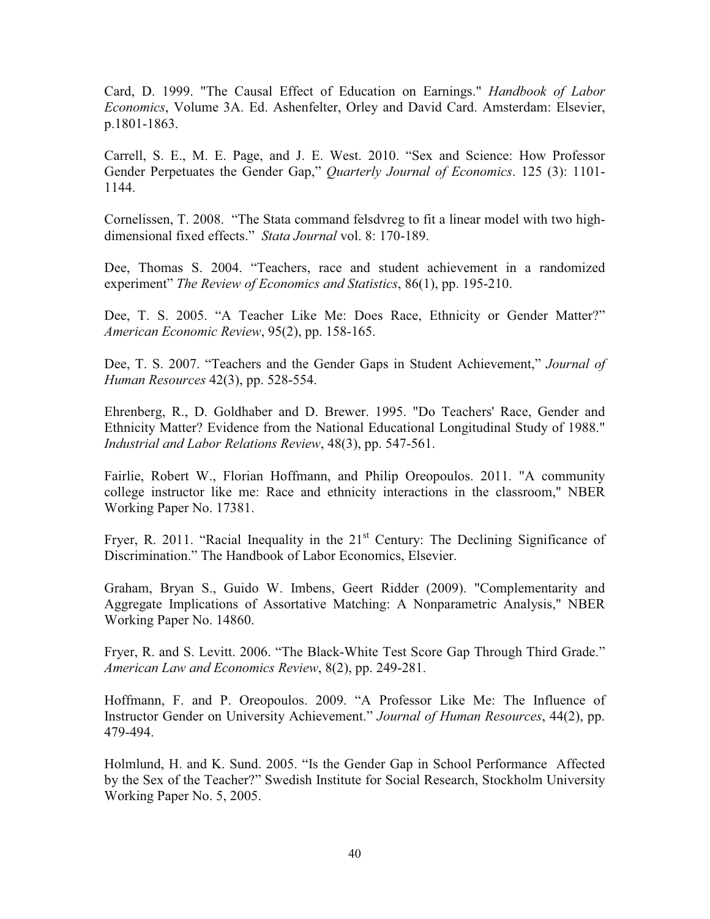Card, D. 1999. "The Causal Effect of Education on Earnings." *Handbook of Labor Economics*, Volume 3A. Ed. Ashenfelter, Orley and David Card. Amsterdam: Elsevier, p.1801-1863.

Carrell, S. E., M. E. Page, and J. E. West. 2010. "Sex and Science: How Professor Gender Perpetuates the Gender Gap," *Quarterly Journal of Economics*. 125 (3): 1101-1144.

Cornelissen, T. 2008. "The Stata command felsdvreg to fit a linear model with two high-dimensional fixed effects." *Stata Journal* vol. 8: 170-189.

Dee, Thomas S. 2004. "Teachers, race and student achievement in a randomized experiment" *The Review of Economics and Statistics*, 86(1), pp. 195-210.

Dee, T. S. 2005. "A Teacher Like Me: Does Race, Ethnicity or Gender Matter?" *American Economic Review*, 95(2), pp. 158-165.

Dee, T. S. 2007. "Teachers and the Gender Gaps in Student Achievement," *Journal of Human Resources* 42(3), pp. 528-554.

Ehrenberg, R., D. Goldhaber and D. Brewer. 1995. "Do Teachers' Race, Gender and Ethnicity Matter? Evidence from the National Educational Longitudinal Study of 1988." *Industrial and Labor Relations Review*, 48(3), pp. 547-561.

Fairlie, Robert W., Florian Hoffmann, and Philip Oreopoulos. 2011. "A community college instructor like me: Race and ethnicity interactions in the classroom," NBER Working Paper No. 17381.

Fryer, R. 2011. "Racial Inequality in the 21st Century: The Declining Significance of Discrimination." The Handbook of Labor Economics, Elsevier.

Graham, Bryan S., Guido W. Imbens, Geert Ridder (2009). "Complementarity and Aggregate Implications of Assortative Matching: A Nonparametric Analysis," NBER Working Paper No. 14860.

Fryer, R. and S. Levitt. 2006. "The Black-White Test Score Gap Through Third Grade." *American Law and Economics Review*, 8(2), pp. 249-281.

Hoffmann, F. and P. Oreopoulos. 2009. "A Professor Like Me: The Influence of Instructor Gender on University Achievement." *Journal of Human Resources*, 44(2), pp. 479-494.

Holmlund, H. and K. Sund. 2005. "Is the Gender Gap in School Performance Affected by the Sex of the Teacher?" Swedish Institute for Social Research, Stockholm University Working Paper No. 5, 2005.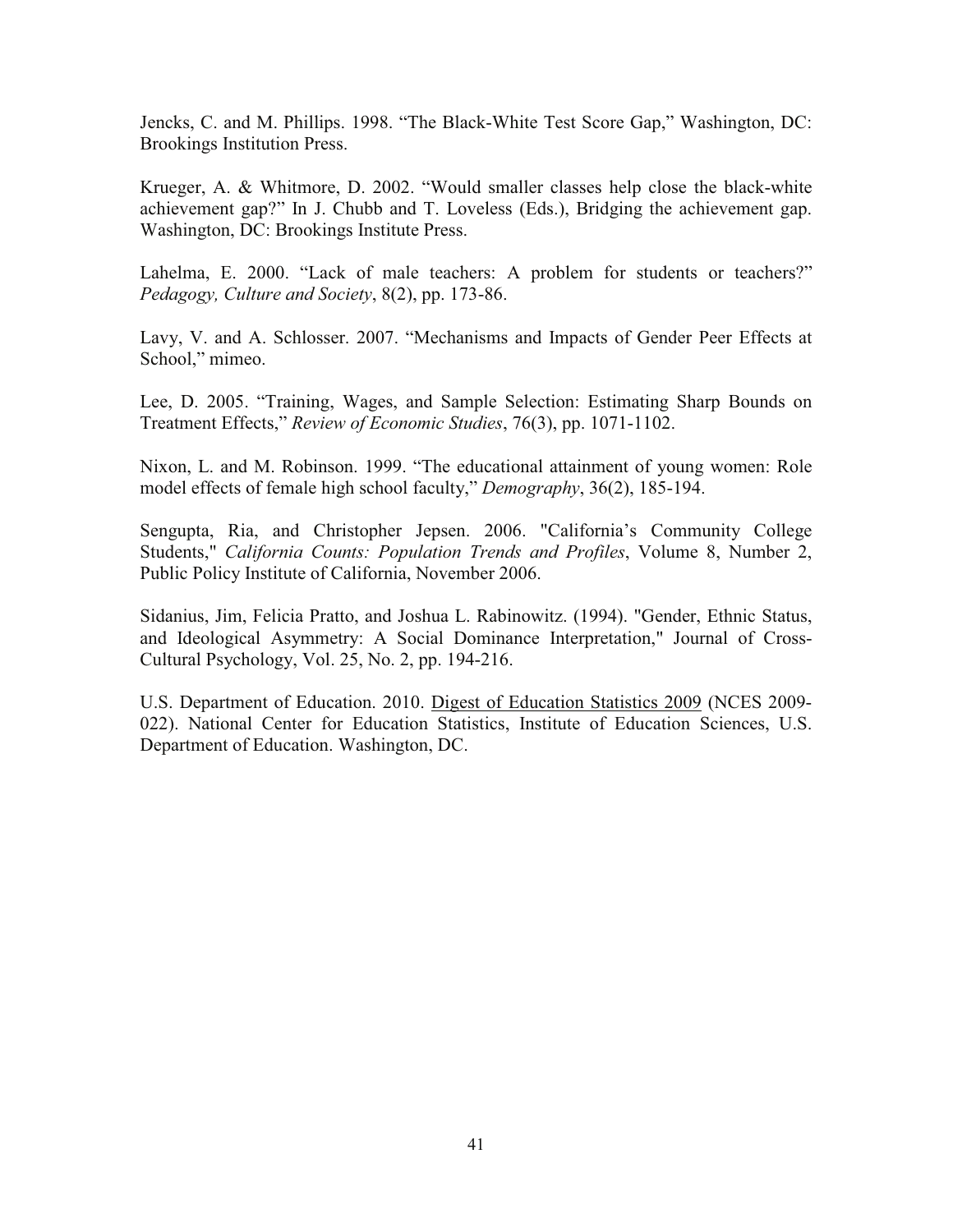Jencks, C. and M. Phillips. 1998. "The Black-White Test Score Gap," Washington, DC: Brookings Institution Press.

Krueger, A. & Whitmore, D. 2002. "Would smaller classes help close the black-white achievement gap?" In J. Chubb and T. Loveless (Eds.), Bridging the achievement gap. Washington, DC: Brookings Institute Press.

Lahelma, E. 2000. "Lack of male teachers: A problem for students or teachers?" *Pedagogy, Culture and Society*, 8(2), pp. 173-86.

Lavy, V. and A. Schlosser. 2007. "Mechanisms and Impacts of Gender Peer Effects at School," mimeo.

Lee, D. 2005. "Training, Wages, and Sample Selection: Estimating Sharp Bounds on Treatment Effects," *Review of Economic Studies*, 76(3), pp. 1071-1102.

Nixon, L. and M. Robinson. 1999. "The educational attainment of young women: Role model effects of female high school faculty," *Demography*, 36(2), 185-194.

Sengupta, Ria, and Christopher Jepsen. 2006. "California's Community College Students," *California Counts: Population Trends and Profiles*, Volume 8, Number 2, Public Policy Institute of California, November 2006.

Sidanius, Jim, Felicia Pratto, and Joshua L. Rabinowitz. (1994). "Gender, Ethnic Status, and Ideological Asymmetry: A Social Dominance Interpretation," Journal of Cross-Cultural Psychology, Vol. 25, No. 2, pp. 194-216.

U.S. Department of Education. 2010. Digest of Education Statistics 2009 (NCES 2009-022). National Center for Education Statistics, Institute of Education Sciences, U.S. Department of Education. Washington, DC.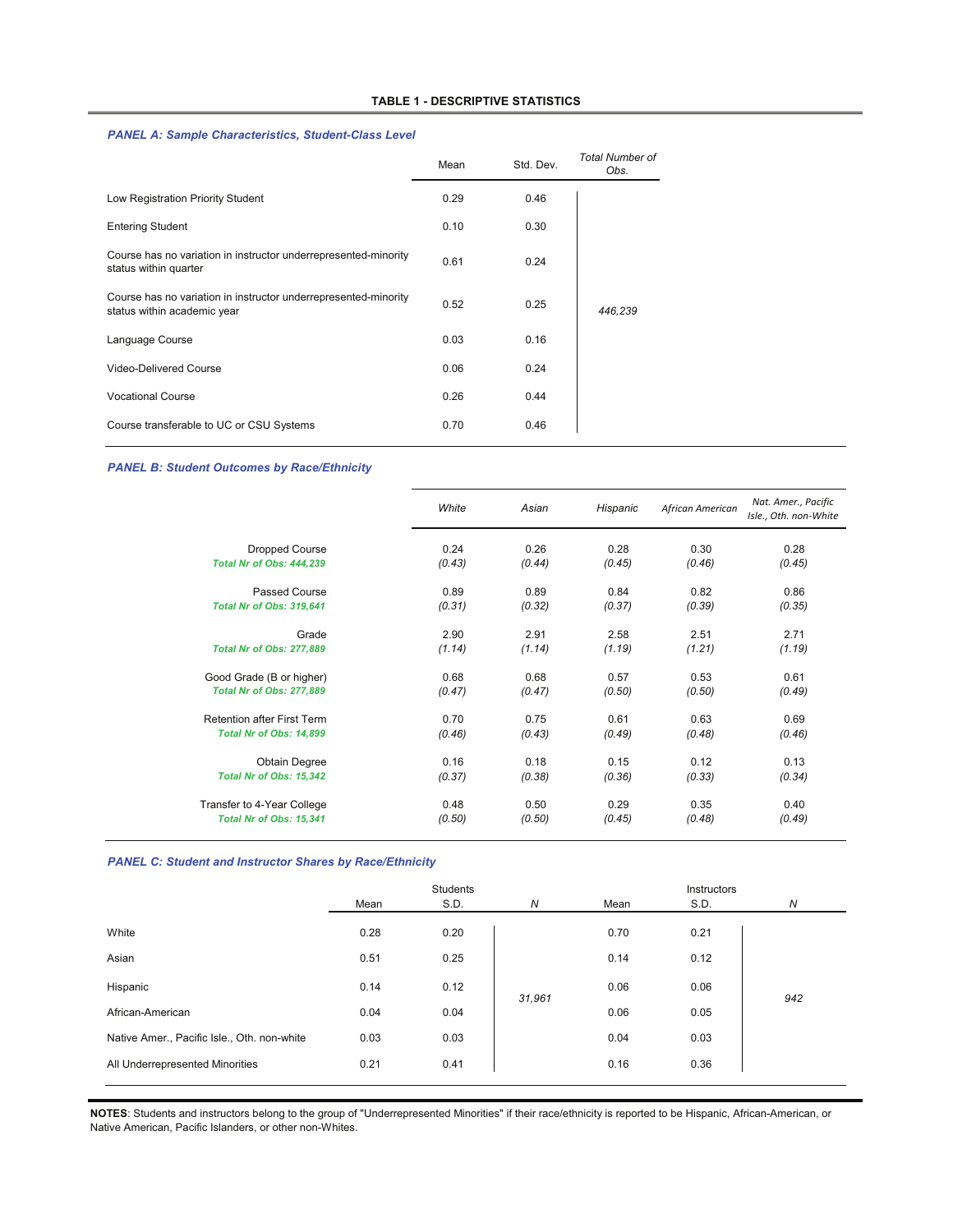**TABLE 1 - DESCRIPTIVE STATISTICS**

***PANEL A: Sample Characteristics, Student-Class Level***

| | Mean | Std. Dev. | *Total Number of Obs.* |
|---|---|---|---|
| Low Registration Priority Student | 0.29 | 0.46 | |
| Entering Student | 0.10 | 0.30 | |
| Course has no variation in instructor underrepresented-minority status within quarter | 0.61 | 0.24 | |
| Course has no variation in instructor underrepresented-minority status within academic year | 0.52 | 0.25 | *446,239* |
| Language Course | 0.03 | 0.16 | |
| Video-Delivered Course | 0.06 | 0.24 | |
| Vocational Course | 0.26 | 0.44 | |
| Course transferable to UC or CSU Systems | 0.70 | 0.46 | |

***PANEL B: Student Outcomes by Race/Ethnicity***

| | *White* | *Asian* | *Hispanic* | *African American* | *Nat. Amer., Pacific Isle., Oth. non-White* |
|---|---|---|---|---|---|
| Dropped Course | 0.24 | 0.26 | 0.28 | 0.30 | 0.28 |
| ***Total Nr of Obs: 444,239*** | *(0.43)* | *(0.44)* | *(0.45)* | *(0.46)* | *(0.45)* |
| Passed Course | 0.89 | 0.89 | 0.84 | 0.82 | 0.86 |
| ***Total Nr of Obs: 319,641*** | *(0.31)* | *(0.32)* | *(0.37)* | *(0.39)* | *(0.35)* |
| Grade | 2.90 | 2.91 | 2.58 | 2.51 | 2.71 |
| ***Total Nr of Obs: 277,889*** | *(1.14)* | *(1.14)* | *(1.19)* | *(1.21)* | *(1.19)* |
| Good Grade (B or higher) | 0.68 | 0.68 | 0.57 | 0.53 | 0.61 |
| ***Total Nr of Obs: 277,889*** | *(0.47)* | *(0.47)* | *(0.50)* | *(0.50)* | *(0.49)* |
| Retention after First Term | 0.70 | 0.75 | 0.61 | 0.63 | 0.69 |
| ***Total Nr of Obs: 14,899*** | *(0.46)* | *(0.43)* | *(0.49)* | *(0.48)* | *(0.46)* |
| Obtain Degree | 0.16 | 0.18 | 0.15 | 0.12 | 0.13 |
| ***Total Nr of Obs: 15,342*** | *(0.37)* | *(0.38)* | *(0.36)* | *(0.33)* | *(0.34)* |
| Transfer to 4-Year College | 0.48 | 0.50 | 0.29 | 0.35 | 0.40 |
| ***Total Nr of Obs: 15,341*** | *(0.50)* | *(0.50)* | *(0.45)* | *(0.48)* | *(0.49)* |

***PANEL C: Student and Instructor Shares by Race/Ethnicity***

| | Students | | | Instructors | | |
|---|---|---|---|---|---|---|
| | Mean | S.D. | *N* | Mean | S.D. | *N* |
| White | 0.28 | 0.20 | | 0.70 | 0.21 | |
| Asian | 0.51 | 0.25 | | 0.14 | 0.12 | |
| Hispanic | 0.14 | 0.12 | *31,961* | 0.06 | 0.06 | *942* |
| African-American | 0.04 | 0.04 | | 0.06 | 0.05 | |
| Native Amer., Pacific Isle., Oth. non-white | 0.03 | 0.03 | | 0.04 | 0.03 | |
| All Underrepresented Minorities | 0.21 | 0.41 | | 0.16 | 0.36 | |

**NOTES**: Students and instructors belong to the group of "Underrepresented Minorities" if their race/ethnicity is reported to be Hispanic, African-American, or Native American, Pacific Islanders, or other non-Whites.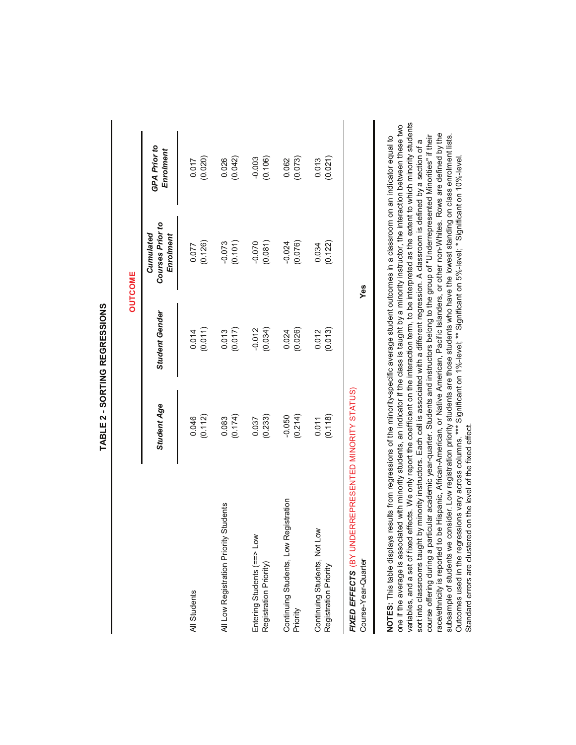# TABLE 2 - SORTING REGRESSIONS

| | OUTCOME | | | |
|---|---|---|---|---|
| | *Student Age* | *Student Gender* | *Cumulated Courses Prior to Enrolment* | *GPA Prior to Enrolment* |
| All Students | 0.046<br>(0.112) | 0.014<br>(0.011) | 0.077<br>(0.126) | 0.017<br>(0.020) |
| All Low Registration Priority Students | 0.083<br>(0.174) | 0.013<br>(0.017) | -0.073<br>(0.101) | 0.026<br>(0.042) |
| Entering Students (==> Low Registration Priority) | 0.037<br>(0.233) | -0.012<br>(0.034) | -0.070<br>(0.081) | -0.003<br>(0.106) |
| Continuing Students, Low Registration Priority | -0.050<br>(0.214) | 0.024<br>(0.026) | -0.024<br>(0.076) | 0.062<br>(0.073) |
| Continuing Students, Not Low Registration Priority | 0.011<br>(0.118) | 0.012<br>(0.013) | 0.034<br>(0.122) | 0.013<br>(0.021) |
| ***FIXED EFFECTS*** (BY UNDERREPRESENTED MINORITY STATUS) | | | | |
| Course-Year-Quarter | | | **Yes** | |

**NOTES:** This table displays results from regressions of the minority-specific average student outcomes in a classroom on an indicator equal to one if the average is associated with minority students, an indicator if the class is taught by a minority instructor, the interaction between these two variables, and a set of fixed effects. We only report the coefficient on the interaction term, to be interpreted as the extent to which minority students sort into classrooms taught by minority instructors. Each cell is associated with a different regression. A classroom is defined by a section of a course offering during a particular academic year-quarter. Students and instructors belong to the group of "Underrepresented Minorities" if their race/ethnicity is reported to be Hispanic, African-American, or Native American, Pacific Islanders, or other non-Whites. Rows are defined by the subsample of students we consider. Low registration priority students are those students who have the lowest standing on class enrolment lists. Outcomes used in the regressions vary across columns. *** Significant on 1%-level; ** Significant on 5%-level; * Significant on 10%-level. Standard errors are clustered on the level of the fixed effect.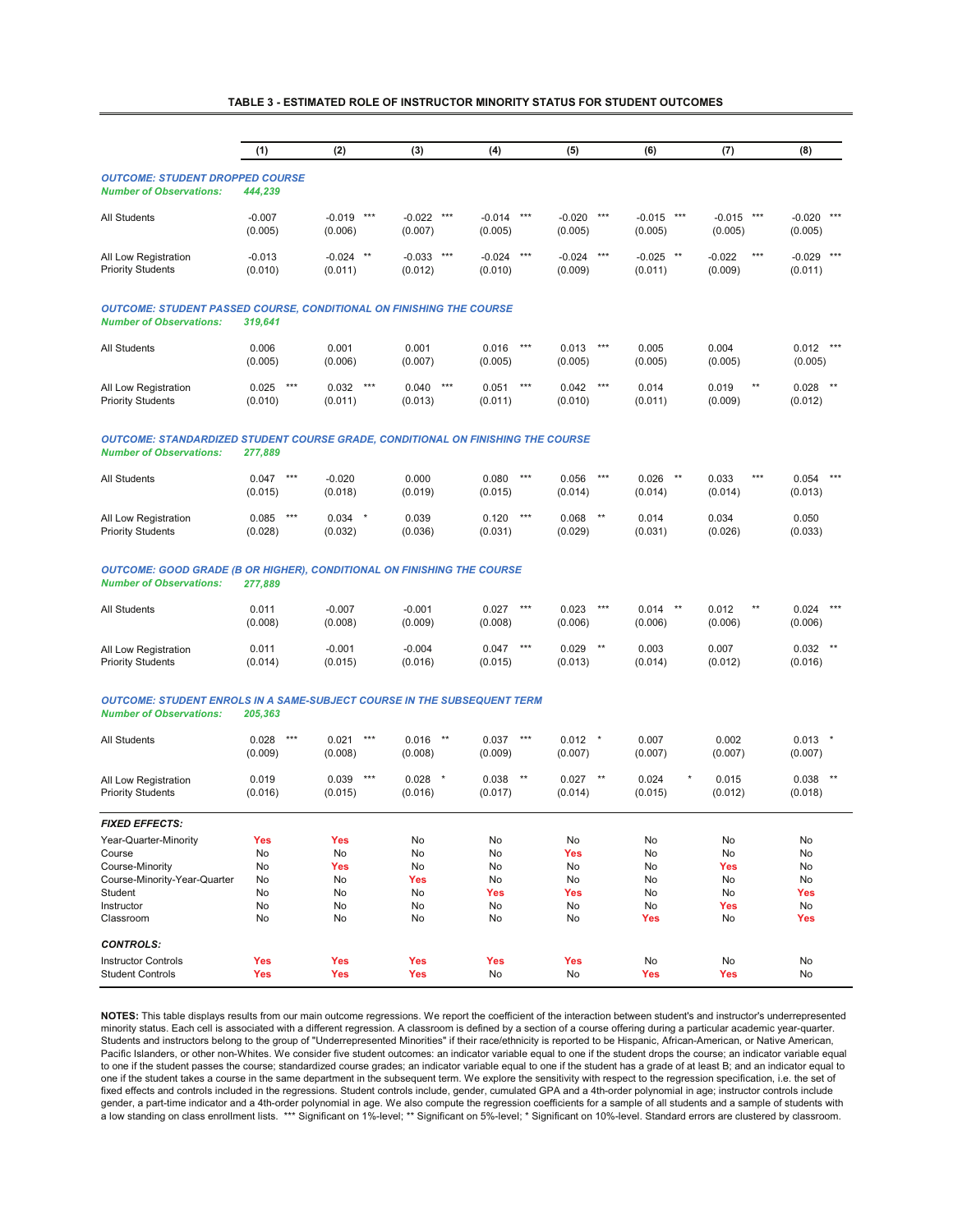**TABLE 3 - ESTIMATED ROLE OF INSTRUCTOR MINORITY STATUS FOR STUDENT OUTCOMES**

| | (1) | (2) | (3) | (4) | (5) | (6) | (7) | (8) |
|---|---|---|---|---|---|---|---|---|
| ***OUTCOME: STUDENT DROPPED COURSE*** | | | | | | | | |
| ***Number of Observations:*** | ***444,239*** | | | | | | | |
| All Students | -0.007 | -0.019 *** | -0.022 *** | -0.014 *** | -0.020 *** | -0.015 *** | -0.015 *** | -0.020 *** |
| | (0.005) | (0.006) | (0.007) | (0.005) | (0.005) | (0.005) | (0.005) | (0.005) |
| All Low Registration Priority Students | -0.013 | -0.024 ** | -0.033 *** | -0.024 *** | -0.024 *** | -0.025 ** | -0.022 *** | -0.029 *** |
| | (0.010) | (0.011) | (0.012) | (0.010) | (0.009) | (0.011) | (0.009) | (0.011) |
| ***OUTCOME: STUDENT PASSED COURSE, CONDITIONAL ON FINISHING THE COURSE*** | | | | | | | | |
| ***Number of Observations:*** | ***319,641*** | | | | | | | |
| All Students | 0.006 | 0.001 | 0.001 | 0.016 *** | 0.013 *** | 0.005 | 0.004 | 0.012 *** |
| | (0.005) | (0.006) | (0.007) | (0.005) | (0.005) | (0.005) | (0.005) | (0.005) |
| All Low Registration Priority Students | 0.025 *** | 0.032 *** | 0.040 *** | 0.051 *** | 0.042 *** | 0.014 | 0.019 ** | 0.028 ** |
| | (0.010) | (0.011) | (0.013) | (0.011) | (0.010) | (0.011) | (0.009) | (0.012) |
| ***OUTCOME: STANDARDIZED STUDENT COURSE GRADE, CONDITIONAL ON FINISHING THE COURSE*** | | | | | | | | |
| ***Number of Observations:*** | ***277,889*** | | | | | | | |
| All Students | 0.047 *** | -0.020 | 0.000 | 0.080 *** | 0.056 *** | 0.026 ** | 0.033 *** | 0.054 *** |
| | (0.015) | (0.018) | (0.019) | (0.015) | (0.014) | (0.014) | (0.014) | (0.013) |
| All Low Registration Priority Students | 0.085 *** | 0.034 * | 0.039 | 0.120 *** | 0.068 ** | 0.014 | 0.034 | 0.050 |
| | (0.028) | (0.032) | (0.036) | (0.031) | (0.029) | (0.031) | (0.026) | (0.033) |
| ***OUTCOME: GOOD GRADE (B OR HIGHER), CONDITIONAL ON FINISHING THE COURSE*** | | | | | | | | |
| ***Number of Observations:*** | ***277,889*** | | | | | | | |
| All Students | 0.011 | -0.007 | -0.001 | 0.027 *** | 0.023 *** | 0.014 ** | 0.012 ** | 0.024 *** |
| | (0.008) | (0.008) | (0.009) | (0.008) | (0.006) | (0.006) | (0.006) | (0.006) |
| All Low Registration Priority Students | 0.011 | -0.001 | -0.004 | 0.047 *** | 0.029 ** | 0.003 | 0.007 | 0.032 ** |
| | (0.014) | (0.015) | (0.016) | (0.015) | (0.013) | (0.014) | (0.012) | (0.016) |
| ***OUTCOME: STUDENT ENROLS IN A SAME-SUBJECT COURSE IN THE SUBSEQUENT TERM*** | | | | | | | | |
| ***Number of Observations:*** | ***205,363*** | | | | | | | |
| All Students | 0.028 *** | 0.021 *** | 0.016 ** | 0.037 *** | 0.012 * | 0.007 | 0.002 | 0.013 * |
| | (0.009) | (0.008) | (0.008) | (0.009) | (0.007) | (0.007) | (0.007) | (0.007) |
| All Low Registration Priority Students | 0.019 | 0.039 *** | 0.028 * | 0.038 ** | 0.027 ** | 0.024 * | 0.015 | 0.038 ** |
| | (0.016) | (0.015) | (0.016) | (0.017) | (0.014) | (0.015) | (0.012) | (0.018) |
| ***FIXED EFFECTS:*** | | | | | | | | |
| Year-Quarter-Minority | Yes | Yes | No | No | No | No | No | No |
| Course | No | No | No | No | Yes | No | No | No |
| Course-Minority | No | Yes | No | No | No | No | Yes | No |
| Course-Minority-Year-Quarter | No | No | Yes | No | No | No | No | No |
| Student | No | No | No | Yes | Yes | No | No | Yes |
| Instructor | No | No | No | No | No | No | Yes | No |
| Classroom | No | No | No | No | No | Yes | No | Yes |
| ***CONTROLS:*** | | | | | | | | |
| Instructor Controls | Yes | Yes | Yes | Yes | Yes | No | No | No |
| Student Controls | Yes | Yes | Yes | No | No | Yes | Yes | No |

**NOTES:** This table displays results from our main outcome regressions. We report the coefficient of the interaction between student's and instructor's underrepresented minority status. Each cell is associated with a different regression. A classroom is defined by a section of a course offering during a particular academic year-quarter. Students and instructors belong to the group of "Underrepresented Minorities" if their race/ethnicity is reported to be Hispanic, African-American, or Native American, Pacific Islanders, or other non-Whites. We consider five student outcomes: an indicator variable equal to one if the student drops the course; an indicator variable equal to one if the student passes the course; standardized course grades; an indicator variable equal to one if the student has a grade of at least B; and an indicator equal to one if the student takes a course in the same department in the subsequent term. We explore the sensitivity with respect to the regression specification, i.e. the set of fixed effects and controls included in the regressions. Student controls include, gender, cumulated GPA and a 4th-order polynomial in age; instructor controls include gender, a part-time indicator and a 4th-order polynomial in age. We also compute the regression coefficients for a sample of all students and a sample of students with a low standing on class enrollment lists. *** Significant on 1%-level; ** Significant on 5%-level; * Significant on 10%-level. Standard errors are clustered by classroom.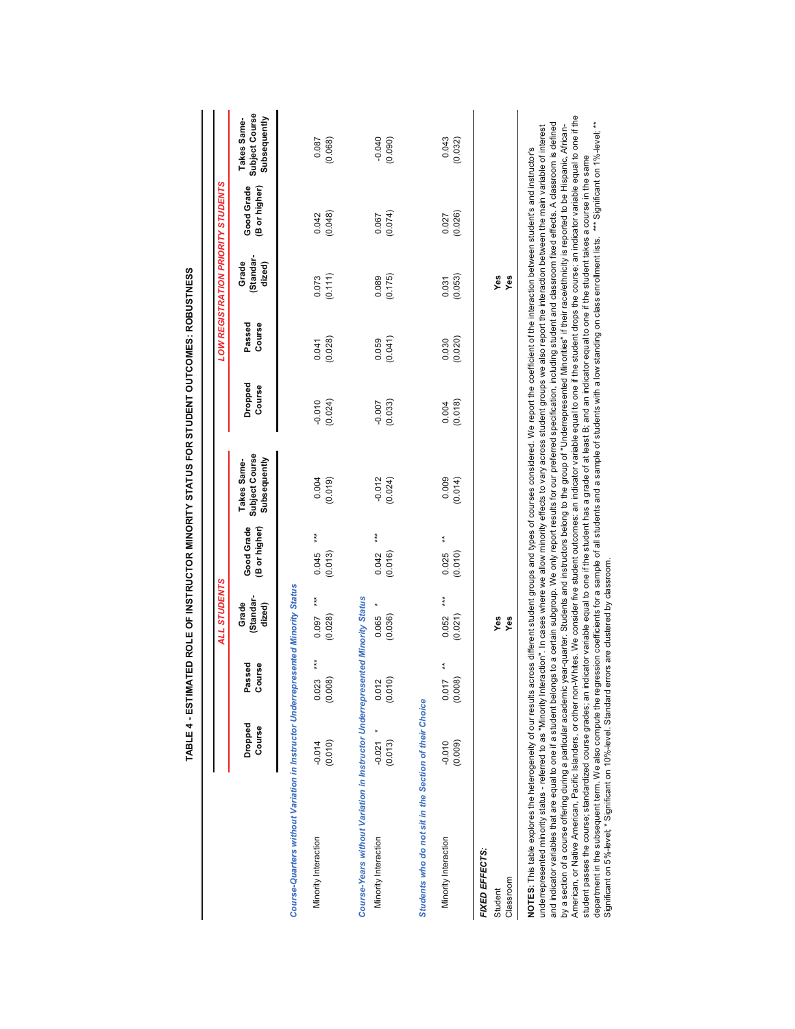# TABLE 4 - ESTIMATED ROLE OF INSTRUCTOR MINORITY STATUS FOR STUDENT OUTCOMES: ROBUSTNESS

| | ALL STUDENTS | | | | | LOW REGISTRATION PRIORITY STUDENTS | | | | |
|---|---|---|---|---|---|---|---|---|---|---|
| | Dropped Course | Passed Course | Grade (Standardized) | Good Grade (B or higher) | Takes Same-Subject Course Subsequently | Dropped Course | Passed Course | Grade (Standardized) | Good Grade (B or higher) | Takes Same-Subject Course Subsequently |
| ***Course-Quarters without Variation in Instructor Underrepresented Minority Status*** | | | | | | | | | | |
| Minority Interaction | -0.014 | 0.023 *** | 0.097 *** | 0.045 *** | 0.004 | -0.010 | 0.041 | 0.073 | 0.042 | 0.087 |
| | (0.010) | (0.008) | (0.028) | (0.013) | (0.019) | (0.024) | (0.028) | (0.111) | (0.048) | (0.068) |
| ***Course-Years without Variation in Instructor Underrepresented Minority Status*** | | | | | | | | | | |
| Minority Interaction | -0.021 * | 0.012 | 0.065 * | 0.042 *** | -0.012 | -0.007 | 0.059 | 0.089 | 0.067 | -0.040 |
| | (0.013) | (0.010) | (0.036) | (0.016) | (0.024) | (0.033) | (0.041) | (0.175) | (0.074) | (0.090) |
| ***Students who do not sit in the Section of their Choice*** | | | | | | | | | | |
| Minority Interaction | -0.010 | 0.017 ** | 0.052 *** | 0.025 ** | 0.009 | 0.004 | 0.030 | 0.031 | 0.027 | 0.043 |
| | (0.009) | (0.008) | (0.021) | (0.010) | (0.014) | (0.018) | (0.020) | (0.053) | (0.026) | (0.032) |
| ***FIXED EFFECTS:*** | | | | | | | | | | |
| Student | | | Yes | | | | | Yes | | |
| Classroom | | | Yes | | | | | Yes | | |

**NOTES:** This table explores the heterogeneity of our results across different student groups and types of courses considered. We report the coefficient of the interaction between student's and instructor's underrepresented minority status - referred to as "Minority Interaction". In cases where we allow minority effects to vary across student groups we also report the interaction between the main variable of interest and indicator variables that are equal to one if a student belongs to a certain subgroup. We only report results for our preferred specification, including student and classroom fixed effects. A classroom is defined by a section of a course offering during a particular academic year-quarter. Students and instructors belong to the group of "Underrepresented Minorities" if their race/ethnicity is reported to be Hispanic, African-American, or Native American, Pacific Islanders, or other non-Whites. We consider five student outcomes: an indicator variable equal to one if the student drops the course; an indicator variable equal to one if the student passes the course; standardized course grades; an indicator variable equal to one if the student has a grade of at least B; and an indicator equal to one if the student takes a course in the same department in the subsequent term. We also compute the regression coefficients for a sample of all students and a sample of students with a low standing on class enrollment lists. *** Significant on 1%-level; ** Significant on 5%-level; * Significant on 10%-level. Standard errors are clustered by classroom.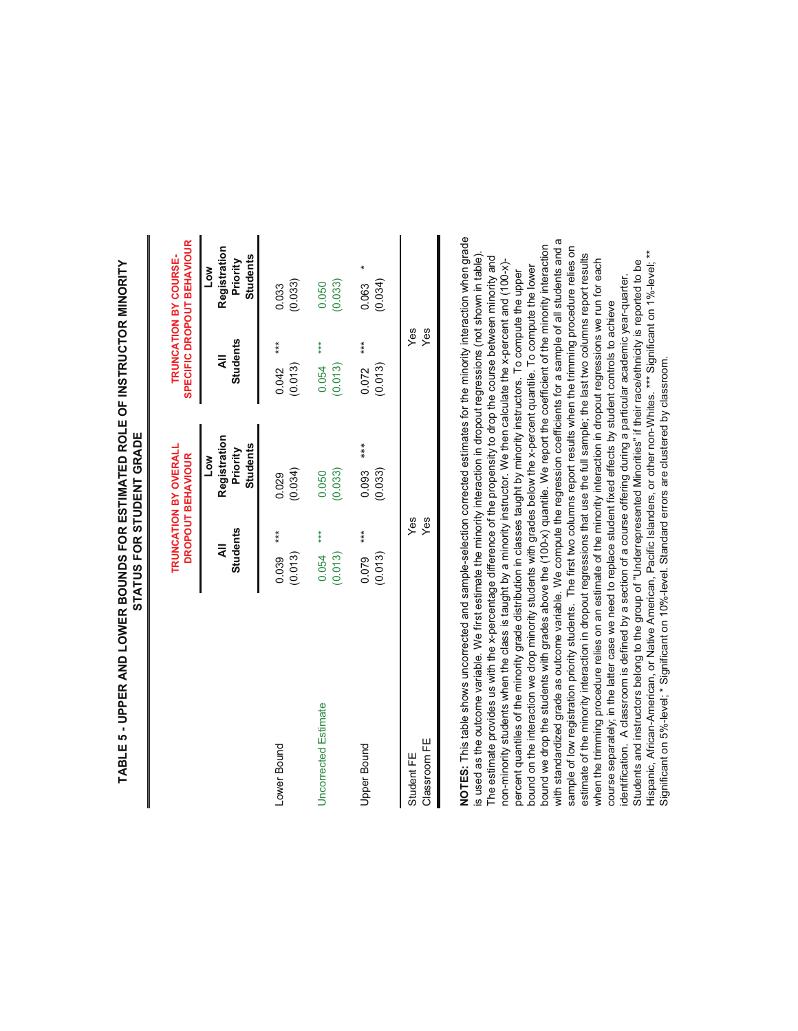# TABLE 5 - UPPER AND LOWER BOUNDS FOR ESTIMATED ROLE OF INSTRUCTOR MINORITY STATUS FOR STUDENT GRADE

| | TRUNCATION BY OVERALL DROPOUT BEHAVIOUR | | TRUNCATION BY COURSE-SPECIFIC DROPOUT BEHAVIOUR | |
|---|---|---|---|---|
| | All Students | Low Registration Priority Students | All Students | Low Registration Priority Students |
| Lower Bound | 0.039 *** | 0.029 | 0.042 *** | 0.033 |
| | (0.013) | (0.034) | (0.013) | (0.033) |
| Uncorrected Estimate | 0.054 *** | 0.050 | 0.054 *** | 0.050 |
| | (0.013) | (0.033) | (0.013) | (0.033) |
| Upper Bound | 0.079 *** | 0.093 *** | 0.072 *** | 0.063 * |
| | (0.013) | (0.033) | (0.013) | (0.034) |
| Student FE | Yes | | Yes | |
| Classroom FE | Yes | | Yes | |

**NOTES:** This table shows uncorrected and sample-selection corrected estimates for the minority interaction when grade is used as the outcome variable. We first estimate the minority interaction in dropout regressions (not shown in table). The estimate provides us with the x-percentage difference of the propensity to drop the course between minority and non-minority students when the class is taught by a minority instructor. We then calculate the x-percent and (100-x)-percent quantiles of the minority grade distribution in classes taught by minority instructors. To compute the upper bound on the interaction we drop minority students with grades below the x-percent quantile. To compute the lower bound we drop the students with grades above the (100-x) quantile. We report the coefficient of the minority interaction with standardized grade as outcome variable. We compute the regression coefficients for a sample of all students and a sample of low registration priority students. The first two columns report results when the trimming procedure relies on estimate of the minority interaction in dropout regressions that use the full sample; the last two columns report results when the trimming procedure relies on an estimate of the minority interaction in dropout regressions we run for each course separately; in the latter case we need to replace student fixed effects by student controls to achieve identification. A classroom is defined by a section of a course offering during a particular academic year-quarter. Students and instructors belong to the group of "Underrepresented Minorities" if their race/ethnicity is reported to be Hispanic, African-American, or Native American, Pacific Islanders, or other non-Whites. *** Significant on 1%-level; ** Significant on 5%-level; * Significant on 10%-level. Standard errors are clustered by classroom.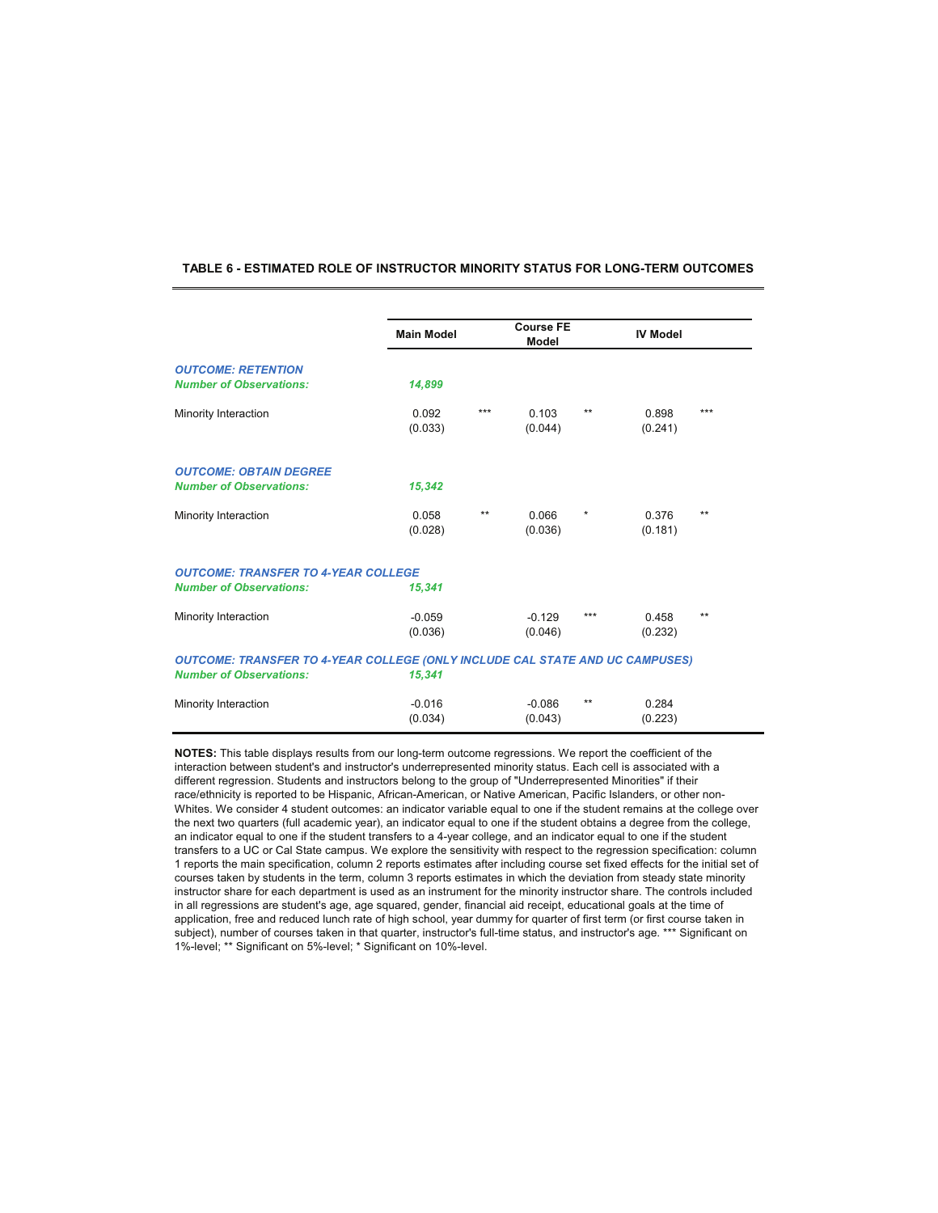**TABLE 6 - ESTIMATED ROLE OF INSTRUCTOR MINORITY STATUS FOR LONG-TERM OUTCOMES**

| | Main Model | | Course FE Model | | IV Model | |
|---|---|---|---|---|---|---|
| ***OUTCOME: RETENTION*** | | | | | | |
| ***Number of Observations:*** | ***14,899*** | | | | | |
| Minority Interaction | 0.092 | *** | 0.103 | ** | 0.898 | *** |
| | (0.033) | | (0.044) | | (0.241) | |
| ***OUTCOME: OBTAIN DEGREE*** | | | | | | |
| ***Number of Observations:*** | ***15,342*** | | | | | |
| Minority Interaction | 0.058 | ** | 0.066 | * | 0.376 | ** |
| | (0.028) | | (0.036) | | (0.181) | |
| ***OUTCOME: TRANSFER TO 4-YEAR COLLEGE*** | | | | | | |
| ***Number of Observations:*** | ***15,341*** | | | | | |
| Minority Interaction | -0.059 | | -0.129 | *** | 0.458 | ** |
| | (0.036) | | (0.046) | | (0.232) | |
| ***OUTCOME: TRANSFER TO 4-YEAR COLLEGE (ONLY INCLUDE CAL STATE AND UC CAMPUSES)*** | | | | | | |
| ***Number of Observations:*** | ***15,341*** | | | | | |
| Minority Interaction | -0.016 | | -0.086 | ** | 0.284 | |
| | (0.034) | | (0.043) | | (0.223) | |

**NOTES:** This table displays results from our long-term outcome regressions. We report the coefficient of the interaction between student's and instructor's underrepresented minority status. Each cell is associated with a different regression. Students and instructors belong to the group of "Underrepresented Minorities" if their race/ethnicity is reported to be Hispanic, African-American, or Native American, Pacific Islanders, or other non-Whites. We consider 4 student outcomes: an indicator variable equal to one if the student remains at the college over the next two quarters (full academic year), an indicator equal to one if the student obtains a degree from the college, an indicator equal to one if the student transfers to a 4-year college, and an indicator equal to one if the student transfers to a UC or Cal State campus. We explore the sensitivity with respect to the regression specification: column 1 reports the main specification, column 2 reports estimates after including course set fixed effects for the initial set of courses taken by students in the term, column 3 reports estimates in which the deviation from steady state minority instructor share for each department is used as an instrument for the minority instructor share. The controls included in all regressions are student's age, age squared, gender, financial aid receipt, educational goals at the time of application, free and reduced lunch rate of high school, year dummy for quarter of first term (or first course taken in subject), number of courses taken in that quarter, instructor's full-time status, and instructor's age. *** Significant on 1%-level; ** Significant on 5%-level; * Significant on 10%-level.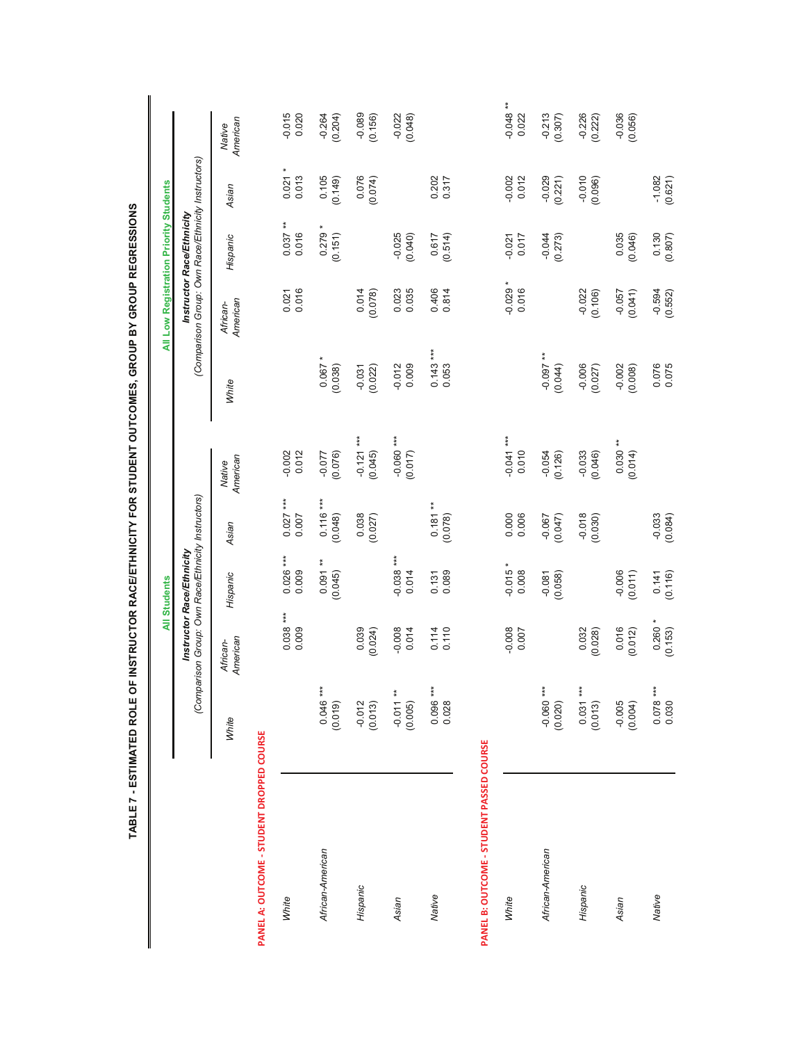# TABLE 7 - ESTIMATED ROLE OF INSTRUCTOR RACE/ETHNICITY FOR STUDENT OUTCOMES, GROUP BY GROUP REGRESSIONS

| | All Students | | | | | All Low Registration Priority Students | | | | |
|---|---|---|---|---|---|---|---|---|---|---|
| | ***Instructor Race/Ethnicity*** *(Comparison Group: Own Race/Ethnicity Instructors)* | | | | | ***Instructor Race/Ethnicity*** *(Comparison Group: Own Race/Ethnicity Instructors)* | | | | |
| | *White* | *African-American* | *Hispanic* | *Asian* | *Native American* | *White* | *African-American* | *Hispanic* | *Asian* | *Native American* |
| **PANEL A: OUTCOME - STUDENT DROPPED COURSE** | | | | | | | | | | |
| *White* | | 0.038 *** | 0.026 *** | 0.027 *** | -0.002 | | 0.021 | 0.037 ** | 0.021 * | -0.015 |
| | | 0.009 | 0.009 | 0.007 | 0.012 | | 0.016 | 0.016 | 0.013 | 0.020 |
| *African-American* | 0.046 *** | | 0.091 ** | 0.116 *** | -0.077 | 0.067 * | | 0.279 * | 0.105 | -0.264 |
| | (0.019) | | (0.045) | (0.048) | (0.076) | (0.038) | | (0.151) | (0.149) | (0.204) |
| *Hispanic* | -0.012 | 0.039 | | 0.038 | -0.121 *** | -0.031 | 0.014 | | 0.076 | -0.089 |
| | (0.013) | (0.024) | | (0.027) | (0.045) | (0.022) | (0.078) | | (0.074) | (0.156) |
| *Asian* | -0.011 ** | -0.008 | -0.038 *** | | -0.060 *** | -0.012 | 0.023 | -0.025 | | -0.022 |
| | (0.005) | 0.014 | 0.014 | | (0.017) | 0.009 | 0.035 | (0.040) | | (0.048) |
| *Native* | 0.096 *** | 0.114 | 0.131 | 0.181 ** | | 0.143 *** | 0.406 | 0.617 | 0.202 | |
| | 0.028 | 0.110 | 0.089 | (0.078) | | 0.053 | 0.814 | (0.514) | 0.317 | |
| **PANEL B: OUTCOME - STUDENT PASSED COURSE** | | | | | | | | | | |
| *White* | | -0.008 | -0.015 * | 0.000 | -0.041 *** | | -0.029 * | -0.021 | -0.002 | -0.048 ** |
| | | 0.007 | 0.008 | 0.006 | 0.010 | | 0.016 | 0.017 | 0.012 | 0.022 |
| *African-American* | -0.060 *** | | -0.081 | -0.067 | -0.054 | -0.097 ** | | -0.044 | -0.029 | -0.213 |
| | (0.020) | | (0.058) | (0.047) | (0.126) | (0.044) | | (0.273) | (0.221) | (0.307) |
| *Hispanic* | 0.031 *** | 0.032 | | -0.018 | -0.033 | -0.006 | -0.022 | | -0.010 | -0.226 |
| | (0.013) | (0.028) | | (0.030) | (0.046) | (0.027) | (0.106) | | (0.096) | (0.222) |
| *Asian* | -0.005 | 0.016 | -0.006 | | 0.030 ** | -0.002 | -0.057 | 0.035 | | -0.036 |
| | (0.004) | (0.012) | (0.011) | | (0.014) | (0.008) | (0.041) | (0.046) | | (0.056) |
| *Native* | 0.078 *** | 0.260 * | 0.141 | -0.033 | | 0.076 | -0.594 | 0.130 | -1.082 | |
| | 0.030 | (0.153) | (0.116) | (0.084) | | 0.075 | (0.552) | (0.807) | (0.621) | |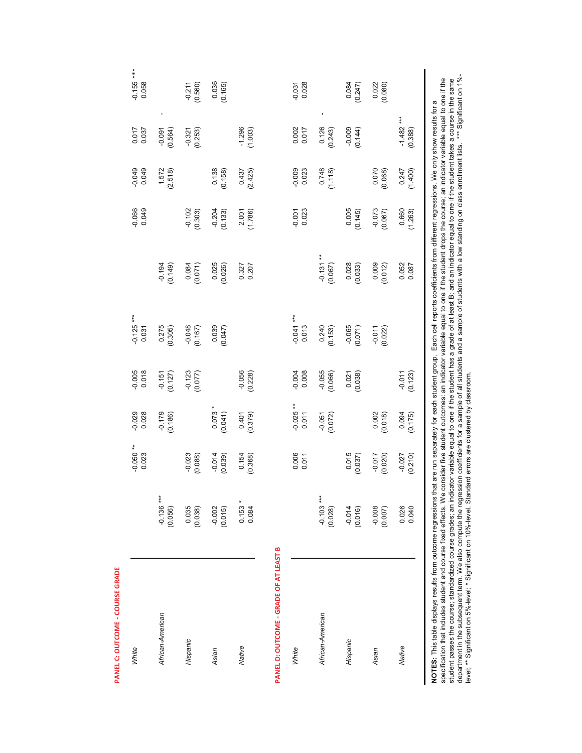**PANEL C: OUTCOME - COURSE GRADE**

| | | | | | | | | | | |
|---|---|---|---|---|---|---|---|---|---|---|
| *White* | | -0.050 ** | -0.029 | -0.005 | -0.125 *** | | -0.066 | -0.049 | 0.017 | -0.155 *** |
| | | 0.023 | 0.028 | 0.018 | 0.031 | | 0.049 | 0.049 | 0.037 | 0.058 |
| *African-American* | -0.136 *** | | -0.179 | -0.151 | 0.275 | -0.194 | | 1.572 | -0.091 | - |
| | (0.056) | | (0.186) | (0.127) | (0.305) | (0.149) | | (2.518) | (0.564) | |
| *Hispanic* | 0.035 | -0.023 | | -0.123 | -0.048 | 0.084 | -0.102 | | -0.321 | -0.211 |
| | (0.038) | (0.088) | | (0.077) | (0.167) | (0.071) | (0.303) | | (0.253) | (0.560) |
| *Asian* | -0.002 | -0.014 | 0.073 * | | 0.039 | 0.025 | -0.204 | 0.138 | | 0.036 |
| | (0.015) | (0.039) | (0.041) | | (0.047) | (0.026) | (0.133) | (0.158) | | (0.165) |
| *Native* | 0.153 * | 0.154 | 0.401 | -0.056 | | 0.327 | 2.001 | 0.437 | -1.296 | |
| | 0.084 | (0.368) | (0.379) | (0.228) | | 0.207 | (1.786) | (2.425) | (1.003) | |

**PANEL D: OUTCOME - GRADE OF AT LEAST B**

| | | | | | | | | | | |
|---|---|---|---|---|---|---|---|---|---|---|
| *White* | | 0.006 | -0.025 ** | -0.004 | -0.041 *** | | -0.001 | -0.009 | 0.002 | -0.031 |
| | | 0.011 | 0.011 | 0.008 | 0.013 | | 0.023 | 0.023 | 0.017 | 0.028 |
| *African-American* | -0.103 *** | | -0.051 | -0.055 | 0.240 | -0.131 ** | | 0.748 | 0.126 | - |
| | (0.028) | | (0.072) | (0.066) | (0.153) | (0.067) | | (1.118) | (0.243) | |
| *Hispanic* | -0.014 | 0.015 | | 0.021 | -0.065 | 0.028 | 0.005 | | -0.009 | 0.084 |
| | (0.016) | (0.037) | | (0.038) | (0.071) | (0.033) | (0.145) | | (0.144) | (0.247) |
| *Asian* | -0.008 | -0.017 | 0.002 | | -0.011 | 0.009 | -0.073 | 0.070 | | 0.022 |
| | (0.007) | (0.020) | (0.018) | | (0.022) | (0.012) | (0.067) | (0.068) | | (0.080) |
| *Native* | 0.026 | -0.027 | 0.094 | -0.011 | | 0.052 | 0.660 | 0.247 | -1.482 *** | |
| | 0.040 | (0.210) | (0.175) | (0.123) | | 0.087 | (1.263) | (1.400) | (0.388) | |

**NOTES:** This table displays results from outcome regressions that are run separately for each student group. Each cell reports coefficients from different regressions. We only show results for a specification that includes student and course fixed effects. We consider five student outcomes: an indicator variable equal to one if the student drops the course; an indicator variable equal to one if the student passes the course; standardized course grades; an indicator variable equal to one if the student has a grade of at least B; and an indicator equal to one if the student takes a course in the same department in the subsequent term. We also compute the regression coefficients for a sample of all students and a sample of students with a low standing on class enrollment lists. *** Significant on 1%-level; ** Significant on 5%-level; * Significant on 10%-level. Standard errors are clustered by classroom.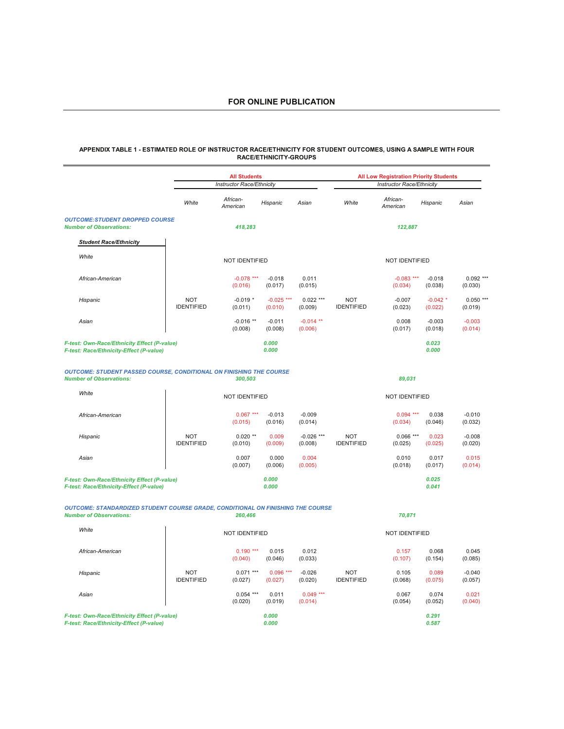**FOR ONLINE PUBLICATION**

### APPENDIX TABLE 1 - ESTIMATED ROLE OF INSTRUCTOR RACE/ETHNICITY FOR STUDENT OUTCOMES, USING A SAMPLE WITH FOUR RACE/ETHNICITY-GROUPS

| | All Students | | | | All Low Registration Priority Students | | | |
|---|---|---|---|---|---|---|---|---|
| | *Instructor Race/Ethnicity* | | | | *Instructor Race/Ethnicity* | | | |
| | *White* | *African-American* | *Hispanic* | *Asian* | *White* | *African-American* | *Hispanic* | *Asian* |
| ***OUTCOME: STUDENT DROPPED COURSE*** | | | | | | | | |
| ***Number of Observations:*** | | *418,283* | | | | *122,887* | | |
| ***Student Race/Ethnicity*** | | | | | | | | |
| *White* | | NOT IDENTIFIED | | | | NOT IDENTIFIED | | |
| *African-American* | | -0.078 *** (0.016) | -0.018 (0.017) | 0.011 (0.015) | | -0.083 *** (0.034) | -0.018 (0.038) | 0.092 *** (0.030) |
| *Hispanic* | NOT IDENTIFIED | -0.019 * (0.011) | -0.025 *** (0.010) | 0.022 *** (0.009) | NOT IDENTIFIED | -0.007 (0.023) | -0.042 * (0.022) | 0.050 *** (0.019) |
| *Asian* | | -0.016 ** (0.008) | -0.011 (0.008) | -0.014 ** (0.006) | | 0.008 (0.017) | -0.003 (0.018) | -0.003 (0.014) |
| ***F-test: Own-Race/Ethnicity Effect (P-value)*** | | | *0.000* | | | | *0.023* | |
| ***F-test: Race/Ethnicity-Effect (P-value)*** | | | *0.000* | | | | *0.000* | |
| ***OUTCOME: STUDENT PASSED COURSE, CONDITIONAL ON FINISHING THE COURSE*** | | | | | | | | |
| ***Number of Observations:*** | | *300,503* | | | | *89,031* | | |
| *White* | | NOT IDENTIFIED | | | | NOT IDENTIFIED | | |
| *African-American* | | 0.067 *** (0.015) | -0.013 (0.016) | -0.009 (0.014) | | 0.094 *** (0.034) | 0.038 (0.046) | -0.010 (0.032) |
| *Hispanic* | NOT IDENTIFIED | 0.020 ** (0.010) | 0.009 (0.009) | -0.026 *** (0.008) | NOT IDENTIFIED | 0.066 *** (0.025) | 0.023 (0.025) | -0.008 (0.020) |
| *Asian* | | 0.007 (0.007) | 0.000 (0.006) | 0.004 (0.005) | | 0.010 (0.018) | 0.017 (0.017) | 0.015 (0.014) |
| ***F-test: Own-Race/Ethnicity Effect (P-value)*** | | | *0.000* | | | | *0.025* | |
| ***F-test: Race/Ethnicity-Effect (P-value)*** | | | *0.000* | | | | *0.041* | |
| ***OUTCOME: STANDARDIZED STUDENT COURSE GRADE, CONDITIONAL ON FINISHING THE COURSE*** | | | | | | | | |
| ***Number of Observations:*** | | *260,466* | | | | *70,871* | | |
| *White* | | NOT IDENTIFIED | | | | NOT IDENTIFIED | | |
| *African-American* | | 0.190 *** (0.040) | 0.015 (0.046) | 0.012 (0.033) | | 0.157 (0.107) | 0.068 (0.154) | 0.045 (0.085) |
| *Hispanic* | NOT IDENTIFIED | 0.071 *** (0.027) | 0.096 *** (0.027) | -0.026 (0.020) | NOT IDENTIFIED | 0.105 (0.068) | 0.089 (0.075) | -0.040 (0.057) |
| *Asian* | | 0.054 *** (0.020) | 0.011 (0.019) | 0.049 *** (0.014) | | 0.067 (0.054) | 0.074 (0.052) | 0.021 (0.040) |
| ***F-test: Own-Race/Ethnicity Effect (P-value)*** | | | *0.000* | | | | *0.291* | |
| ***F-test: Race/Ethnicity-Effect (P-value)*** | | | *0.000* | | | | *0.587* | |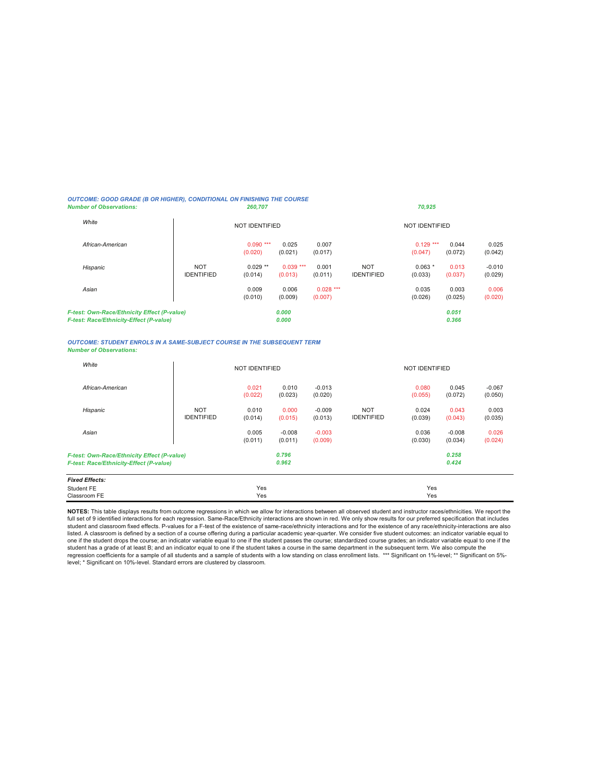***OUTCOME: GOOD GRADE (B OR HIGHER), CONDITIONAL ON FINISHING THE COURSE***

| | | | | | | | |
|---|---|---|---|---|---|---|---|
| ***Number of Observations:*** | | ***260,707*** | | | | ***70,925*** | |
| *White* | NOT IDENTIFIED | | | NOT IDENTIFIED | | | |
| *African-American* | | 0.090 *** (0.020) | 0.025 (0.021) | 0.007 (0.017) | | 0.129 *** (0.047) | 0.044 (0.072) | 0.025 (0.042) |
| *Hispanic* | NOT IDENTIFIED | 0.029 ** (0.014) | 0.039 *** (0.013) | 0.001 (0.011) | NOT IDENTIFIED | 0.063 * (0.033) | 0.013 (0.037) | -0.010 (0.029) |
| *Asian* | | 0.009 (0.010) | 0.006 (0.009) | 0.028 *** (0.007) | | 0.035 (0.026) | 0.003 (0.025) | 0.006 (0.020) |
| ***F-test: Own-Race/Ethnicity Effect (P-value)*** | | | ***0.000*** | | | | ***0.051*** | |
| ***F-test: Race/Ethnicity-Effect (P-value)*** | | | ***0.000*** | | | | ***0.366*** | |

***OUTCOME: STUDENT ENROLS IN A SAME-SUBJECT COURSE IN THE SUBSEQUENT TERM***

| | | | | | | | | |
|---|---|---|---|---|---|---|---|---|
| ***Number of Observations:*** | | | | | | | | |
| *White* | NOT IDENTIFIED | | | | NOT IDENTIFIED | | | |
| *African-American* | | 0.021 (0.022) | 0.010 (0.023) | -0.013 (0.020) | | 0.080 (0.055) | 0.045 (0.072) | -0.067 (0.050) |
| *Hispanic* | NOT IDENTIFIED | 0.010 (0.014) | 0.000 (0.015) | -0.009 (0.013) | NOT IDENTIFIED | 0.024 (0.039) | 0.043 (0.043) | 0.003 (0.035) |
| *Asian* | | 0.005 (0.011) | -0.008 (0.011) | -0.003 (0.009) | | 0.036 (0.030) | -0.008 (0.034) | 0.026 (0.024) |
| ***F-test: Own-Race/Ethnicity Effect (P-value)*** | | | ***0.796*** | | | | ***0.258*** | |
| ***F-test: Race/Ethnicity-Effect (P-value)*** | | | ***0.962*** | | | | ***0.424*** | |
| ***Fixed Effects:*** | | | | | | | | |
| Student FE | | | Yes | | | | Yes | |
| Classroom FE | | | Yes | | | | Yes | |

**NOTES:** This table displays results from outcome regressions in which we allow for interactions between all observed student and instructor races/ethnicities. We report the full set of 9 identified interactions for each regression. Same-Race/Ethnicity interactions are shown in red. We only show results for our preferred specification that includes student and classroom fixed effects. P-values for a F-test of the existence of same-race/ethnicity interactions and for the existence of any race/ethnicity-interactions are also listed. A classroom is defined by a section of a course offering during a particular academic year-quarter. We consider five student outcomes: an indicator variable equal to one if the student drops the course; an indicator variable equal to one if the student passes the course; standardized course grades; an indicator variable equal to one if the student has a grade of at least B; and an indicator equal to one if the student takes a course in the same department in the subsequent term. We also compute the regression coefficients for a sample of all students and a sample of students with a low standing on class enrollment lists. *** Significant on 1%-level; ** Significant on 5%-level; * Significant on 10%-level. Standard errors are clustered by classroom.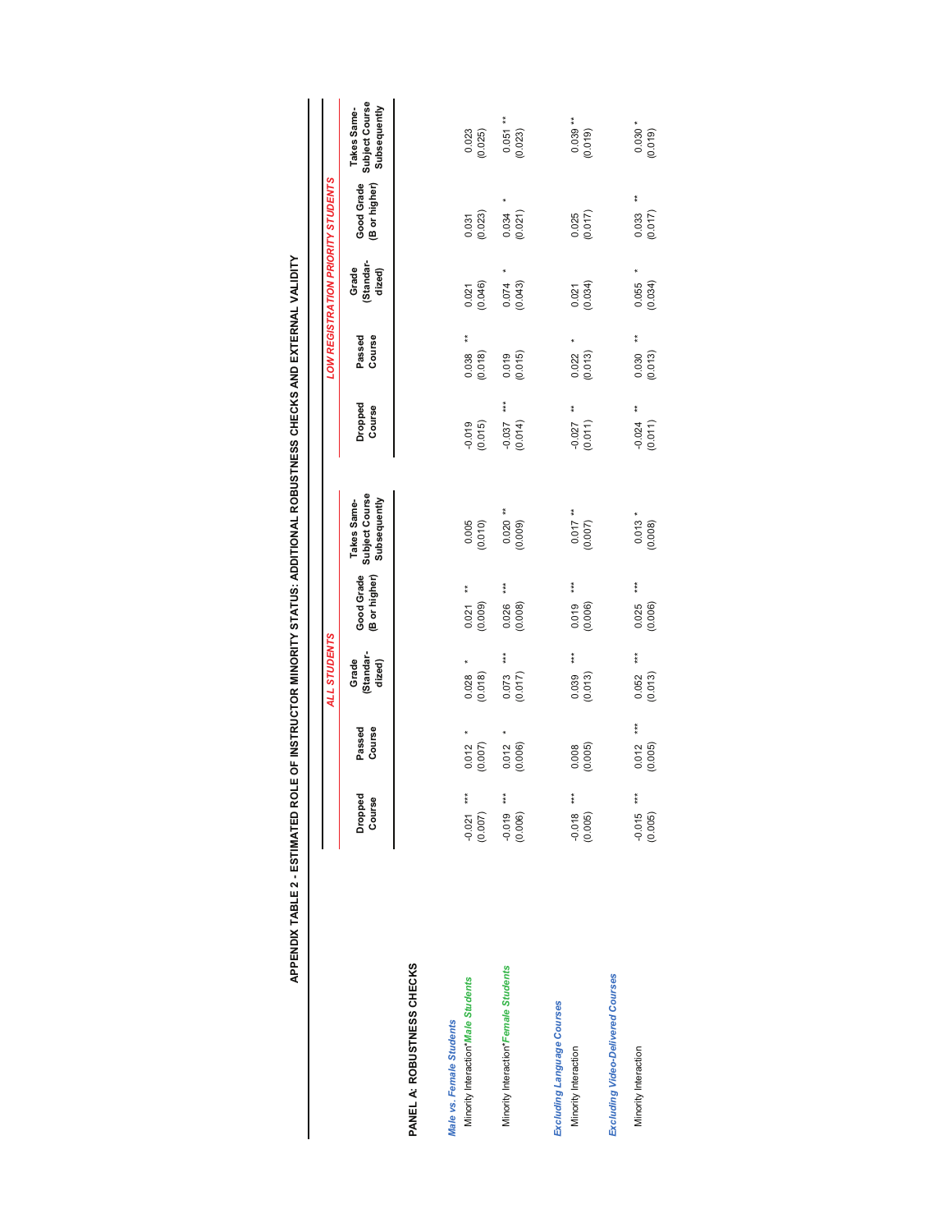# APPENDIX TABLE 2 - ESTIMATED ROLE OF INSTRUCTOR MINORITY STATUS: ADDITIONAL ROBUSTNESS CHECKS AND EXTERNAL VALIDITY

| | ALL STUDENTS | | | | | LOW REGISTRATION PRIORITY STUDENTS | | | | |
|---|---|---|---|---|---|---|---|---|---|---|
| | Dropped Course | Passed Course | Grade (Standardized) | Good Grade (B or higher) | Takes Same-Subject Course Subsequently | Dropped Course | Passed Course | Grade (Standardized) | Good Grade (B or higher) | Takes Same-Subject Course Subsequently |
| **PANEL A: ROBUSTNESS CHECKS** | | | | | | | | | | |
| ***Male vs. Female Students*** | | | | | | | | | | |
| Minority Interaction*Male Students | -0.021 *** | 0.012 * | 0.028 * | 0.021 ** | 0.005 | -0.019 | 0.038 ** | 0.021 | 0.031 | 0.023 |
| | (0.007) | (0.007) | (0.018) | (0.009) | (0.010) | (0.015) | (0.018) | (0.046) | (0.023) | (0.025) |
| Minority Interaction*Female Students | -0.019 *** | 0.012 * | 0.073 *** | 0.026 *** | 0.020 ** | -0.037 *** | 0.019 | 0.074 * | 0.034 * | 0.051 ** |
| | (0.006) | (0.006) | (0.017) | (0.008) | (0.009) | (0.014) | (0.015) | (0.043) | (0.021) | (0.023) |
| ***Excluding Language Courses*** | | | | | | | | | | |
| Minority Interaction | -0.018 *** | 0.008 | 0.039 *** | 0.019 *** | 0.017 ** | -0.027 ** | 0.022 * | 0.021 | 0.025 | 0.039 ** |
| | (0.005) | (0.005) | (0.013) | (0.006) | (0.007) | (0.011) | (0.013) | (0.034) | (0.017) | (0.019) |
| ***Excluding Video-Delivered Courses*** | | | | | | | | | | |
| Minority Interaction | -0.015 *** | 0.012 *** | 0.052 *** | 0.025 *** | 0.013 * | -0.024 ** | 0.030 ** | 0.055 * | 0.033 ** | 0.030 * |
| | (0.005) | (0.005) | (0.013) | (0.006) | (0.008) | (0.011) | (0.013) | (0.034) | (0.017) | (0.019) |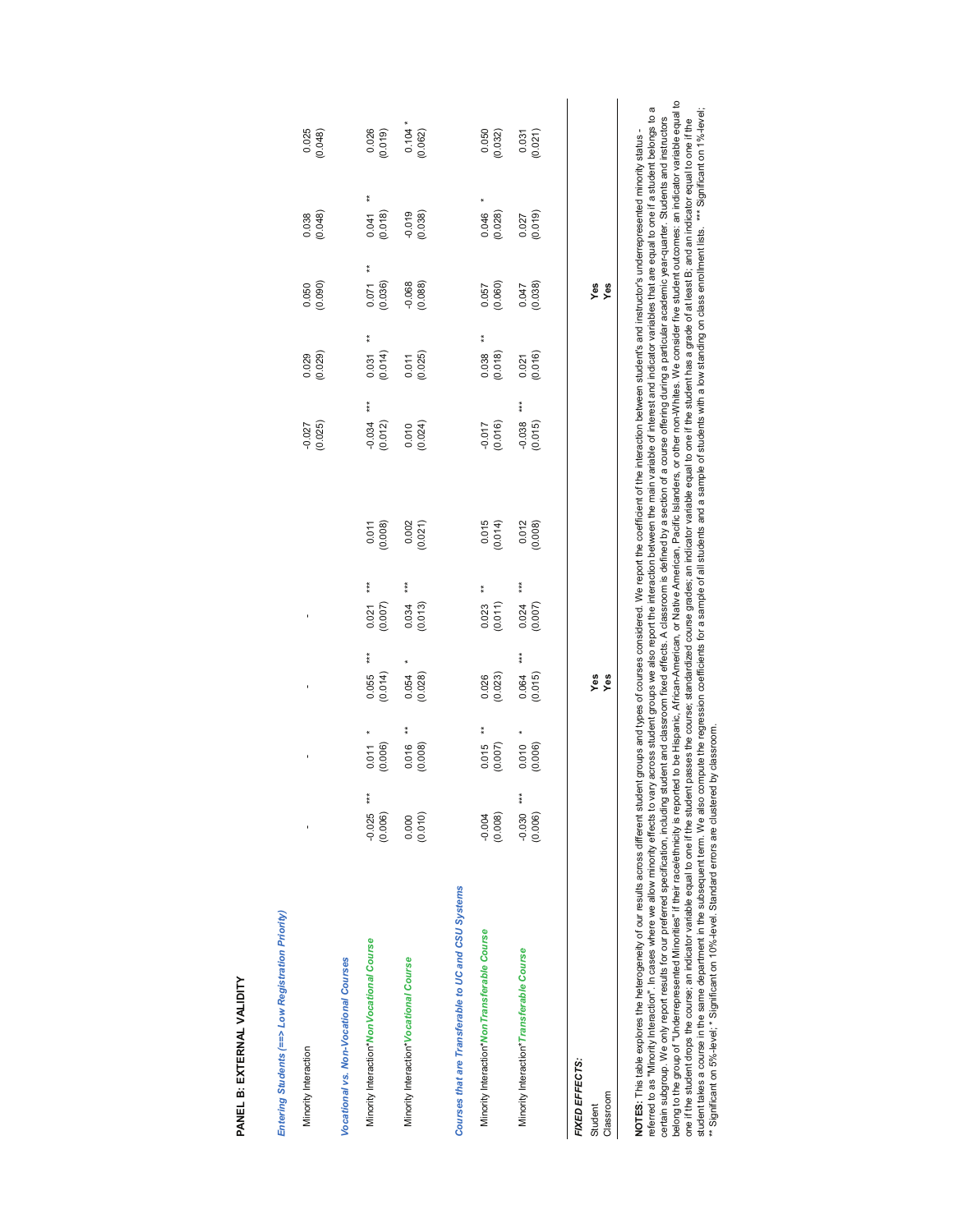**PANEL B: EXTERNAL VALIDITY**

| | | | | | | | | | | |
|---|---|---|---|---|---|---|---|---|---|---|
| ***Entering Students (==> Low Registration Priority)*** | | | | | | | | | | |
| Minority Interaction | - | - | - | - | | -0.027 | 0.029 | 0.050 | 0.038 | 0.025 |
| | | | | | | (0.025) | (0.029) | (0.090) | (0.048) | (0.048) |
| ***Vocational vs. Non-Vocational Courses*** | | | | | | | | | | |
| Minority Interaction*NonVocational Course | -0.025 *** | 0.011 * | 0.055 *** | 0.021 *** | 0.011 | -0.034 *** | 0.031 ** | 0.071 ** | 0.041 ** | 0.026 |
| | (0.006) | (0.006) | (0.014) | (0.007) | (0.008) | (0.012) | (0.014) | (0.036) | (0.018) | (0.019) |
| Minority Interaction*Vocational Course | 0.000 | 0.016 ** | 0.054 * | 0.034 *** | 0.002 | 0.010 | 0.011 | -0.068 | -0.019 | 0.104 * |
| | (0.010) | (0.008) | (0.028) | (0.013) | (0.021) | (0.024) | (0.025) | (0.088) | (0.038) | (0.062) |
| ***Courses that are Transferable to UC and CSU Systems*** | | | | | | | | | | |
| Minority Interaction*NonTransferable Course | -0.004 | 0.015 ** | 0.026 | 0.023 ** | 0.015 | -0.017 | 0.038 ** | 0.057 | 0.046 * | 0.050 |
| | (0.008) | (0.007) | (0.023) | (0.011) | (0.014) | (0.016) | (0.018) | (0.060) | (0.028) | (0.032) |
| Minority Interaction*Transferable Course | -0.030 *** | 0.010 * | 0.064 *** | 0.024 *** | 0.012 | -0.038 *** | 0.021 | 0.047 | 0.027 | 0.031 |
| | (0.006) | (0.006) | (0.015) | (0.007) | (0.008) | (0.015) | (0.016) | (0.038) | (0.019) | (0.021) |
| ***FIXED EFFECTS:*** | | | | | | | | | | |
| Student | | | Yes | | | | | Yes | | |
| Classroom | | | Yes | | | | | Yes | | |

**NOTES:** This table explores the heterogeneity of our results across different student groups and types of courses considered. We report the coefficient of the interaction between student's and instructor's underrepresented minority status - referred to as "Minority Interaction". In cases where we allow minority effects to vary across student groups we also report the interaction between the main variable of interest and indicator variables that are equal to one if a student belongs to a certain subgroup. We only report results for our preferred specification, including student and classroom fixed effects. A classroom is defined by a section of a course offering during a particular academic year-quarter. Students and instructors belong to the group of "Underrepresented Minorities" if their race/ethnicity is reported to be Hispanic, African-American, or Native American, Pacific Islanders, or other non-Whites. We consider five student outcomes: an indicator variable equal to one if the student drops the course; an indicator variable equal to one if the student passes the course; standardized course grades; an indicator variable equal to one if the student has a grade of at least B; and an indicator equal to one if the student takes a course in the same department in the subsequent term. We also compute the regression coefficients for a sample of all students and a sample of students with a low standing on class enrollment lists. *** Significant on 1%-level; ** Significant on 5%-level; * Significant on 10%-level. Standard errors are clustered by classroom.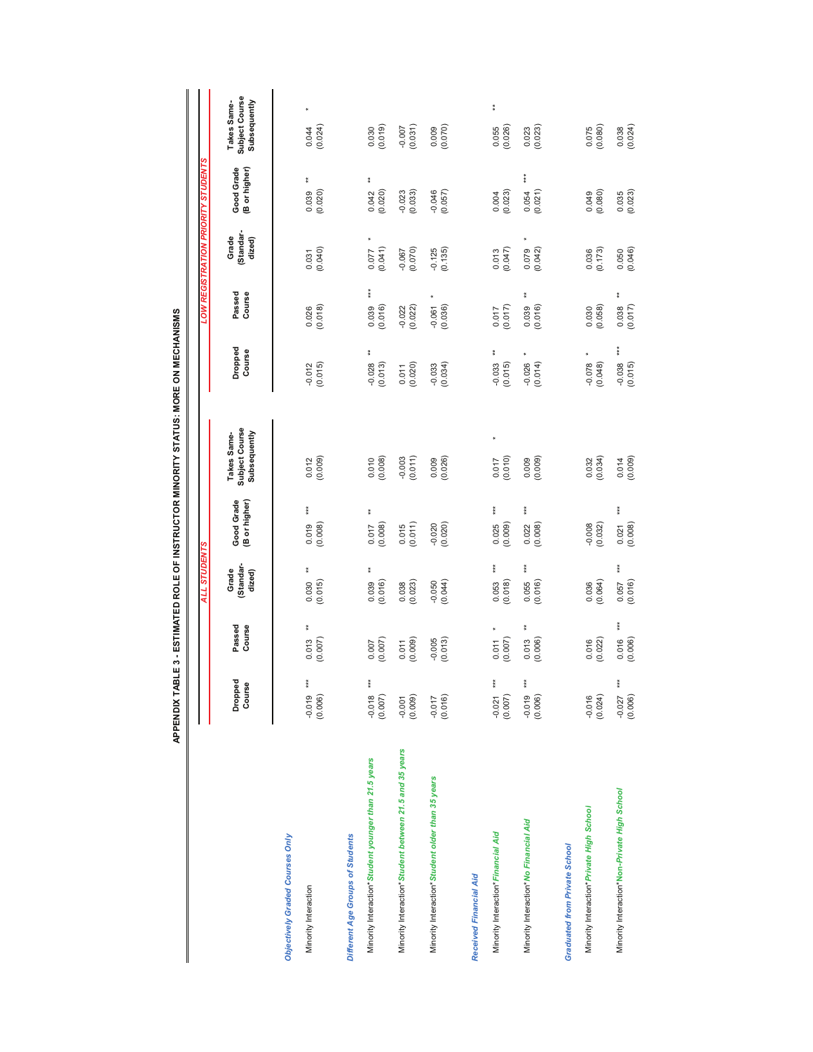# APPENDIX TABLE 3 - ESTIMATED ROLE OF INSTRUCTOR MINORITY STATUS: MORE ON MECHANISMS

| | ALL STUDENTS | | | | | LOW REGISTRATION PRIORITY STUDENTS | | | | |
|---|---|---|---|---|---|---|---|---|---|---|
| | Dropped Course | Passed Course | Grade (Standardized) | Good Grade (B or higher) | Takes Same-Subject Course Subsequently | Dropped Course | Passed Course | Grade (Standardized) | Good Grade (B or higher) | Takes Same-Subject Course Subsequently |
| ***Objectively Graded Courses Only*** | | | | | | | | | | |
| Minority Interaction | -0.019 *** | 0.013 ** | 0.030 ** | 0.019 *** | 0.012 | -0.012 | 0.026 | 0.031 | 0.039 ** | 0.044 * |
| | (0.006) | (0.007) | (0.015) | (0.008) | (0.009) | (0.015) | (0.018) | (0.040) | (0.020) | (0.024) |
| ***Different Age Groups of Students*** | | | | | | | | | | |
| Minority Interaction**Student younger than 21.5 years* | -0.018 *** | 0.007 | 0.039 ** | 0.017 ** | 0.010 | -0.028 ** | 0.039 *** | 0.077 * | 0.042 ** | 0.030 |
| | (0.007) | (0.007) | (0.016) | (0.008) | (0.008) | (0.013) | (0.016) | (0.041) | (0.020) | (0.019) |
| Minority Interaction**Student between 21.5 and 35 years* | -0.001 | 0.011 | 0.038 | 0.015 | -0.003 | 0.011 | -0.022 | -0.067 | -0.023 | -0.007 |
| | (0.009) | (0.009) | (0.023) | (0.011) | (0.011) | (0.020) | (0.022) | (0.070) | (0.033) | (0.031) |
| Minority Interaction**Student older than 35 years* | -0.017 | -0.005 | -0.050 | -0.020 | 0.009 | -0.033 | -0.061 * | -0.125 | -0.046 | 0.009 |
| | (0.016) | (0.013) | (0.044) | (0.020) | (0.026) | (0.034) | (0.036) | (0.135) | (0.057) | (0.070) |
| ***Received Financial Aid*** | | | | | | | | | | |
| Minority Interaction**Financial Aid* | -0.021 *** | 0.011 * | 0.053 *** | 0.025 *** | 0.017 * | -0.033 ** | 0.017 | 0.013 | 0.004 | 0.055 ** |
| | (0.007) | (0.007) | (0.018) | (0.009) | (0.010) | (0.015) | (0.017) | (0.047) | (0.023) | (0.026) |
| Minority Interaction**No Financial Aid* | -0.019 *** | 0.013 ** | 0.055 *** | 0.022 *** | 0.009 | -0.026 * | 0.039 ** | 0.079 * | 0.054 *** | 0.023 |
| | (0.006) | (0.006) | (0.016) | (0.008) | (0.009) | (0.014) | (0.016) | (0.042) | (0.021) | (0.023) |
| ***Graduated from Private School*** | | | | | | | | | | |
| Minority Interaction**Private High School* | -0.016 | 0.016 | 0.036 | -0.008 | 0.032 | -0.078 * | 0.030 | 0.036 | 0.049 | 0.075 |
| | (0.024) | (0.022) | (0.064) | (0.032) | (0.034) | (0.048) | (0.058) | (0.173) | (0.080) | (0.080) |
| Minority Interaction**Non-Private High School* | -0.027 *** | 0.016 *** | 0.057 *** | 0.021 *** | 0.014 | -0.038 *** | 0.038 ** | 0.050 | 0.035 | 0.038 |
| | (0.006) | (0.006) | (0.016) | (0.008) | (0.009) | (0.015) | (0.017) | (0.046) | (0.023) | (0.024) |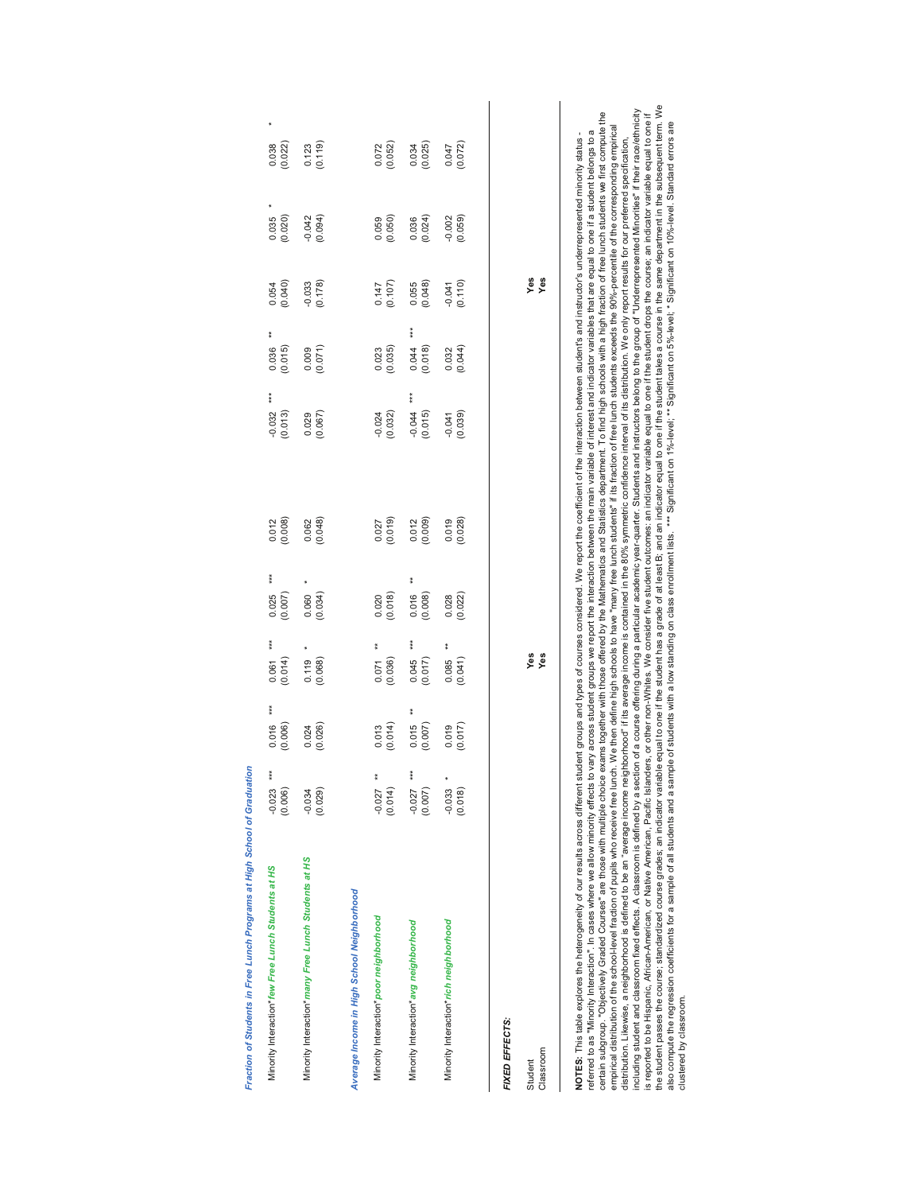| | (1) | (2) | (3) | (4) | (5) | (6) | (7) | (8) | (9) | (10) |
|---|---|---|---|---|---|---|---|---|---|---|
| ***Fraction of Students in Free Lunch Programs at High School of Graduation*** | | | | | | | | | | |
| Minority Interaction*few Free Lunch Students at HS | -0.023 *** | 0.016 *** | 0.061 *** | 0.025 *** | 0.012 | -0.032 *** | 0.036 ** | 0.054 | 0.035 * | 0.038 * |
| | (0.006) | (0.006) | (0.014) | (0.007) | (0.008) | (0.013) | (0.015) | (0.040) | (0.020) | (0.022) |
| Minority Interaction*many Free Lunch Students at HS | -0.034 | 0.024 | 0.119 * | 0.060 * | 0.062 | 0.029 | 0.009 | -0.033 | -0.042 | 0.123 |
| | (0.029) | (0.026) | (0.068) | (0.034) | (0.048) | (0.067) | (0.071) | (0.178) | (0.094) | (0.119) |
| ***Average Income in High School Neighborhood*** | | | | | | | | | | |
| Minority Interaction*poor neighborhood | -0.027 ** | 0.013 | 0.071 ** | 0.020 | 0.027 | -0.024 | 0.023 | 0.147 | 0.059 | 0.072 |
| | (0.014) | (0.014) | (0.036) | (0.018) | (0.019) | (0.032) | (0.035) | (0.107) | (0.050) | (0.052) |
| Minority Interaction*avg neighborhood | -0.027 *** | 0.015 ** | 0.045 *** | 0.016 ** | 0.012 | -0.044 *** | 0.044 *** | 0.055 | 0.036 | 0.034 |
| | (0.007) | (0.007) | (0.017) | (0.008) | (0.009) | (0.015) | (0.018) | (0.048) | (0.024) | (0.025) |
| Minority Interaction*rich neighborhood | -0.033 * | 0.019 | 0.085 ** | 0.028 | 0.019 | -0.041 | 0.032 | -0.041 | -0.002 | 0.047 |
| | (0.018) | (0.017) | (0.041) | (0.022) | (0.028) | (0.039) | (0.044) | (0.110) | (0.059) | (0.072) |
| ***FIXED EFFECTS:*** | | | | | | | | | | |
| Student | | | Yes | | | | | Yes | | |
| Classroom | | | Yes | | | | | Yes | | |

**NOTES:** This table explores the heterogeneity of our results across different student groups and types of courses considered. We report the coefficient of the interaction between student's and instructor's underrepresented minority status - referred to as "Minority Interaction". In cases where we allow minority effects to vary across student groups we report the interaction between the main variable of interest and indicator variables that are equal to one if a student belongs to a certain subgroup. "Objectively Graded Courses" are those with multiple choice exams together with those offered by the Mathematics and Statistics department. To find high schools with a high fraction of free lunch students we first compute the empirical distribution of the school-level fraction of pupils who receive free lunch. We then define high schools to have "many free lunch students" if its fraction of free lunch students exceeds the 90%-percentile of the corresponding empirical distribution. Likewise, a neighborhood is defined to be an "average income neighborhood" if its average income is contained in the 80% symmetric confidence interval of its distribution. We only report results for our preferred specification, including student and classroom fixed effects. A classroom is defined by a section of a course offering during a particular academic year-quarter. Students and instructors belong to the group of "Underrepresented Minorities" if their race/ethnicity is reported to be Hispanic, African-American, or Native American, Pacific Islanders, or other non-Whites. We consider five student outcomes: an indicator variable equal to one if the student drops the course; an indicator variable equal to one if the student passes the course; standardized course grades; an indicator variable equal to one if the student has a grade of at least B; and an indicator equal to one if the student takes a course in the same department in the subsequent term. We also compute the regression coefficients for a sample of all students and a sample of students with a low standing on class enrollment lists. *** Significant on 1%-level; ** Significant on 5%-level; * Significant on 10%-level. Standard errors are clustered by classroom.